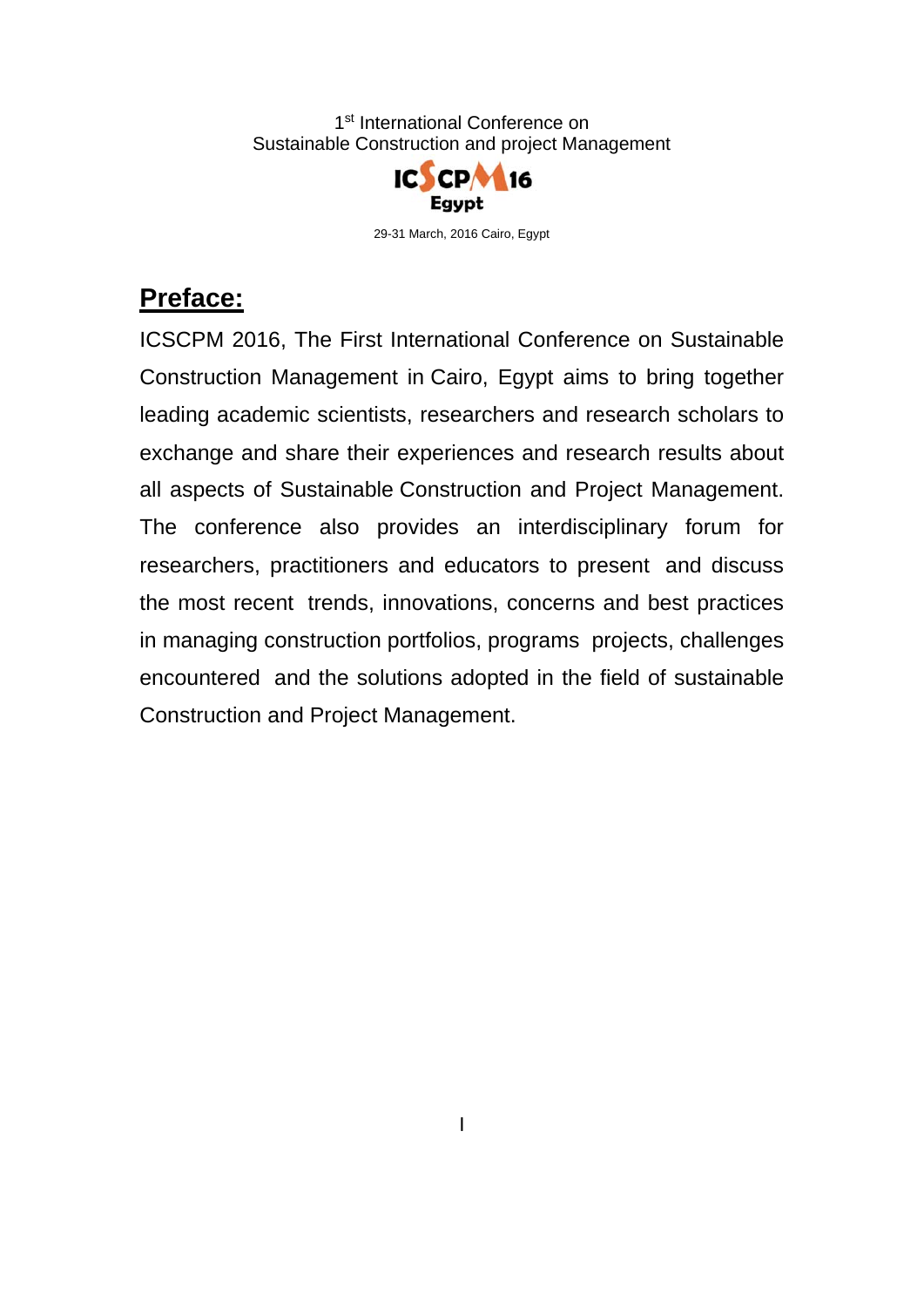1[st] International Conference on
Sustainable Construction and project Management

ICSCPM16
Egypt

29-31 March, 2016 Cairo, Egypt

## Preface:

ICSCPM 2016, The First International Conference on Sustainable Construction Management in Cairo, Egypt aims to bring together leading academic scientists, researchers and research scholars to exchange and share their experiences and research results about all aspects of Sustainable Construction and Project Management. The conference also provides an interdisciplinary forum for researchers, practitioners and educators to present and discuss the most recent trends, innovations, concerns and best practices in managing construction portfolios, programs projects, challenges encountered and the solutions adopted in the field of sustainable Construction and Project Management.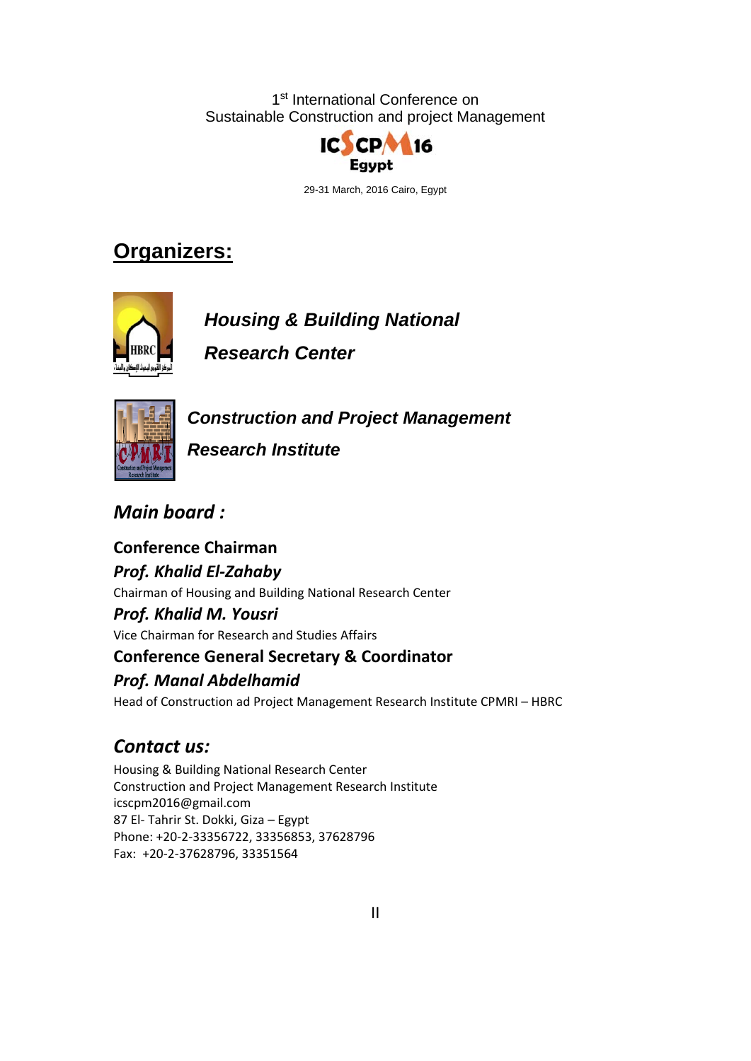1st International Conference on
Sustainable Construction and project Management

ICSCPM16
Egypt

29-31 March, 2016 Cairo, Egypt

## Organizers:

***Housing & Building National Research Center***

***Construction and Project Management Research Institute***

## *Main board :*

**Conference Chairman**

***Prof. Khalid El-Zahaby***

Chairman of Housing and Building National Research Center

***Prof. Khalid M. Yousri***

Vice Chairman for Research and Studies Affairs

**Conference General Secretary & Coordinator**

***Prof. Manal Abdelhamid***

Head of Construction ad Project Management Research Institute CPMRI – HBRC

## *Contact us:*

Housing & Building National Research Center
Construction and Project Management Research Institute
icscpm2016@gmail.com
87 El- Tahrir St. Dokki, Giza – Egypt
Phone: +20-2-33356722, 33356853, 37628796
Fax: +20-2-37628796, 33351564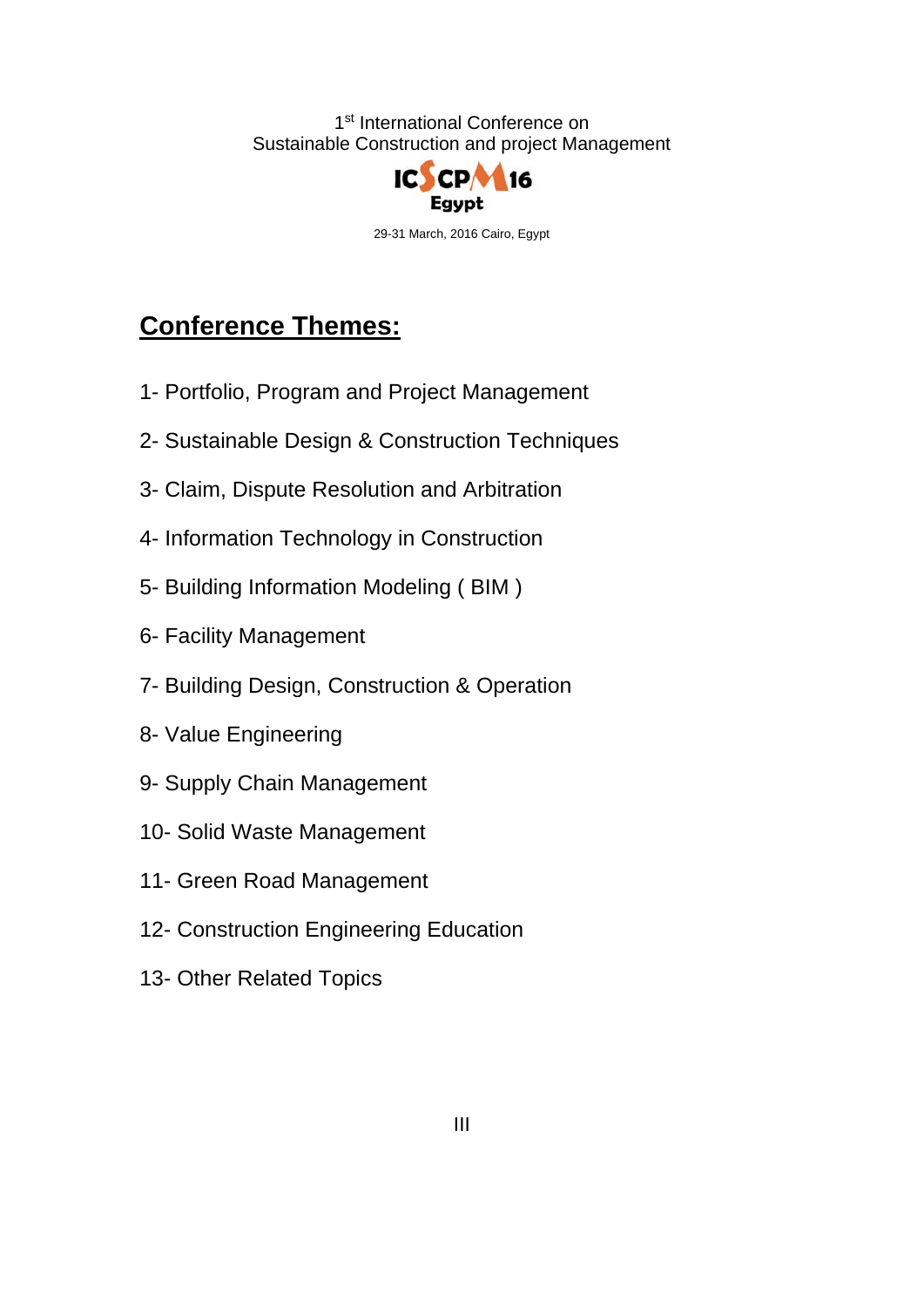1[st] International Conference on
Sustainable Construction and project Management

ICSCPM16
Egypt

29-31 March, 2016 Cairo, Egypt

## Conference Themes:

1- Portfolio, Program and Project Management

2- Sustainable Design & Construction Techniques

3- Claim, Dispute Resolution and Arbitration

4- Information Technology in Construction

5- Building Information Modeling ( BIM )

6- Facility Management

7- Building Design, Construction & Operation

8- Value Engineering

9- Supply Chain Management

10- Solid Waste Management

11- Green Road Management

12- Construction Engineering Education

13- Other Related Topics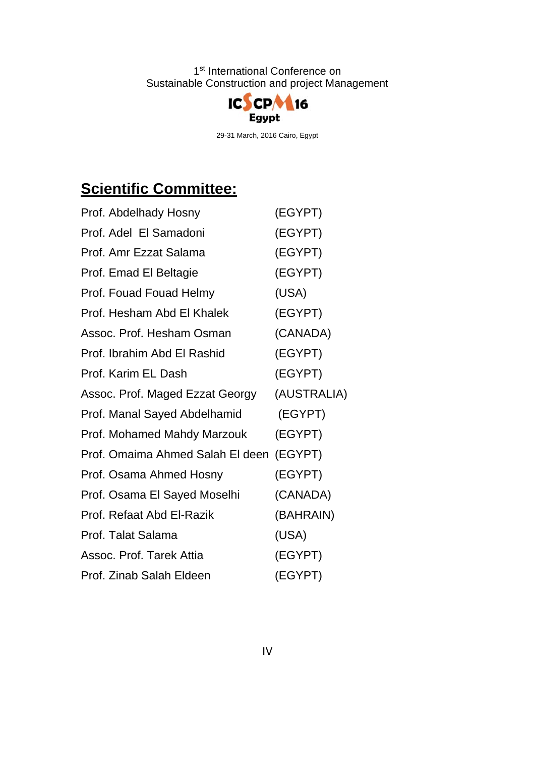## Scientific Committee:

| | |
|---|---|
| Prof. Abdelhady Hosny | (EGYPT) |
| Prof. Adel El Samadoni | (EGYPT) |
| Prof. Amr Ezzat Salama | (EGYPT) |
| Prof. Emad El Beltagie | (EGYPT) |
| Prof. Fouad Fouad Helmy | (USA) |
| Prof. Hesham Abd El Khalek | (EGYPT) |
| Assoc. Prof. Hesham Osman | (CANADA) |
| Prof. Ibrahim Abd El Rashid | (EGYPT) |
| Prof. Karim EL Dash | (EGYPT) |
| Assoc. Prof. Maged Ezzat Georgy | (AUSTRALIA) |
| Prof. Manal Sayed Abdelhamid | (EGYPT) |
| Prof. Mohamed Mahdy Marzouk | (EGYPT) |
| Prof. Omaima Ahmed Salah El deen | (EGYPT) |
| Prof. Osama Ahmed Hosny | (EGYPT) |
| Prof. Osama El Sayed Moselhi | (CANADA) |
| Prof. Refaat Abd El-Razik | (BAHRAIN) |
| Prof. Talat Salama | (USA) |
| Assoc. Prof. Tarek Attia | (EGYPT) |
| Prof. Zinab Salah Eldeen | (EGYPT) |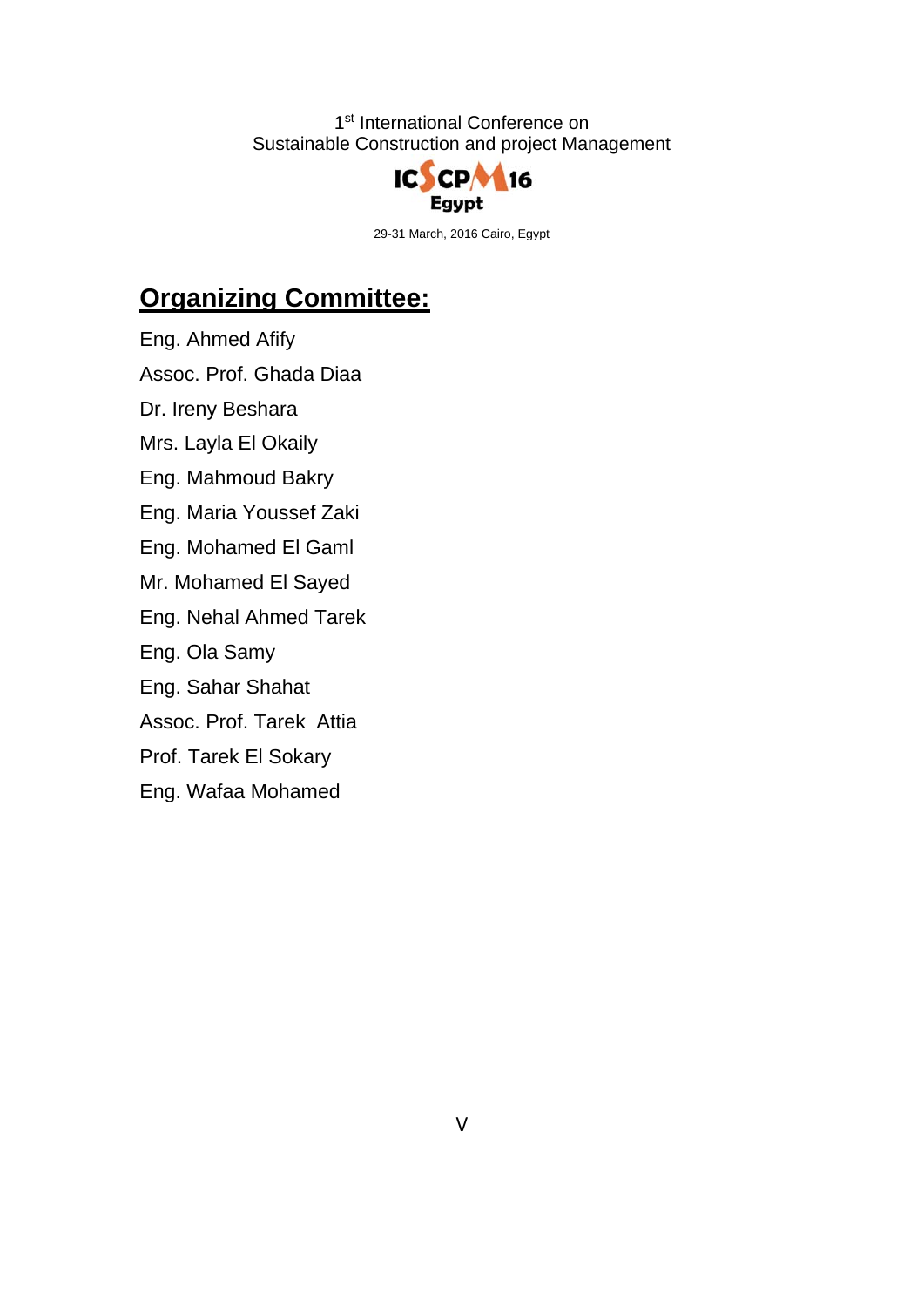## Organizing Committee:

Eng. Ahmed Afify

Assoc. Prof. Ghada Diaa

Dr. Ireny Beshara

Mrs. Layla El Okaily

Eng. Mahmoud Bakry

Eng. Maria Youssef Zaki

Eng. Mohamed El Gaml

Mr. Mohamed El Sayed

Eng. Nehal Ahmed Tarek

Eng. Ola Samy

Eng. Sahar Shahat

Assoc. Prof. Tarek Attia

Prof. Tarek El Sokary

Eng. Wafaa Mohamed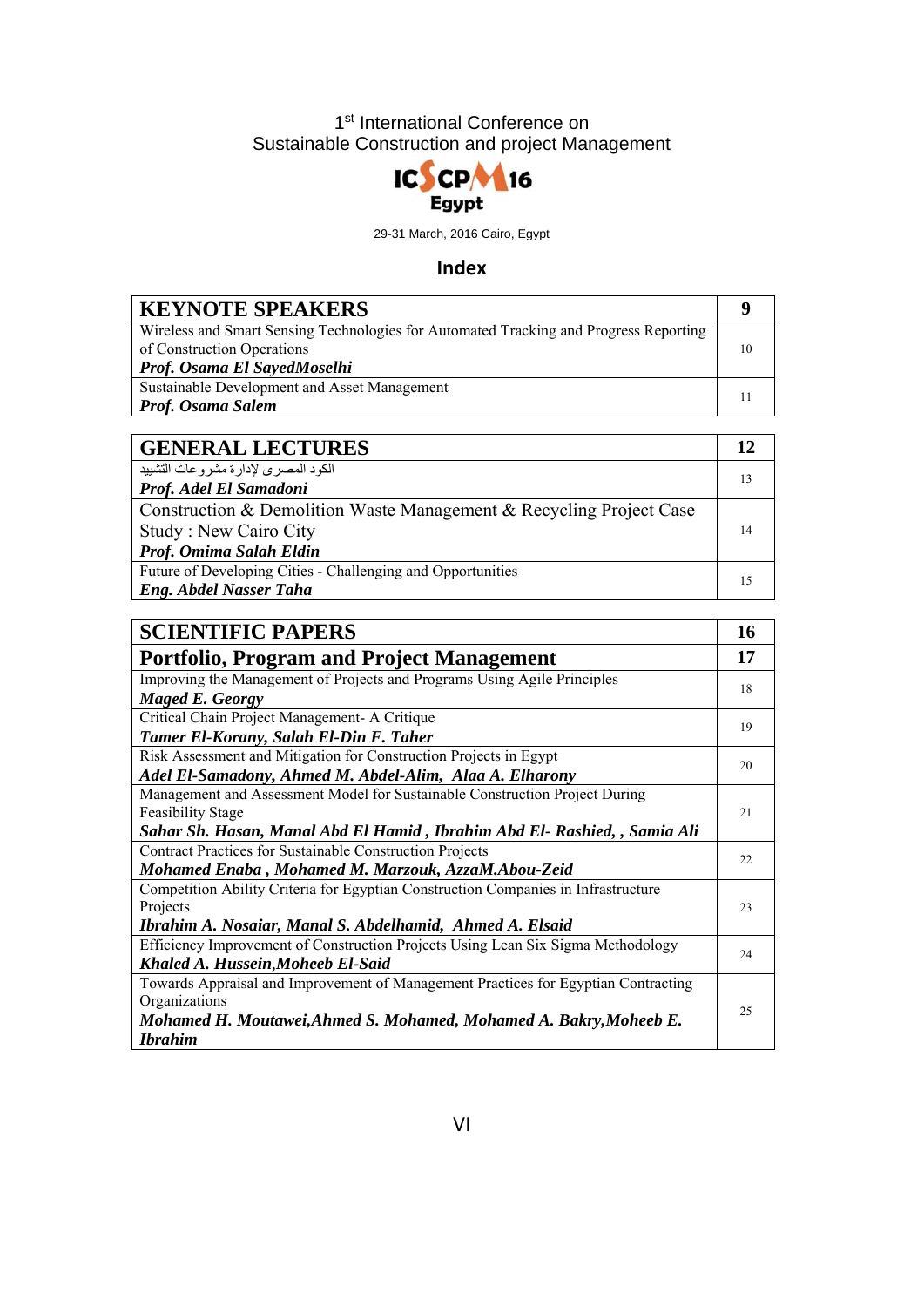1st International Conference on
Sustainable Construction and project Management

ICSCPM16
Egypt

29-31 March, 2016 Cairo, Egypt

## Index

| **KEYNOTE SPEAKERS** | **9** |
|---|---|
| Wireless and Smart Sensing Technologies for Automated Tracking and Progress Reporting of Construction Operations<br>***Prof. Osama El SayedMoselhi*** | 10 |
| Sustainable Development and Asset Management<br>***Prof. Osama Salem*** | 11 |

| **GENERAL LECTURES** | **12** |
|---|---|
| الكود المصرى لإدارة مشروعات التشييد<br>***Prof. Adel El Samadoni*** | 13 |
| Construction & Demolition Waste Management & Recycling Project Case Study : New Cairo City<br>***Prof. Omima Salah Eldin*** | 14 |
| Future of Developing Cities - Challenging and Opportunities<br>***Eng. Abdel Nasser Taha*** | 15 |

| **SCIENTIFIC PAPERS** | **16** |
|---|---|
| **Portfolio, Program and Project Management** | **17** |
| Improving the Management of Projects and Programs Using Agile Principles<br>***Maged E. Georgy*** | 18 |
| Critical Chain Project Management- A Critique<br>***Tamer El-Korany, Salah El-Din F. Taher*** | 19 |
| Risk Assessment and Mitigation for Construction Projects in Egypt<br>***Adel El-Samadony, Ahmed M. Abdel-Alim, Alaa A. Elharony*** | 20 |
| Management and Assessment Model for Sustainable Construction Project During Feasibility Stage<br>***Sahar Sh. Hasan, Manal Abd El Hamid , Ibrahim Abd El- Rashied, , Samia Ali*** | 21 |
| Contract Practices for Sustainable Construction Projects<br>***Mohamed Enaba , Mohamed M. Marzouk, AzzaM.Abou-Zeid*** | 22 |
| Competition Ability Criteria for Egyptian Construction Companies in Infrastructure Projects<br>***Ibrahim A. Nosaiar, Manal S. Abdelhamid, Ahmed A. Elsaid*** | 23 |
| Efficiency Improvement of Construction Projects Using Lean Six Sigma Methodology<br>***Khaled A. Hussein,Moheeb El-Said*** | 24 |
| Towards Appraisal and Improvement of Management Practices for Egyptian Contracting Organizations<br>***Mohamed H. Moutawei,Ahmed S. Mohamed, Mohamed A. Bakry,Moheeb E. Ibrahim*** | 25 |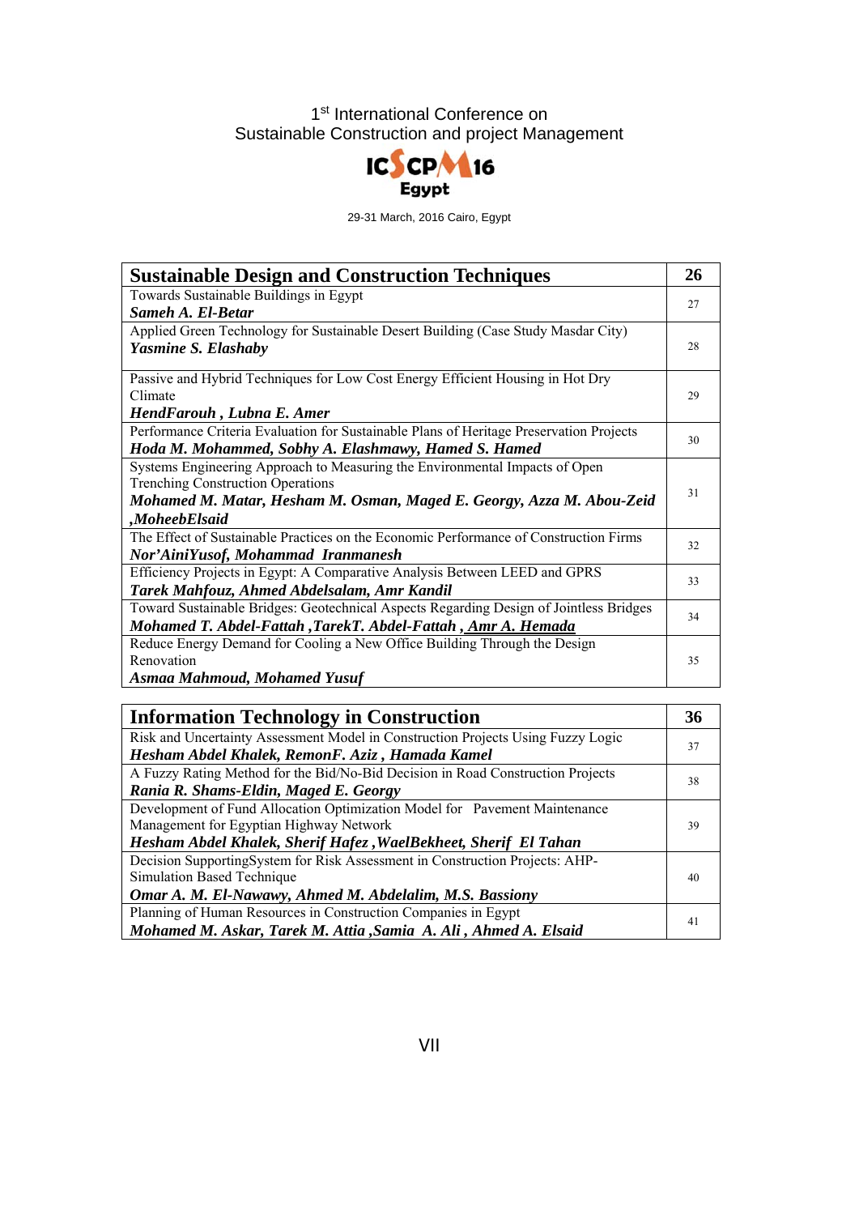1st International Conference on
Sustainable Construction and project Management

ICSCPM16
Egypt

29-31 March, 2016 Cairo, Egypt

| **Sustainable Design and Construction Techniques** | **26** |
|---|---|
| Towards Sustainable Buildings in Egypt<br>***Sameh A. El-Betar*** | 27 |
| Applied Green Technology for Sustainable Desert Building (Case Study Masdar City)<br>***Yasmine S. Elashaby*** | 28 |
| Passive and Hybrid Techniques for Low Cost Energy Efficient Housing in Hot Dry Climate<br>***HendFarouh , Lubna E. Amer*** | 29 |
| Performance Criteria Evaluation for Sustainable Plans of Heritage Preservation Projects<br>***Hoda M. Mohammed, Sobhy A. Elashmawy, Hamed S. Hamed*** | 30 |
| Systems Engineering Approach to Measuring the Environmental Impacts of Open Trenching Construction Operations<br>***Mohamed M. Matar, Hesham M. Osman, Maged E. Georgy, Azza M. Abou-Zeid ,MoheebElsaid*** | 31 |
| The Effect of Sustainable Practices on the Economic Performance of Construction Firms<br>***Nor'AiniYusof, Mohammad Iranmanesh*** | 32 |
| Efficiency Projects in Egypt: A Comparative Analysis Between LEED and GPRS<br>***Tarek Mahfouz, Ahmed Abdelsalam, Amr Kandil*** | 33 |
| Toward Sustainable Bridges: Geotechnical Aspects Regarding Design of Jointless Bridges<br>***Mohamed T. Abdel-Fattah ,TarekT. Abdel-Fattah , Amr A. Hemada*** | 34 |
| Reduce Energy Demand for Cooling a New Office Building Through the Design Renovation<br>***Asmaa Mahmoud, Mohamed Yusuf*** | 35 |

| **Information Technology in Construction** | **36** |
|---|---|
| Risk and Uncertainty Assessment Model in Construction Projects Using Fuzzy Logic<br>***Hesham Abdel Khalek, RemonF. Aziz , Hamada Kamel*** | 37 |
| A Fuzzy Rating Method for the Bid/No-Bid Decision in Road Construction Projects<br>***Rania R. Shams-Eldin, Maged E. Georgy*** | 38 |
| Development of Fund Allocation Optimization Model for Pavement Maintenance Management for Egyptian Highway Network<br>***Hesham Abdel Khalek, Sherif Hafez ,WaelBekheet, Sherif El Tahan*** | 39 |
| Decision SupportingSystem for Risk Assessment in Construction Projects: AHP-Simulation Based Technique<br>***Omar A. M. El-Nawawy, Ahmed M. Abdelalim, M.S. Bassiony*** | 40 |
| Planning of Human Resources in Construction Companies in Egypt<br>***Mohamed M. Askar, Tarek M. Attia ,Samia A. Ali , Ahmed A. Elsaid*** | 41 |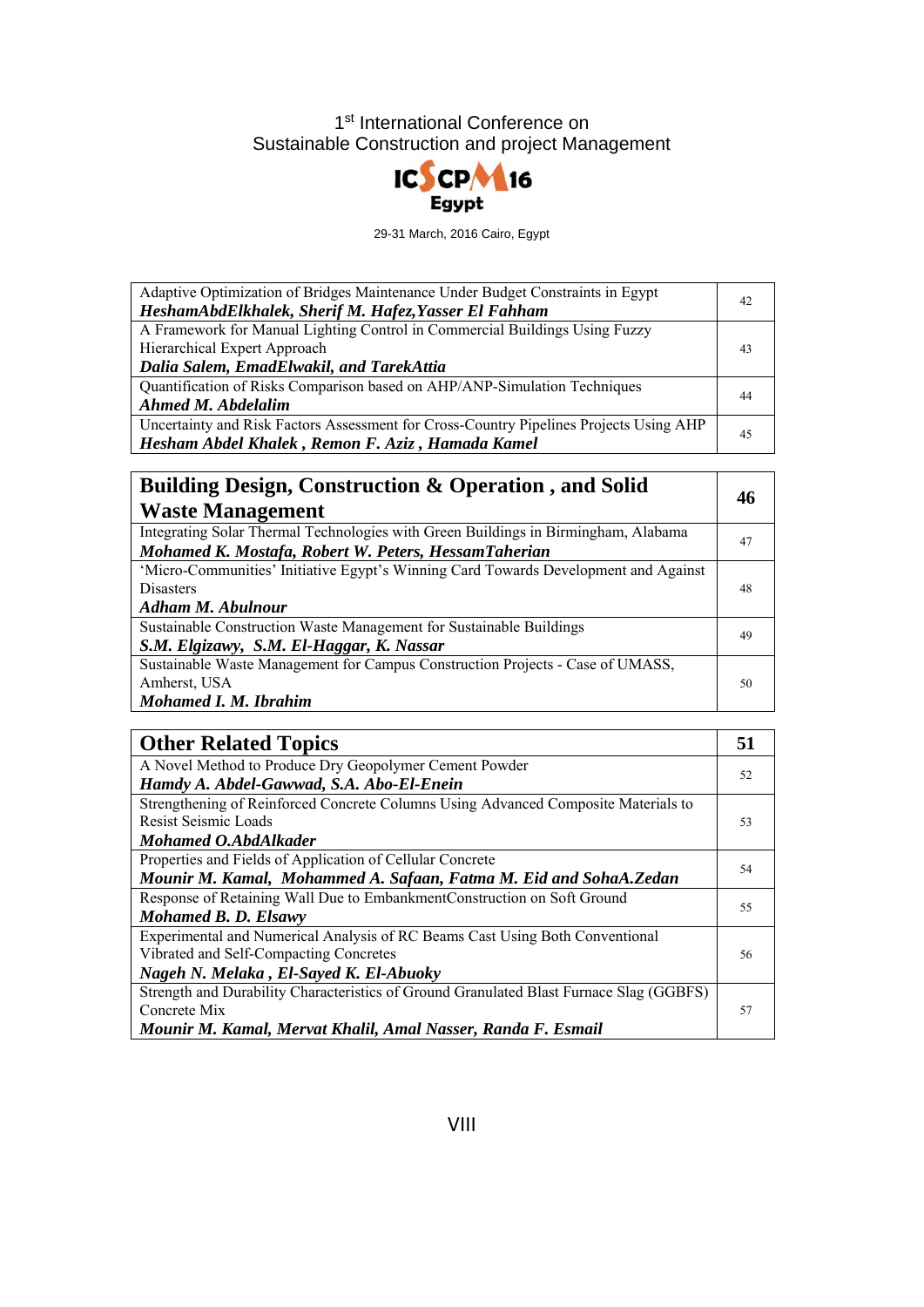1[st] International Conference on
Sustainable Construction and project Management

ICSCPM16
Egypt

29-31 March, 2016 Cairo, Egypt

| | |
|---|---|
| Adaptive Optimization of Bridges Maintenance Under Budget Constraints in Egypt<br>***HeshamAbdElkhalek, Sherif M. Hafez,Yasser El Fahham*** | 42 |
| A Framework for Manual Lighting Control in Commercial Buildings Using Fuzzy Hierarchical Expert Approach<br>***Dalia Salem, EmadElwakil, and TarekAttia*** | 43 |
| Quantification of Risks Comparison based on AHP/ANP-Simulation Techniques<br>***Ahmed M. Abdelalim*** | 44 |
| Uncertainty and Risk Factors Assessment for Cross-Country Pipelines Projects Using AHP<br>***Hesham Abdel Khalek , Remon F. Aziz , Hamada Kamel*** | 45 |

| **Building Design, Construction & Operation , and Solid Waste Management** | **46** |
|---|---|
| Integrating Solar Thermal Technologies with Green Buildings in Birmingham, Alabama<br>***Mohamed K. Mostafa, Robert W. Peters, HessamTaherian*** | 47 |
| 'Micro-Communities' Initiative Egypt's Winning Card Towards Development and Against Disasters<br>***Adham M. Abulnour*** | 48 |
| Sustainable Construction Waste Management for Sustainable Buildings<br>***S.M. Elgizawy, S.M. El-Haggar, K. Nassar*** | 49 |
| Sustainable Waste Management for Campus Construction Projects - Case of UMASS, Amherst, USA<br>***Mohamed I. M. Ibrahim*** | 50 |

| **Other Related Topics** | **51** |
|---|---|
| A Novel Method to Produce Dry Geopolymer Cement Powder<br>***Hamdy A. Abdel-Gawwad, S.A. Abo-El-Enein*** | 52 |
| Strengthening of Reinforced Concrete Columns Using Advanced Composite Materials to Resist Seismic Loads<br>***Mohamed O.AbdAlkader*** | 53 |
| Properties and Fields of Application of Cellular Concrete<br>***Mounir M. Kamal, Mohammed A. Safaan, Fatma M. Eid and SohaA.Zedan*** | 54 |
| Response of Retaining Wall Due to EmbankmentConstruction on Soft Ground<br>***Mohamed B. D. Elsawy*** | 55 |
| Experimental and Numerical Analysis of RC Beams Cast Using Both Conventional Vibrated and Self-Compacting Concretes<br>***Nageh N. Melaka , El-Sayed K. El-Abuoky*** | 56 |
| Strength and Durability Characteristics of Ground Granulated Blast Furnace Slag (GGBFS) Concrete Mix<br>***Mounir M. Kamal, Mervat Khalil, Amal Nasser, Randa F. Esmail*** | 57 |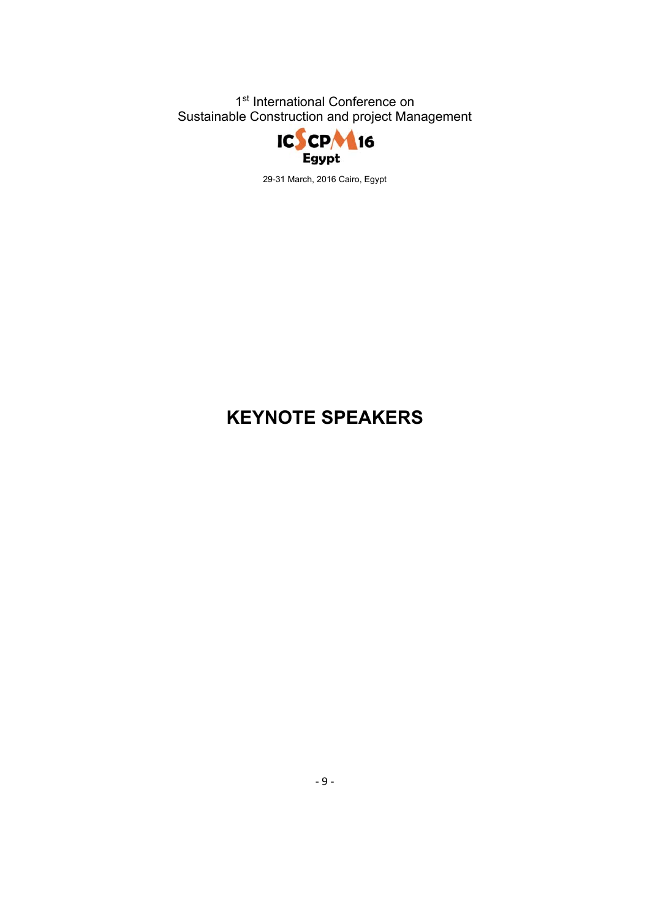# KEYNOTE SPEAKERS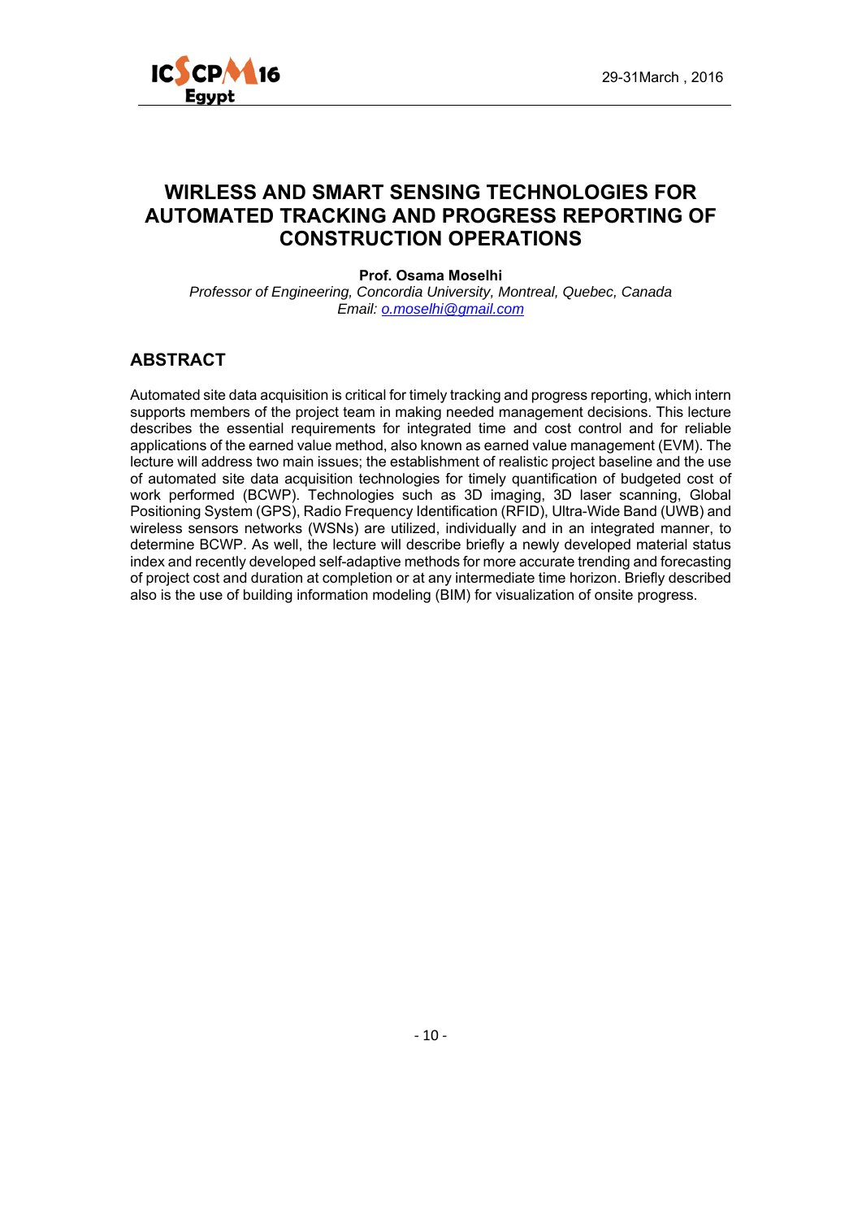# WIRLESS AND SMART SENSING TECHNOLOGIES FOR AUTOMATED TRACKING AND PROGRESS REPORTING OF CONSTRUCTION OPERATIONS

**Prof. Osama Moselhi**

*Professor of Engineering, Concordia University, Montreal, Quebec, Canada*
*Email: o.moselhi@gmail.com*

## ABSTRACT

Automated site data acquisition is critical for timely tracking and progress reporting, which intern supports members of the project team in making needed management decisions. This lecture describes the essential requirements for integrated time and cost control and for reliable applications of the earned value method, also known as earned value management (EVM). The lecture will address two main issues; the establishment of realistic project baseline and the use of automated site data acquisition technologies for timely quantification of budgeted cost of work performed (BCWP). Technologies such as 3D imaging, 3D laser scanning, Global Positioning System (GPS), Radio Frequency Identification (RFID), Ultra-Wide Band (UWB) and wireless sensors networks (WSNs) are utilized, individually and in an integrated manner, to determine BCWP. As well, the lecture will describe briefly a newly developed material status index and recently developed self-adaptive methods for more accurate trending and forecasting of project cost and duration at completion or at any intermediate time horizon. Briefly described also is the use of building information modeling (BIM) for visualization of onsite progress.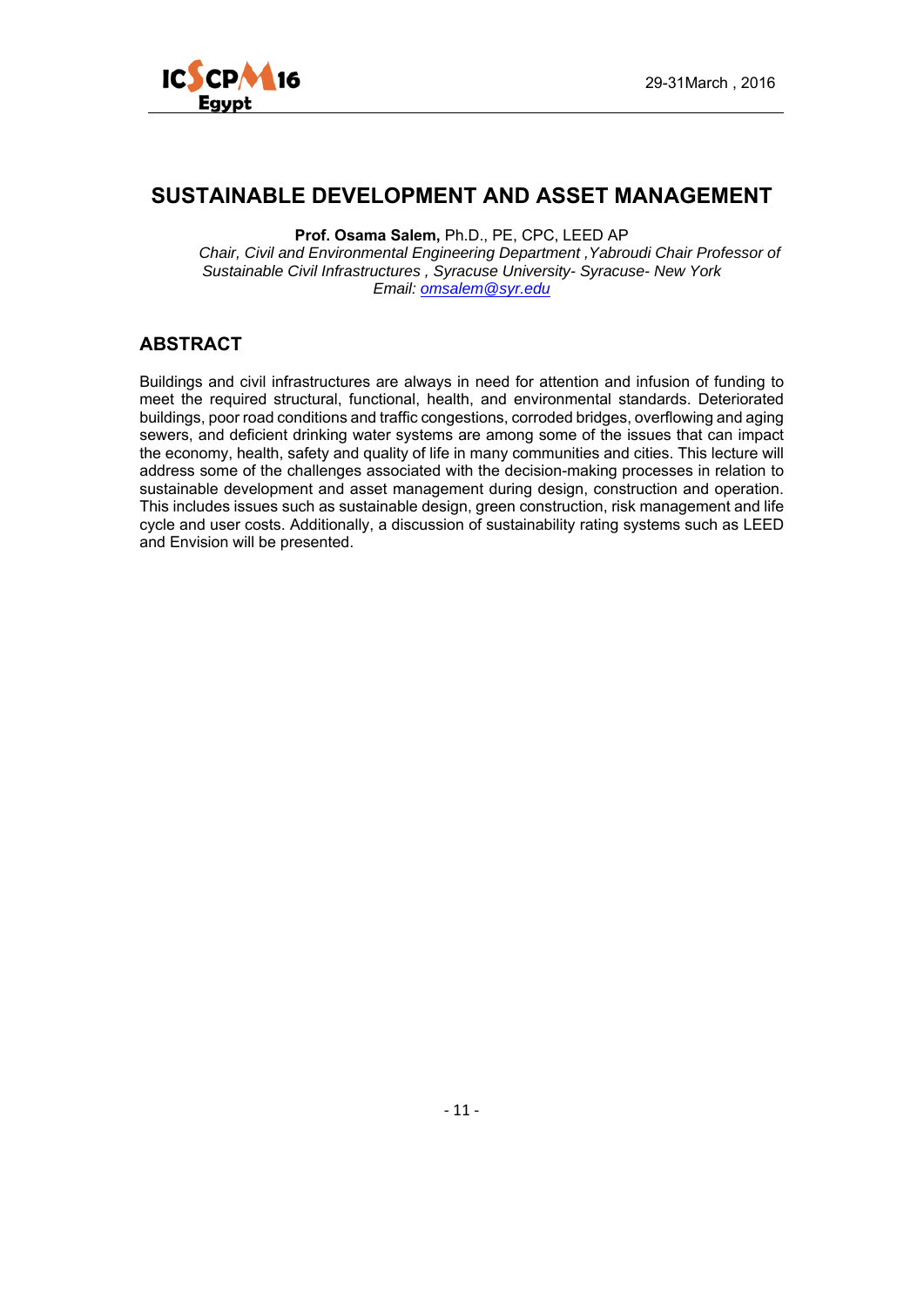# SUSTAINABLE DEVELOPMENT AND ASSET MANAGEMENT

**Prof. Osama Salem,** Ph.D., PE, CPC, LEED AP

*Chair, Civil and Environmental Engineering Department ,Yabroudi Chair Professor of Sustainable Civil Infrastructures , Syracuse University- Syracuse- New York*

*Email: omsalem@syr.edu*

## ABSTRACT

Buildings and civil infrastructures are always in need for attention and infusion of funding to meet the required structural, functional, health, and environmental standards. Deteriorated buildings, poor road conditions and traffic congestions, corroded bridges, overflowing and aging sewers, and deficient drinking water systems are among some of the issues that can impact the economy, health, safety and quality of life in many communities and cities. This lecture will address some of the challenges associated with the decision-making processes in relation to sustainable development and asset management during design, construction and operation. This includes issues such as sustainable design, green construction, risk management and life cycle and user costs. Additionally, a discussion of sustainability rating systems such as LEED and Envision will be presented.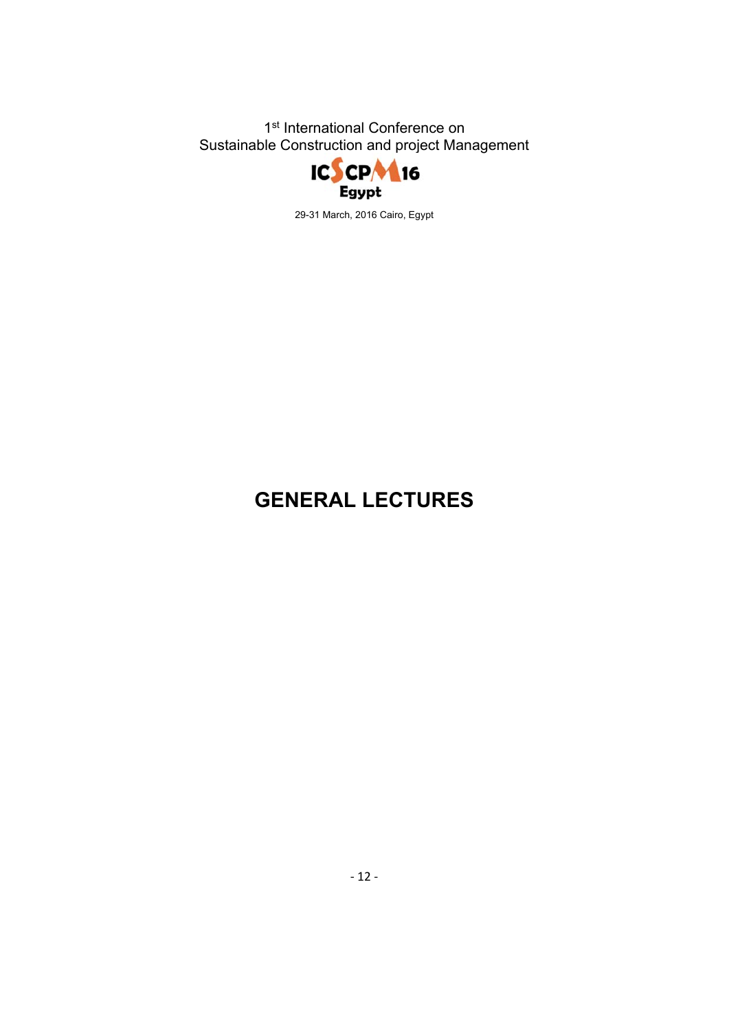# GENERAL LECTURES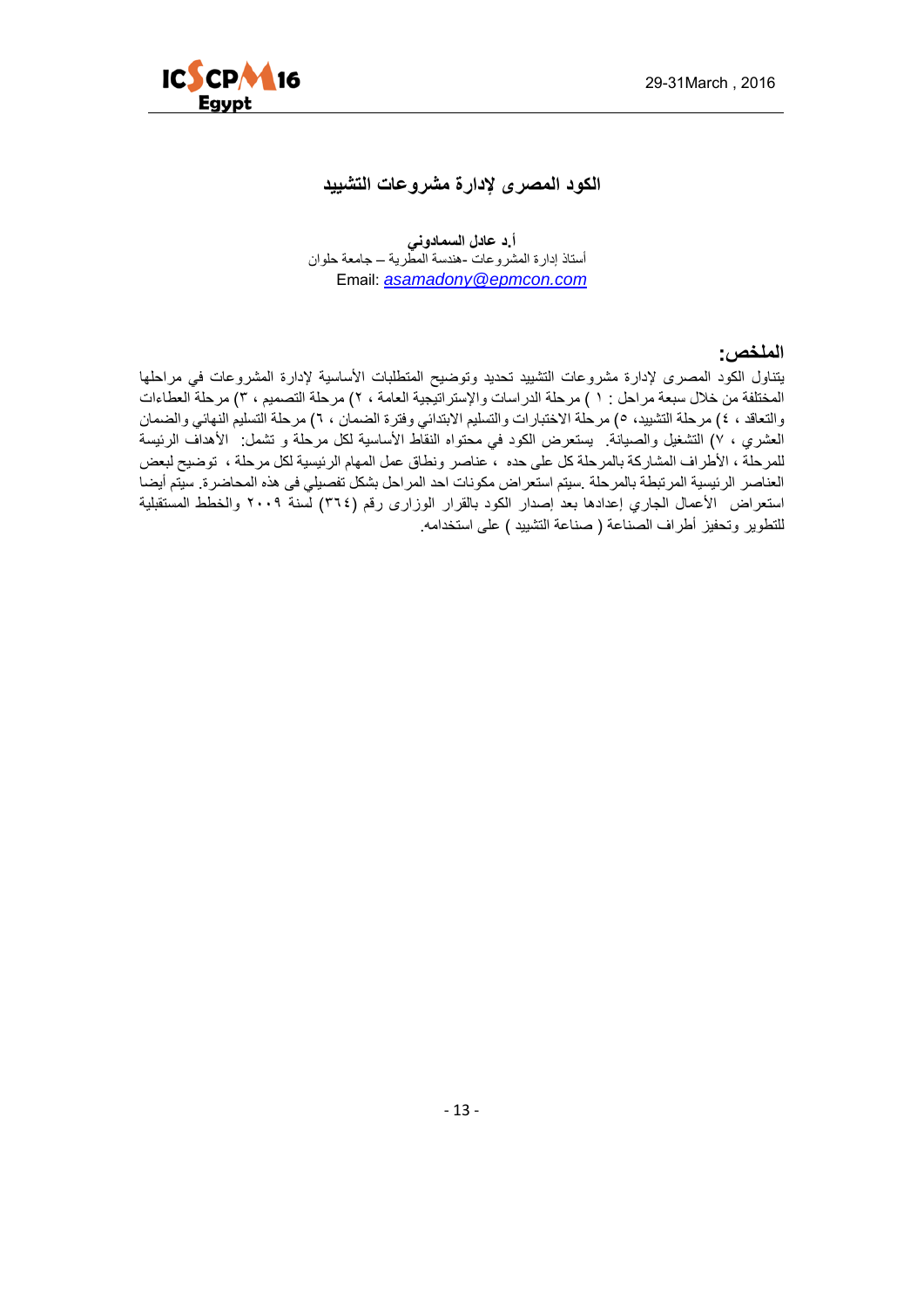# الكود المصرى لإدارة مشروعات التشييد

**أ.د عادل السمادوني**

أستاذ إدارة المشروعات -هندسة المطرية – جامعة حلوان

Email: *asamadony@epmcon.com*

## الملخص:

يتناول الكود المصرى لإدارة مشروعات التشييد تحديد وتوضيح المتطلبات الأساسية لإدارة المشروعات في مراحلها المختلفة من خلال سبعة مراحل : ١ ) مرحلة الدراسات والإستراتيجية العامة ، ٢) مرحلة التصميم ، ٣) مرحلة العطاءات والتعاقد ، ٤) مرحلة التشييد، ٥) مرحلة الاختبارات والتسليم الابتدائي وفترة الضمان ، ٦) مرحلة التسليم النهائي والضمان العشري ، ٧) التشغيل والصيانة. يستعرض الكود في محتواه النقاط الأساسية لكل مرحلة و تشمل: الأهداف الرئيسة للمرحلة ، الأطراف المشاركة بالمرحلة كل على حده ، عناصر ونطاق عمل المهام الرئيسية لكل مرحلة ، توضيح لبعض العناصر الرئيسية المرتبطة بالمرحلة .سيتم استعراض مكونات احد المراحل بشكل تفصيلي فى هذه المحاضرة. سيتم أيضا استعراض الأعمال الجاري إعدادها بعد إصدار الكود بالقرار الوزارى رقم (٣٦٤) لسنة ٢٠٠٩ والخطط المستقبلية للتطوير وتحفيز أطراف الصناعة ( صناعة التشييد ) على استخدامه.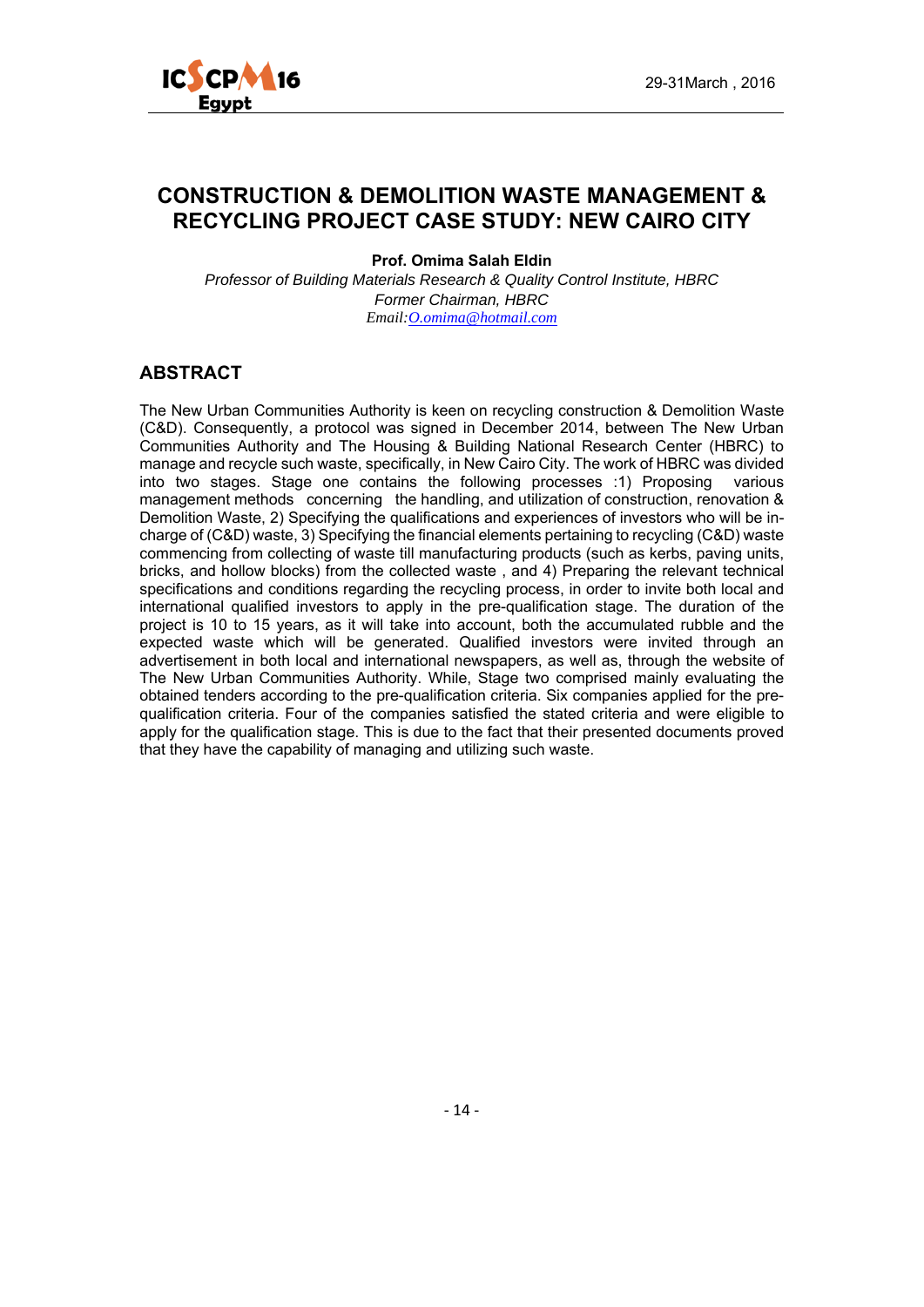# CONSTRUCTION & DEMOLITION WASTE MANAGEMENT & RECYCLING PROJECT CASE STUDY: NEW CAIRO CITY

**Prof. Omima Salah Eldin**

*Professor of Building Materials Research & Quality Control Institute, HBRC*
*Former Chairman, HBRC*
*Email:O.omima@hotmail.com*

## ABSTRACT

The New Urban Communities Authority is keen on recycling construction & Demolition Waste (C&D). Consequently, a protocol was signed in December 2014, between The New Urban Communities Authority and The Housing & Building National Research Center (HBRC) to manage and recycle such waste, specifically, in New Cairo City. The work of HBRC was divided into two stages. Stage one contains the following processes :1) Proposing various management methods concerning the handling, and utilization of construction, renovation & Demolition Waste, 2) Specifying the qualifications and experiences of investors who will be in-charge of (C&D) waste, 3) Specifying the financial elements pertaining to recycling (C&D) waste commencing from collecting of waste till manufacturing products (such as kerbs, paving units, bricks, and hollow blocks) from the collected waste , and 4) Preparing the relevant technical specifications and conditions regarding the recycling process, in order to invite both local and international qualified investors to apply in the pre-qualification stage. The duration of the project is 10 to 15 years, as it will take into account, both the accumulated rubble and the expected waste which will be generated. Qualified investors were invited through an advertisement in both local and international newspapers, as well as, through the website of The New Urban Communities Authority. While, Stage two comprised mainly evaluating the obtained tenders according to the pre-qualification criteria. Six companies applied for the pre-qualification criteria. Four of the companies satisfied the stated criteria and were eligible to apply for the qualification stage. This is due to the fact that their presented documents proved that they have the capability of managing and utilizing such waste.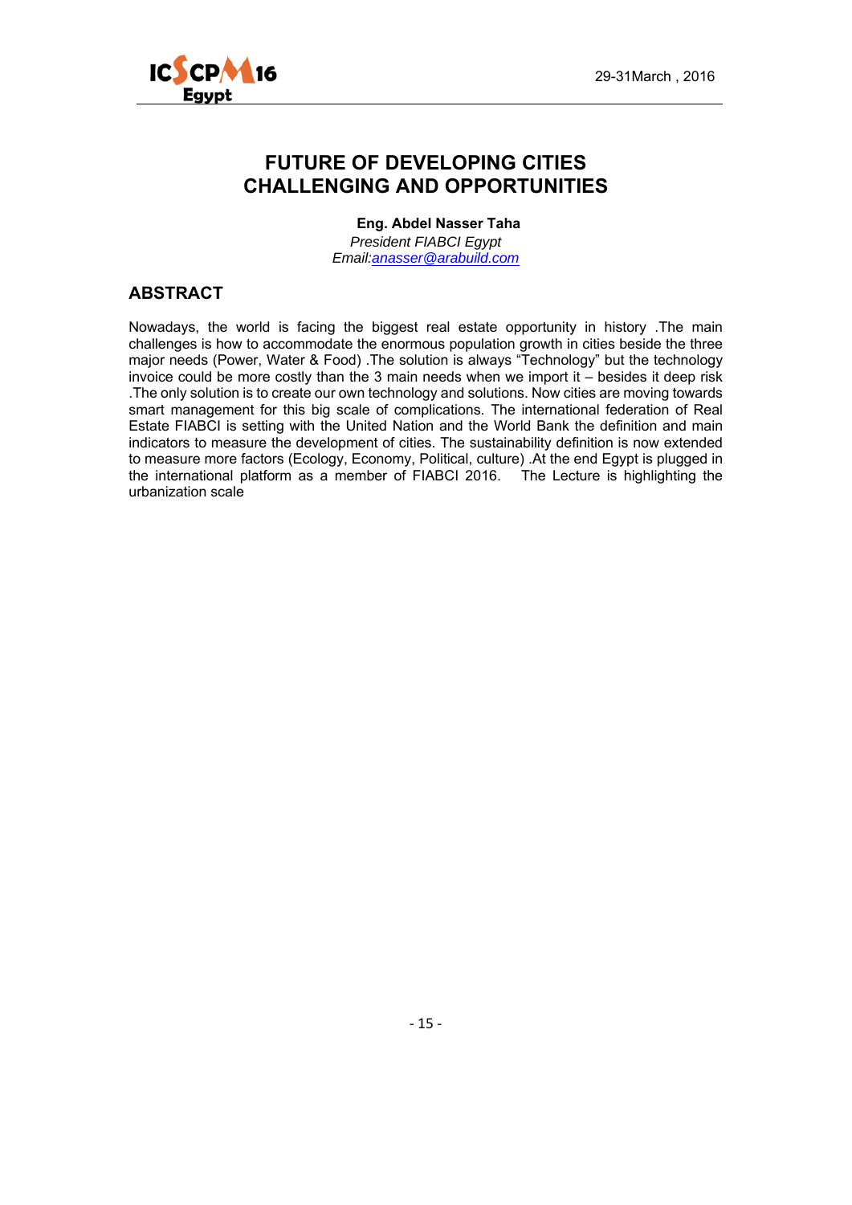# FUTURE OF DEVELOPING CITIES CHALLENGING AND OPPORTUNITIES

**Eng. Abdel Nasser Taha**

*President FIABCI Egypt*

*Email:anasser@arabuild.com*

## ABSTRACT

Nowadays, the world is facing the biggest real estate opportunity in history .The main challenges is how to accommodate the enormous population growth in cities beside the three major needs (Power, Water & Food) .The solution is always "Technology" but the technology invoice could be more costly than the 3 main needs when we import it – besides it deep risk .The only solution is to create our own technology and solutions. Now cities are moving towards smart management for this big scale of complications. The international federation of Real Estate FIABCI is setting with the United Nation and the World Bank the definition and main indicators to measure the development of cities. The sustainability definition is now extended to measure more factors (Ecology, Economy, Political, culture) .At the end Egypt is plugged in the international platform as a member of FIABCI 2016. The Lecture is highlighting the urbanization scale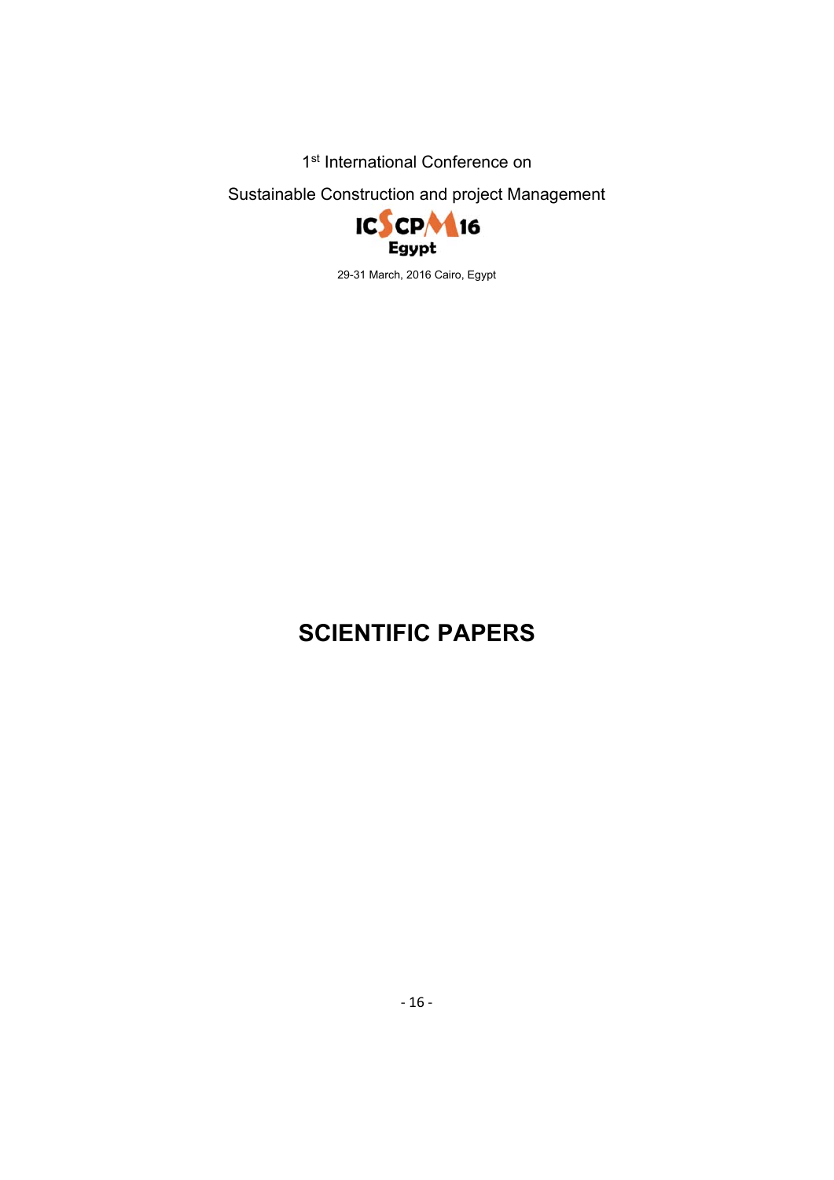1st International Conference on

Sustainable Construction and project Management

ICSCPM16 Egypt

29-31 March, 2016 Cairo, Egypt

# SCIENTIFIC PAPERS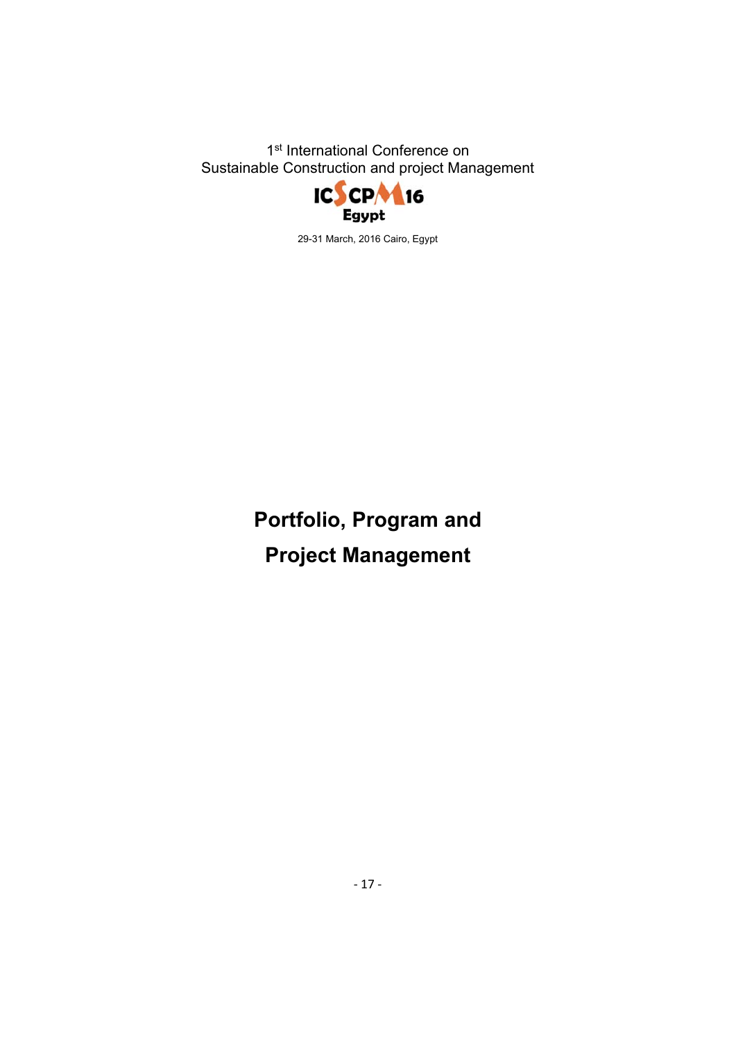# Portfolio, Program and Project Management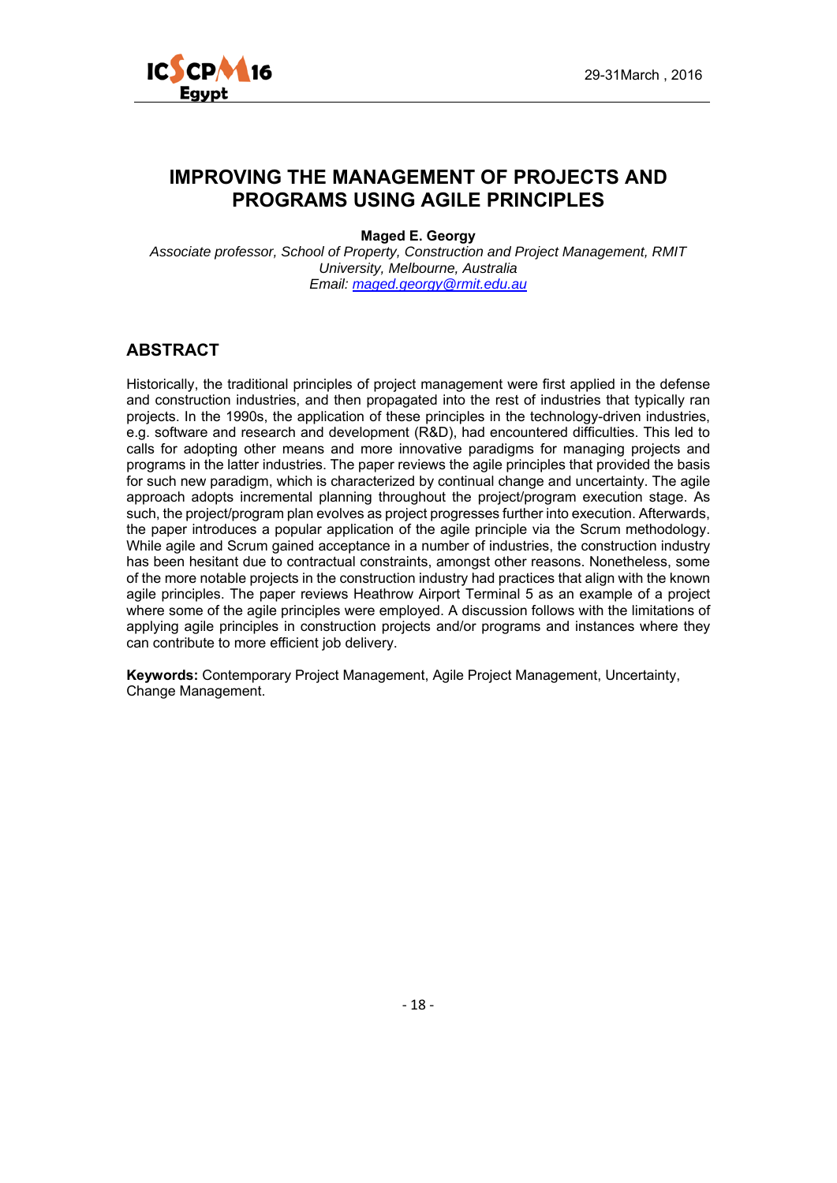# IMPROVING THE MANAGEMENT OF PROJECTS AND PROGRAMS USING AGILE PRINCIPLES

**Maged E. Georgy**

*Associate professor, School of Property, Construction and Project Management, RMIT University, Melbourne, Australia*
*Email: maged.georgy@rmit.edu.au*

## ABSTRACT

Historically, the traditional principles of project management were first applied in the defense and construction industries, and then propagated into the rest of industries that typically ran projects. In the 1990s, the application of these principles in the technology-driven industries, e.g. software and research and development (R&D), had encountered difficulties. This led to calls for adopting other means and more innovative paradigms for managing projects and programs in the latter industries. The paper reviews the agile principles that provided the basis for such new paradigm, which is characterized by continual change and uncertainty. The agile approach adopts incremental planning throughout the project/program execution stage. As such, the project/program plan evolves as project progresses further into execution. Afterwards, the paper introduces a popular application of the agile principle via the Scrum methodology. While agile and Scrum gained acceptance in a number of industries, the construction industry has been hesitant due to contractual constraints, amongst other reasons. Nonetheless, some of the more notable projects in the construction industry had practices that align with the known agile principles. The paper reviews Heathrow Airport Terminal 5 as an example of a project where some of the agile principles were employed. A discussion follows with the limitations of applying agile principles in construction projects and/or programs and instances where they can contribute to more efficient job delivery.

**Keywords:** Contemporary Project Management, Agile Project Management, Uncertainty, Change Management.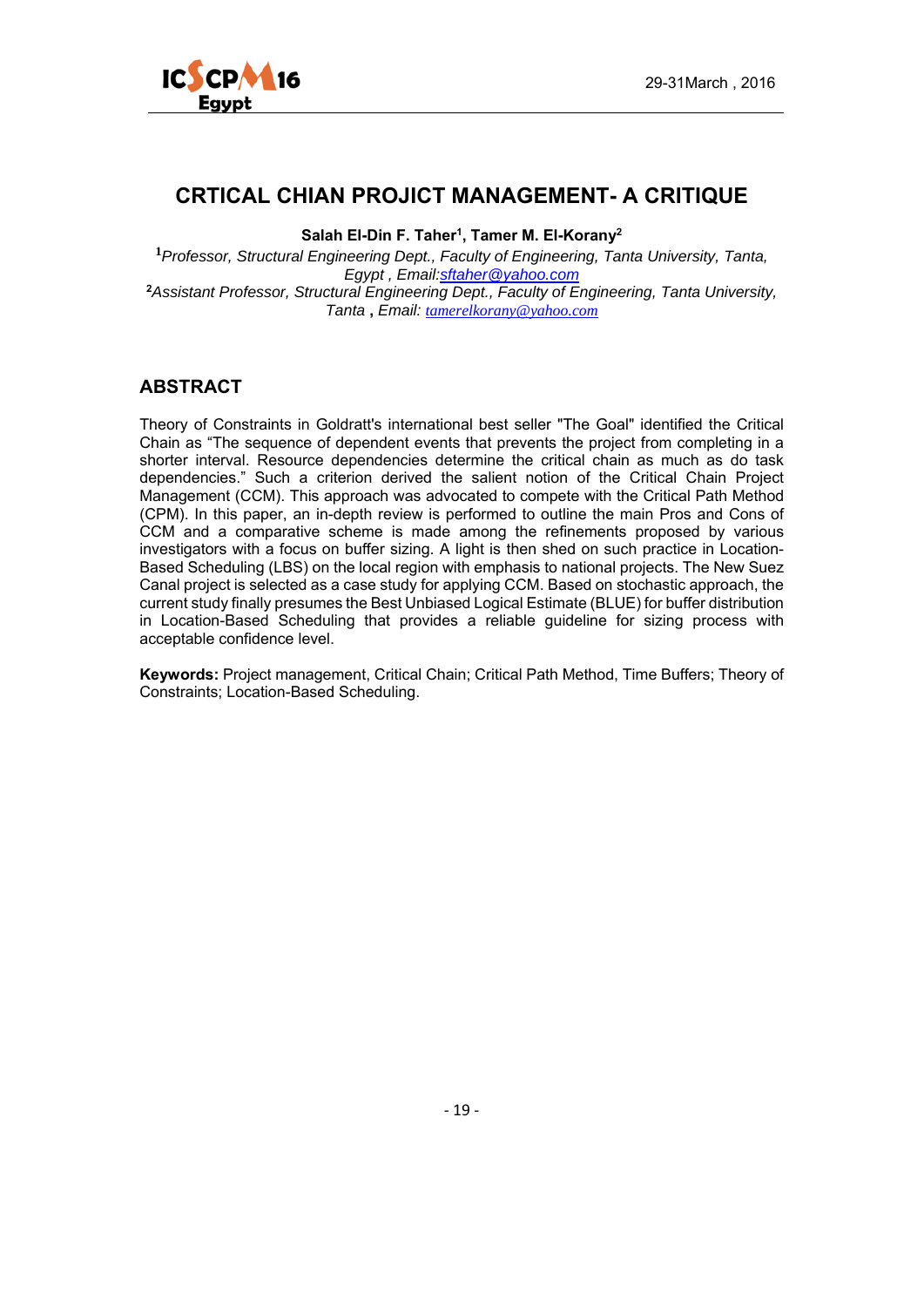# CRTICAL CHIAN PROJICT MANAGEMENT- A CRITIQUE

**Salah El-Din F. Taher[1], Tamer M. El-Korany[2]**

[1]*Professor, Structural Engineering Dept., Faculty of Engineering, Tanta University, Tanta, Egypt , Email:sftaher@yahoo.com*

[2]*Assistant Professor, Structural Engineering Dept., Faculty of Engineering, Tanta University, Tanta* **,** *Email: tamerelkorany@yahoo.com*

## ABSTRACT

Theory of Constraints in Goldratt's international best seller "The Goal" identified the Critical Chain as "The sequence of dependent events that prevents the project from completing in a shorter interval. Resource dependencies determine the critical chain as much as do task dependencies." Such a criterion derived the salient notion of the Critical Chain Project Management (CCM). This approach was advocated to compete with the Critical Path Method (CPM). In this paper, an in-depth review is performed to outline the main Pros and Cons of CCM and a comparative scheme is made among the refinements proposed by various investigators with a focus on buffer sizing. A light is then shed on such practice in Location-Based Scheduling (LBS) on the local region with emphasis to national projects. The New Suez Canal project is selected as a case study for applying CCM. Based on stochastic approach, the current study finally presumes the Best Unbiased Logical Estimate (BLUE) for buffer distribution in Location-Based Scheduling that provides a reliable guideline for sizing process with acceptable confidence level.

**Keywords:** Project management, Critical Chain; Critical Path Method, Time Buffers; Theory of Constraints; Location-Based Scheduling.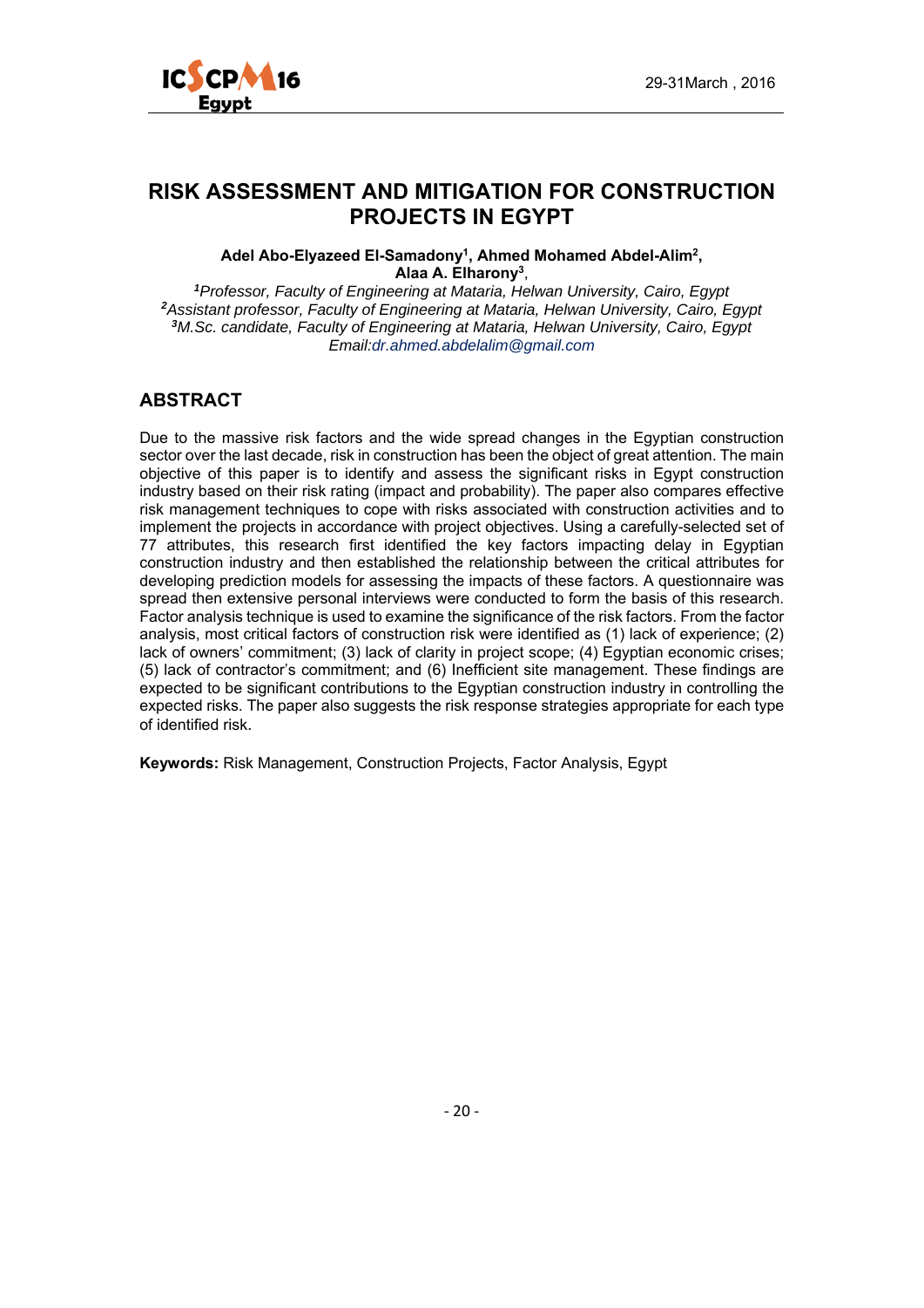# RISK ASSESSMENT AND MITIGATION FOR CONSTRUCTION PROJECTS IN EGYPT

**Adel Abo-Elyazeed El-Samadony[1], Ahmed Mohamed Abdel-Alim[2], Alaa A. Elharony[3]**,

*[1]Professor, Faculty of Engineering at Mataria, Helwan University, Cairo, Egypt*
*[2]Assistant professor, Faculty of Engineering at Mataria, Helwan University, Cairo, Egypt*
*[3]M.Sc. candidate, Faculty of Engineering at Mataria, Helwan University, Cairo, Egypt*
*Email:dr.ahmed.abdelalim@gmail.com*

## ABSTRACT

Due to the massive risk factors and the wide spread changes in the Egyptian construction sector over the last decade, risk in construction has been the object of great attention. The main objective of this paper is to identify and assess the significant risks in Egypt construction industry based on their risk rating (impact and probability). The paper also compares effective risk management techniques to cope with risks associated with construction activities and to implement the projects in accordance with project objectives. Using a carefully-selected set of 77 attributes, this research first identified the key factors impacting delay in Egyptian construction industry and then established the relationship between the critical attributes for developing prediction models for assessing the impacts of these factors. A questionnaire was spread then extensive personal interviews were conducted to form the basis of this research. Factor analysis technique is used to examine the significance of the risk factors. From the factor analysis, most critical factors of construction risk were identified as (1) lack of experience; (2) lack of owners' commitment; (3) lack of clarity in project scope; (4) Egyptian economic crises; (5) lack of contractor's commitment; and (6) Inefficient site management. These findings are expected to be significant contributions to the Egyptian construction industry in controlling the expected risks. The paper also suggests the risk response strategies appropriate for each type of identified risk.

**Keywords:** Risk Management, Construction Projects, Factor Analysis, Egypt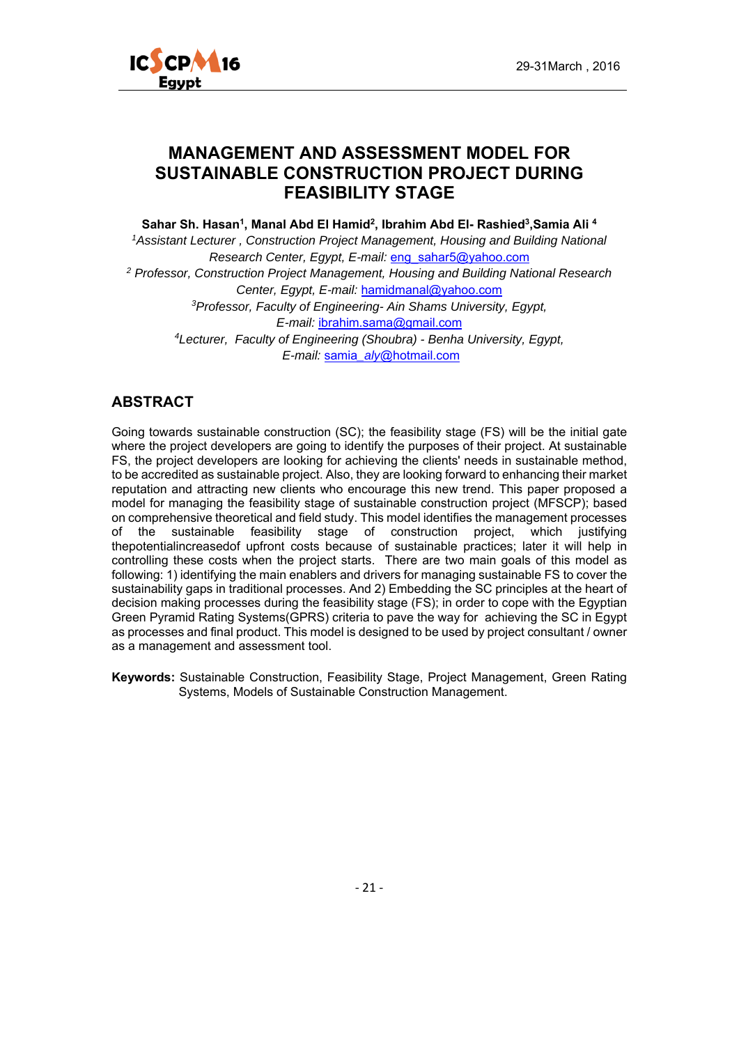# MANAGEMENT AND ASSESSMENT MODEL FOR SUSTAINABLE CONSTRUCTION PROJECT DURING FEASIBILITY STAGE

**Sahar Sh. Hasan[1], Manal Abd El Hamid[2], Ibrahim Abd El- Rashied[3],Samia Ali [4]**

[1]*Assistant Lecturer , Construction Project Management, Housing and Building National Research Center, Egypt, E-mail:* eng_sahar5@yahoo.com

[2] *Professor, Construction Project Management, Housing and Building National Research Center, Egypt, E-mail:* hamidmanal@yahoo.com

[3]*Professor, Faculty of Engineering- Ain Shams University, Egypt, E-mail:* ibrahim.sama@gmail.com

[4]*Lecturer, Faculty of Engineering (Shoubra) - Benha University, Egypt, E-mail:* samia_aly@hotmail.com

## ABSTRACT

Going towards sustainable construction (SC); the feasibility stage (FS) will be the initial gate where the project developers are going to identify the purposes of their project. At sustainable FS, the project developers are looking for achieving the clients' needs in sustainable method, to be accredited as sustainable project. Also, they are looking forward to enhancing their market reputation and attracting new clients who encourage this new trend. This paper proposed a model for managing the feasibility stage of sustainable construction project (MFSCP); based on comprehensive theoretical and field study. This model identifies the management processes of the sustainable feasibility stage of construction project, which justifying thepotentialincreasedof upfront costs because of sustainable practices; later it will help in controlling these costs when the project starts. There are two main goals of this model as following: 1) identifying the main enablers and drivers for managing sustainable FS to cover the sustainability gaps in traditional processes. And 2) Embedding the SC principles at the heart of decision making processes during the feasibility stage (FS); in order to cope with the Egyptian Green Pyramid Rating Systems(GPRS) criteria to pave the way for achieving the SC in Egypt as processes and final product. This model is designed to be used by project consultant / owner as a management and assessment tool.

**Keywords:** Sustainable Construction, Feasibility Stage, Project Management, Green Rating Systems, Models of Sustainable Construction Management.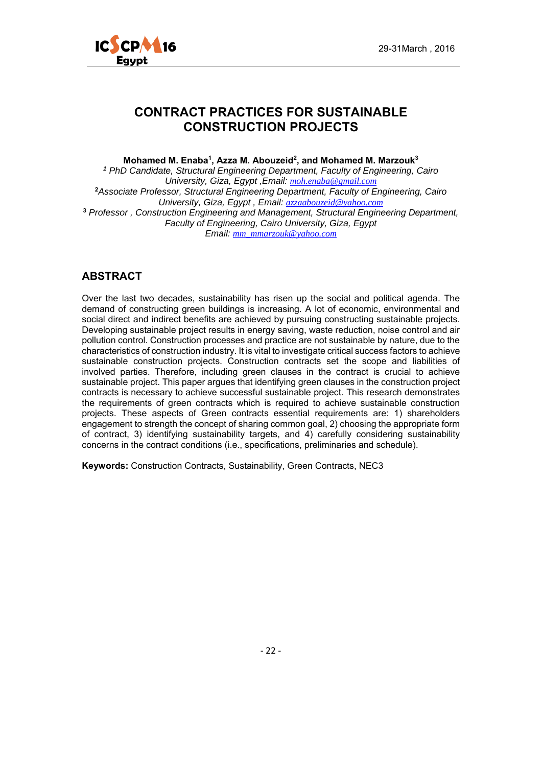# CONTRACT PRACTICES FOR SUSTAINABLE CONSTRUCTION PROJECTS

**Mohamed M. Enaba[1], Azza M. Abouzeid[2], and Mohamed M. Marzouk[3]**

*[1] PhD Candidate, Structural Engineering Department, Faculty of Engineering, Cairo University, Giza, Egypt ,Email: moh.enaba@gmail.com*

*[2]Associate Professor, Structural Engineering Department, Faculty of Engineering, Cairo University, Giza, Egypt , Email: azzaabouzeid@yahoo.com*

*[3] Professor , Construction Engineering and Management, Structural Engineering Department, Faculty of Engineering, Cairo University, Giza, Egypt Email: mm_mmarzouk@yahoo.com*

## ABSTRACT

Over the last two decades, sustainability has risen up the social and political agenda. The demand of constructing green buildings is increasing. A lot of economic, environmental and social direct and indirect benefits are achieved by pursuing constructing sustainable projects. Developing sustainable project results in energy saving, waste reduction, noise control and air pollution control. Construction processes and practice are not sustainable by nature, due to the characteristics of construction industry. It is vital to investigate critical success factors to achieve sustainable construction projects. Construction contracts set the scope and liabilities of involved parties. Therefore, including green clauses in the contract is crucial to achieve sustainable project. This paper argues that identifying green clauses in the construction project contracts is necessary to achieve successful sustainable project. This research demonstrates the requirements of green contracts which is required to achieve sustainable construction projects. These aspects of Green contracts essential requirements are: 1) shareholders engagement to strength the concept of sharing common goal, 2) choosing the appropriate form of contract, 3) identifying sustainability targets, and 4) carefully considering sustainability concerns in the contract conditions (i.e., specifications, preliminaries and schedule).

**Keywords:** Construction Contracts, Sustainability, Green Contracts, NEC3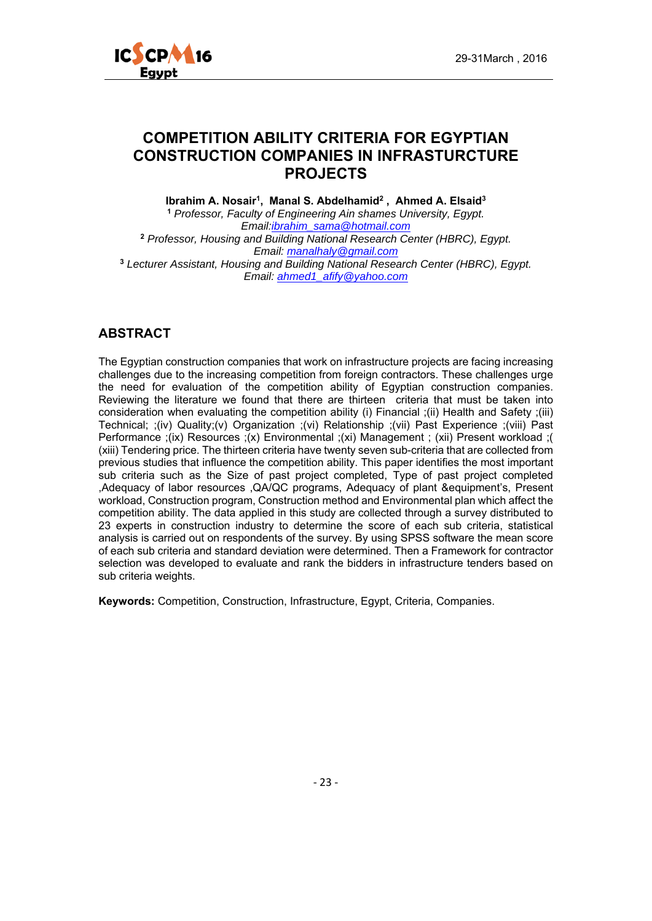# COMPETITION ABILITY CRITERIA FOR EGYPTIAN CONSTRUCTION COMPANIES IN INFRASTURCTURE PROJECTS

**Ibrahim A. Nosair[1], Manal S. Abdelhamid[2] , Ahmed A. Elsaid[3]**

[1] *Professor, Faculty of Engineering Ain shames University, Egypt.*
*Email:ibrahim_sama@hotmail.com*

[2] *Professor, Housing and Building National Research Center (HBRC), Egypt.*
*Email: manalhaly@gmail.com*

[3] *Lecturer Assistant, Housing and Building National Research Center (HBRC), Egypt.*
*Email: ahmed1_afify@yahoo.com*

## ABSTRACT

The Egyptian construction companies that work on infrastructure projects are facing increasing challenges due to the increasing competition from foreign contractors. These challenges urge the need for evaluation of the competition ability of Egyptian construction companies. Reviewing the literature we found that there are thirteen criteria that must be taken into consideration when evaluating the competition ability (i) Financial ;(ii) Health and Safety ;(iii) Technical; ;(iv) Quality;(v) Organization ;(vi) Relationship ;(vii) Past Experience ;(viii) Past Performance ;(ix) Resources ;(x) Environmental ;(xi) Management ; (xii) Present workload ;( (xiii) Tendering price. The thirteen criteria have twenty seven sub-criteria that are collected from previous studies that influence the competition ability. This paper identifies the most important sub criteria such as the Size of past project completed, Type of past project completed ,Adequacy of labor resources ,QA/QC programs, Adequacy of plant &equipment's, Present workload, Construction program, Construction method and Environmental plan which affect the competition ability. The data applied in this study are collected through a survey distributed to 23 experts in construction industry to determine the score of each sub criteria, statistical analysis is carried out on respondents of the survey. By using SPSS software the mean score of each sub criteria and standard deviation were determined. Then a Framework for contractor selection was developed to evaluate and rank the bidders in infrastructure tenders based on sub criteria weights.

**Keywords:** Competition, Construction, Infrastructure, Egypt, Criteria, Companies.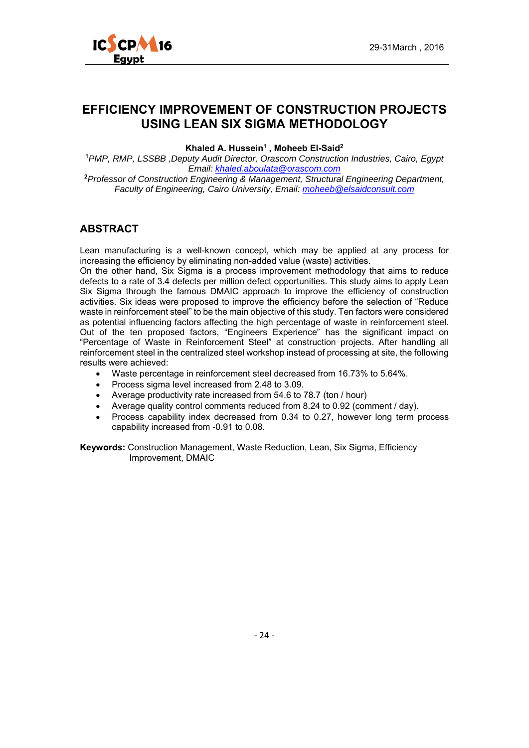# EFFICIENCY IMPROVEMENT OF CONSTRUCTION PROJECTS USING LEAN SIX SIGMA METHODOLOGY

**Khaled A. Hussein[1] , Moheeb El-Said[2]**

[1]*PMP, RMP, LSSBB ,Deputy Audit Director, Orascom Construction Industries, Cairo, Egypt Email: khaled.aboulata@orascom.com*

[2]*Professor of Construction Engineering & Management, Structural Engineering Department, Faculty of Engineering, Cairo University, Email: moheeb@elsaidconsult.com*

## ABSTRACT

Lean manufacturing is a well-known concept, which may be applied at any process for increasing the efficiency by eliminating non-added value (waste) activities.
On the other hand, Six Sigma is a process improvement methodology that aims to reduce defects to a rate of 3.4 defects per million defect opportunities. This study aims to apply Lean Six Sigma through the famous DMAIC approach to improve the efficiency of construction activities. Six ideas were proposed to improve the efficiency before the selection of "Reduce waste in reinforcement steel" to be the main objective of this study. Ten factors were considered as potential influencing factors affecting the high percentage of waste in reinforcement steel. Out of the ten proposed factors, "Engineers Experience" has the significant impact on "Percentage of Waste in Reinforcement Steel" at construction projects. After handling all reinforcement steel in the centralized steel workshop instead of processing at site, the following results were achieved:

- Waste percentage in reinforcement steel decreased from 16.73% to 5.64%.
- Process sigma level increased from 2.48 to 3.09.
- Average productivity rate increased from 54.6 to 78.7 (ton / hour)
- Average quality control comments reduced from 8.24 to 0.92 (comment / day).
- Process capability index decreased from 0.34 to 0.27, however long term process capability increased from -0.91 to 0.08.

**Keywords:** Construction Management, Waste Reduction, Lean, Six Sigma, Efficiency Improvement, DMAIC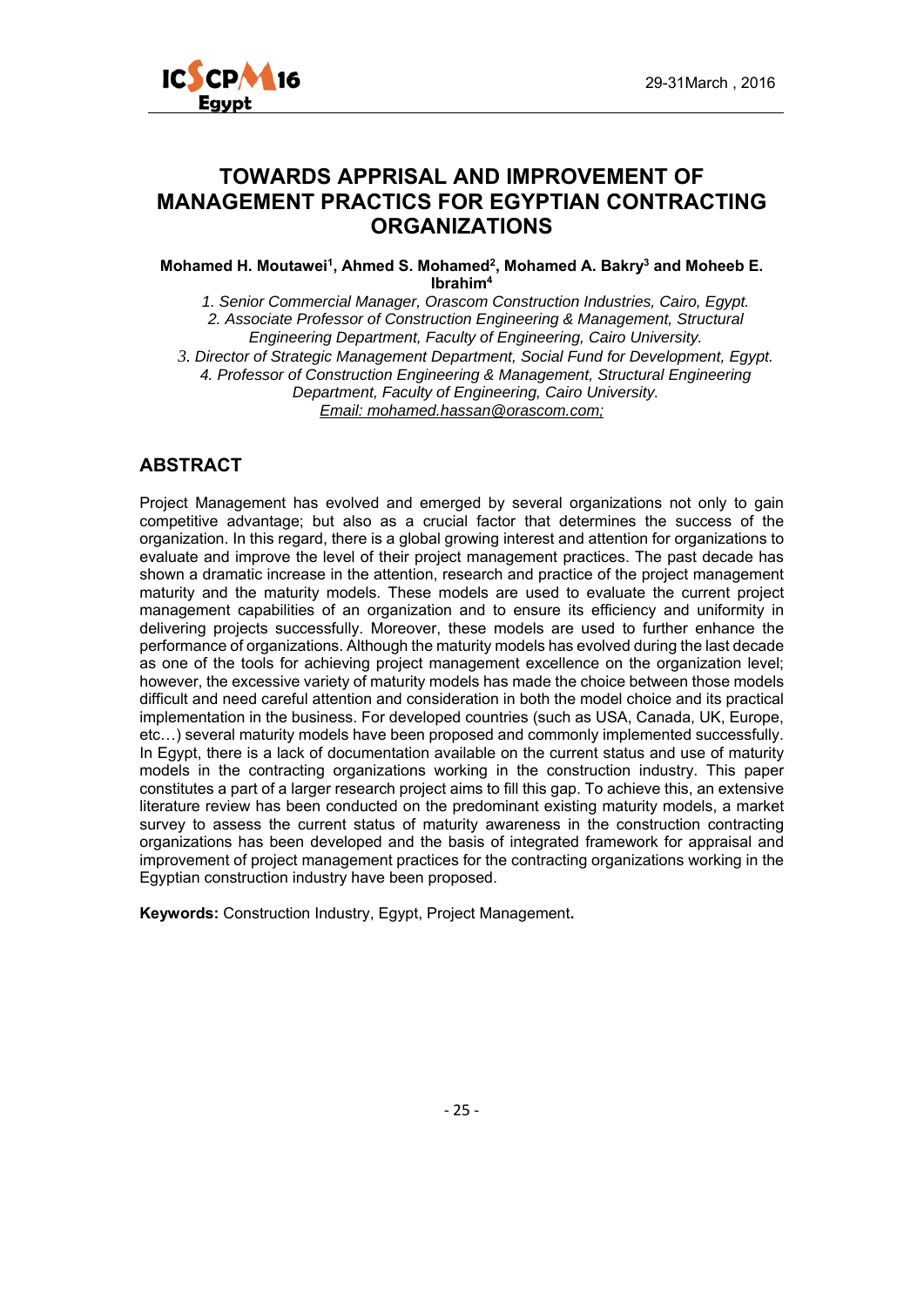# TOWARDS APPRISAL AND IMPROVEMENT OF MANAGEMENT PRACTICES FOR EGYPTIAN CONTRACTING ORGANIZATIONS

**Mohamed H. Moutawei[1], Ahmed S. Mohamed[2], Mohamed A. Bakry[3] and Moheeb E. Ibrahim[4]**

*1. Senior Commercial Manager, Orascom Construction Industries, Cairo, Egypt.*
*2. Associate Professor of Construction Engineering & Management, Structural Engineering Department, Faculty of Engineering, Cairo University.*
*3. Director of Strategic Management Department, Social Fund for Development, Egypt.*
*4. Professor of Construction Engineering & Management, Structural Engineering Department, Faculty of Engineering, Cairo University.*
*Email: mohamed.hassan@orascom.com;*

## ABSTRACT

Project Management has evolved and emerged by several organizations not only to gain competitive advantage; but also as a crucial factor that determines the success of the organization. In this regard, there is a global growing interest and attention for organizations to evaluate and improve the level of their project management practices. The past decade has shown a dramatic increase in the attention, research and practice of the project management maturity and the maturity models. These models are used to evaluate the current project management capabilities of an organization and to ensure its efficiency and uniformity in delivering projects successfully. Moreover, these models are used to further enhance the performance of organizations. Although the maturity models has evolved during the last decade as one of the tools for achieving project management excellence on the organization level; however, the excessive variety of maturity models has made the choice between those models difficult and need careful attention and consideration in both the model choice and its practical implementation in the business. For developed countries (such as USA, Canada, UK, Europe, etc…) several maturity models have been proposed and commonly implemented successfully. In Egypt, there is a lack of documentation available on the current status and use of maturity models in the contracting organizations working in the construction industry. This paper constitutes a part of a larger research project aims to fill this gap. To achieve this, an extensive literature review has been conducted on the predominant existing maturity models, a market survey to assess the current status of maturity awareness in the construction contracting organizations has been developed and the basis of integrated framework for appraisal and improvement of project management practices for the contracting organizations working in the Egyptian construction industry have been proposed.

**Keywords:** Construction Industry, Egypt, Project Management**.**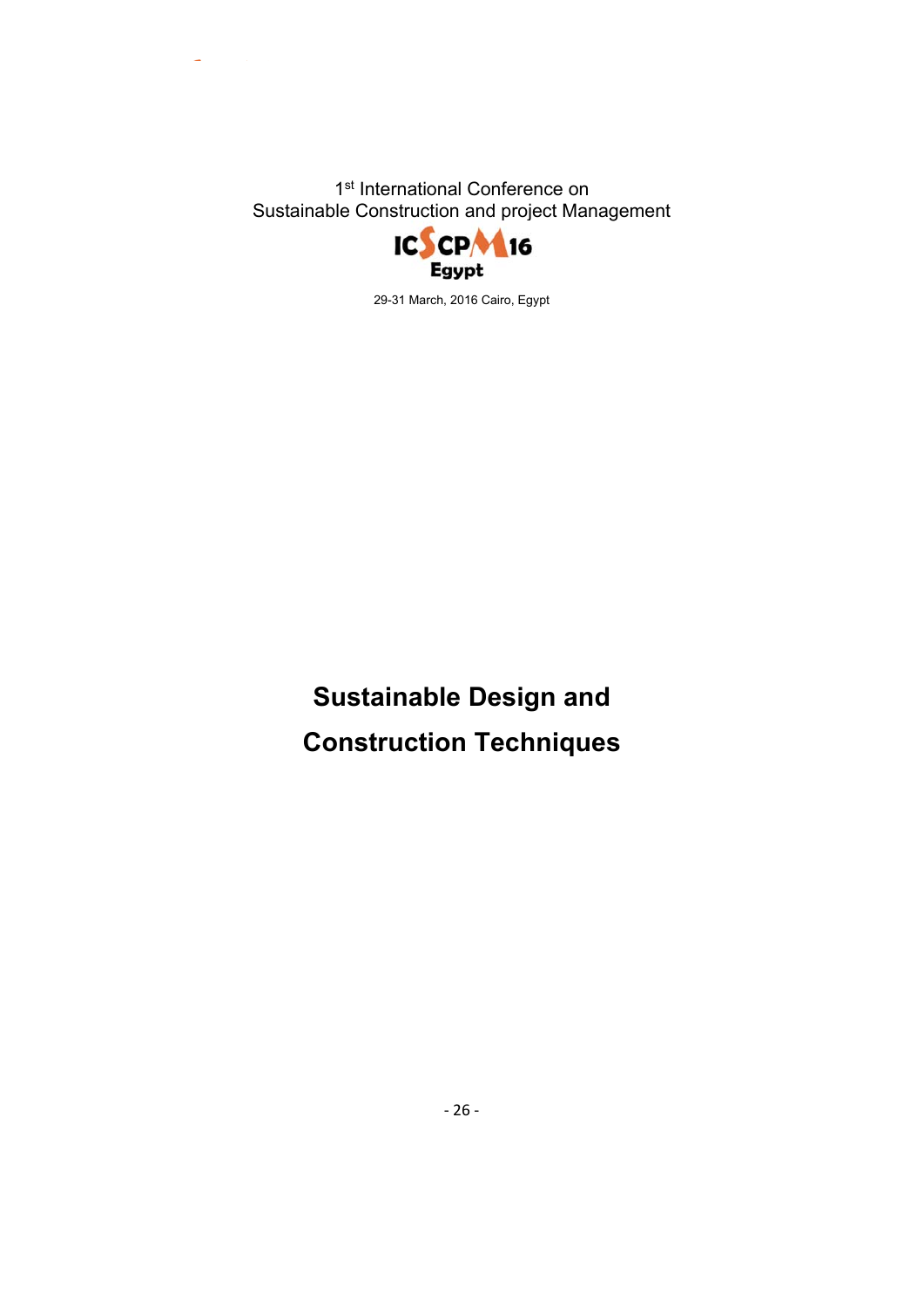1st International Conference on
Sustainable Construction and project Management

ICSCPM16
Egypt

29-31 March, 2016 Cairo, Egypt

# Sustainable Design and Construction Techniques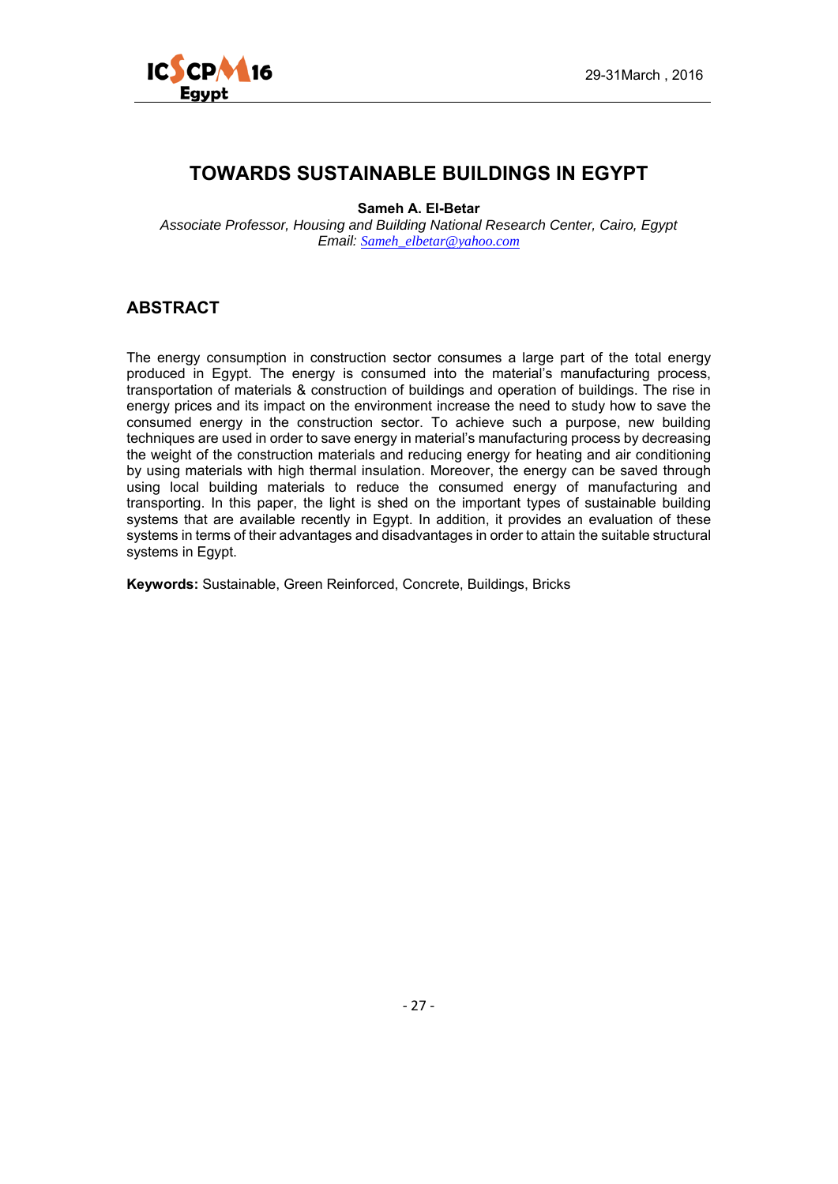# TOWARDS SUSTAINABLE BUILDINGS IN EGYPT

**Sameh A. El-Betar**

*Associate Professor, Housing and Building National Research Center, Cairo, Egypt*
*Email: Sameh_elbetar@yahoo.com*

## ABSTRACT

The energy consumption in construction sector consumes a large part of the total energy produced in Egypt. The energy is consumed into the material's manufacturing process, transportation of materials & construction of buildings and operation of buildings. The rise in energy prices and its impact on the environment increase the need to study how to save the consumed energy in the construction sector. To achieve such a purpose, new building techniques are used in order to save energy in material's manufacturing process by decreasing the weight of the construction materials and reducing energy for heating and air conditioning by using materials with high thermal insulation. Moreover, the energy can be saved through using local building materials to reduce the consumed energy of manufacturing and transporting. In this paper, the light is shed on the important types of sustainable building systems that are available recently in Egypt. In addition, it provides an evaluation of these systems in terms of their advantages and disadvantages in order to attain the suitable structural systems in Egypt.

**Keywords:** Sustainable, Green Reinforced, Concrete, Buildings, Bricks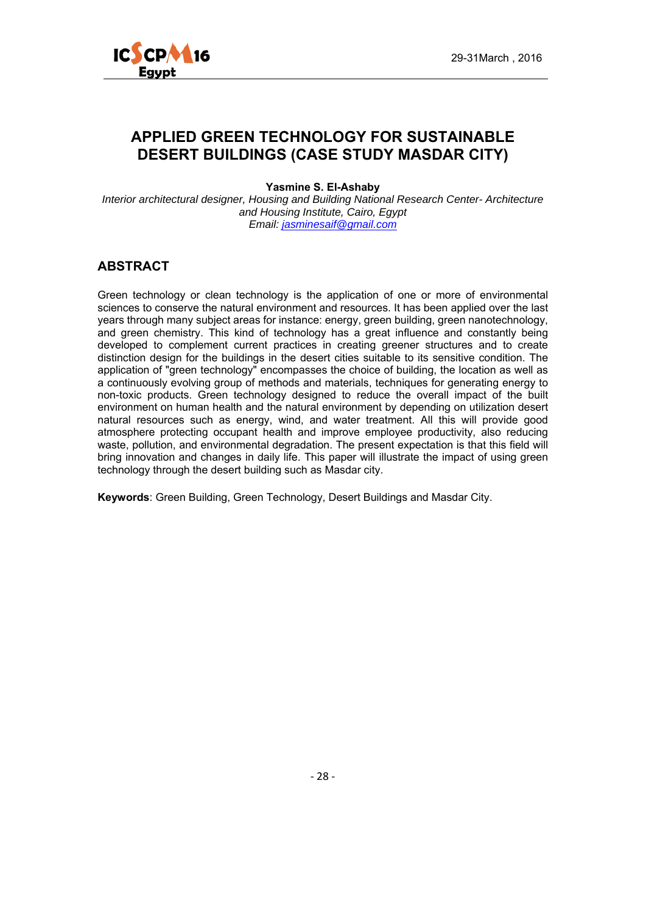# APPLIED GREEN TECHNOLOGY FOR SUSTAINABLE DESERT BUILDINGS (CASE STUDY MASDAR CITY)

**Yasmine S. El-Ashaby**

*Interior architectural designer, Housing and Building National Research Center- Architecture and Housing Institute, Cairo, Egypt*
*Email: jasminesaif@gmail.com*

## ABSTRACT

Green technology or clean technology is the application of one or more of environmental sciences to conserve the natural environment and resources. It has been applied over the last years through many subject areas for instance: energy, green building, green nanotechnology, and green chemistry. This kind of technology has a great influence and constantly being developed to complement current practices in creating greener structures and to create distinction design for the buildings in the desert cities suitable to its sensitive condition. The application of "green technology" encompasses the choice of building, the location as well as a continuously evolving group of methods and materials, techniques for generating energy to non-toxic products. Green technology designed to reduce the overall impact of the built environment on human health and the natural environment by depending on utilization desert natural resources such as energy, wind, and water treatment. All this will provide good atmosphere protecting occupant health and improve employee productivity, also reducing waste, pollution, and environmental degradation. The present expectation is that this field will bring innovation and changes in daily life. This paper will illustrate the impact of using green technology through the desert building such as Masdar city.

**Keywords**: Green Building, Green Technology, Desert Buildings and Masdar City.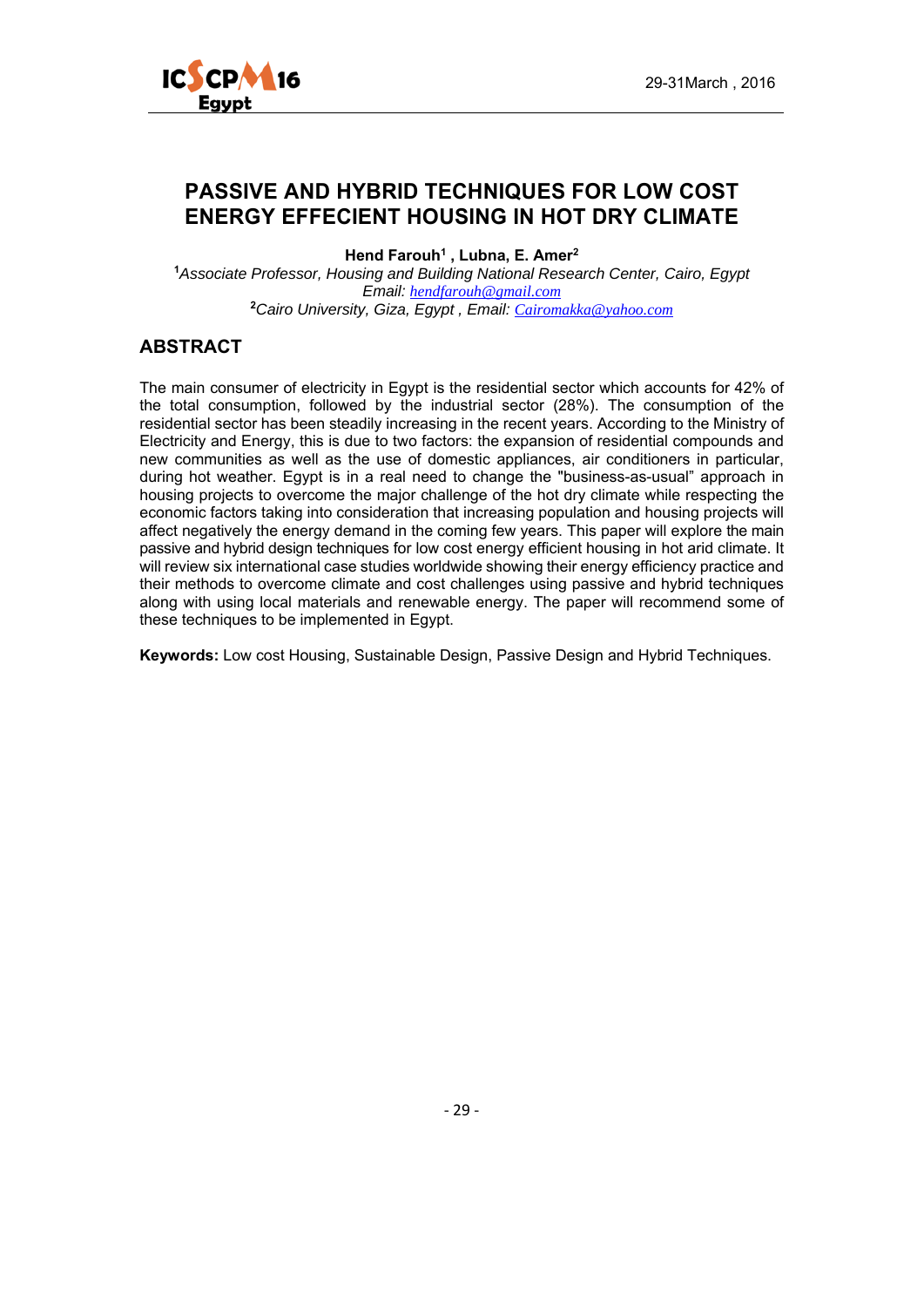# PASSIVE AND HYBRID TECHNIQUES FOR LOW COST ENERGY EFFECIENT HOUSING IN HOT DRY CLIMATE

**Hend Farouh[1] , Lubna, E. Amer[2]**

[1]*Associate Professor, Housing and Building National Research Center, Cairo, Egypt*
*Email: hendfarouh@gmail.com*
[2]*Cairo University, Giza, Egypt , Email: Cairomakka@yahoo.com*

## ABSTRACT

The main consumer of electricity in Egypt is the residential sector which accounts for 42% of the total consumption, followed by the industrial sector (28%). The consumption of the residential sector has been steadily increasing in the recent years. According to the Ministry of Electricity and Energy, this is due to two factors: the expansion of residential compounds and new communities as well as the use of domestic appliances, air conditioners in particular, during hot weather. Egypt is in a real need to change the "business-as-usual" approach in housing projects to overcome the major challenge of the hot dry climate while respecting the economic factors taking into consideration that increasing population and housing projects will affect negatively the energy demand in the coming few years. This paper will explore the main passive and hybrid design techniques for low cost energy efficient housing in hot arid climate. It will review six international case studies worldwide showing their energy efficiency practice and their methods to overcome climate and cost challenges using passive and hybrid techniques along with using local materials and renewable energy. The paper will recommend some of these techniques to be implemented in Egypt.

**Keywords:** Low cost Housing, Sustainable Design, Passive Design and Hybrid Techniques.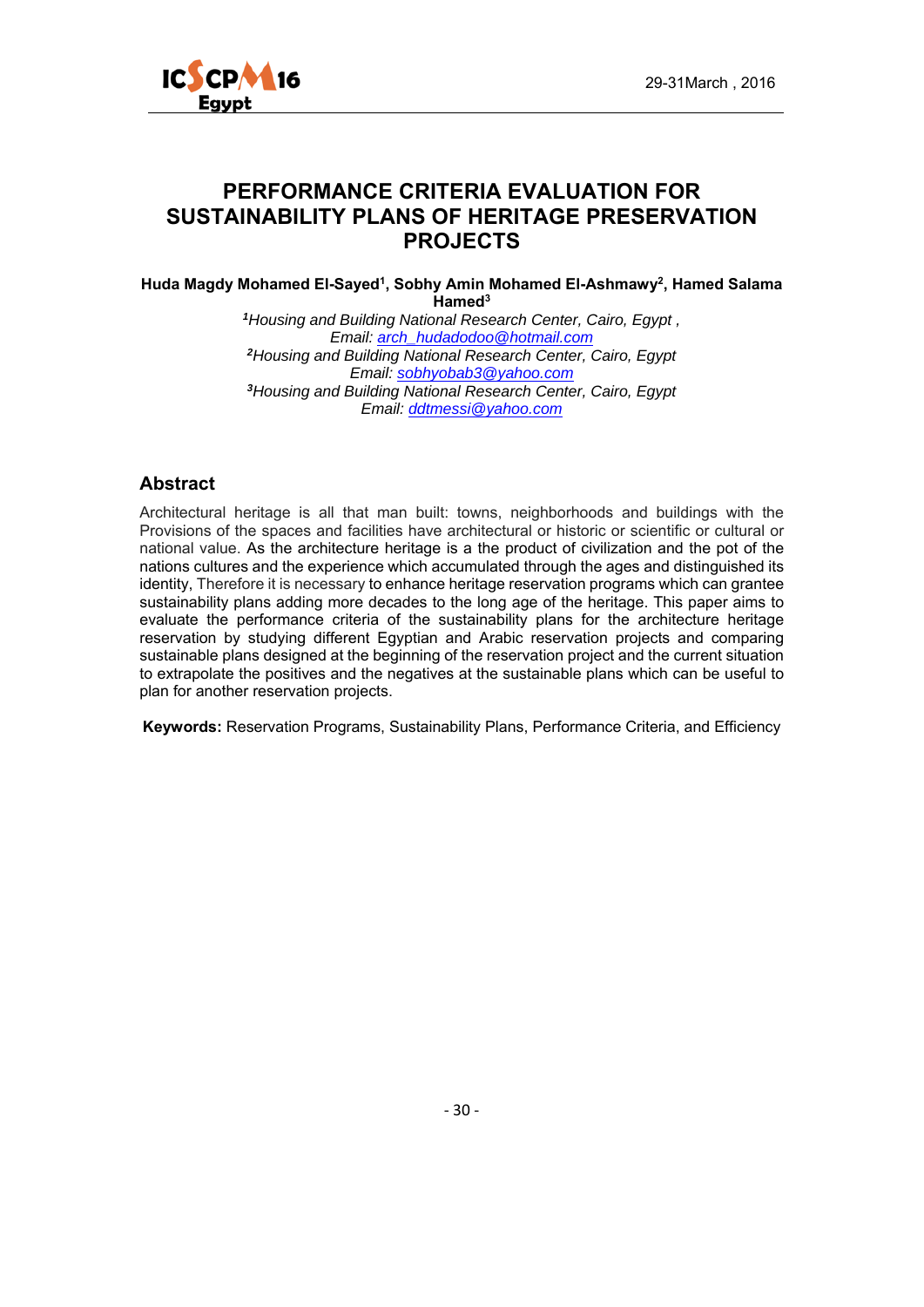# PERFORMANCE CRITERIA EVALUATION FOR SUSTAINABILITY PLANS OF HERITAGE PRESERVATION PROJECTS

**Huda Magdy Mohamed El-Sayed[1], Sobhy Amin Mohamed El-Ashmawy[2], Hamed Salama Hamed[3]**

*[1]Housing and Building National Research Center, Cairo, Egypt ,*
*Email: arch_hudadodoo@hotmail.com*
*[2]Housing and Building National Research Center, Cairo, Egypt*
*Email: sobhyobab3@yahoo.com*
*[3]Housing and Building National Research Center, Cairo, Egypt*
*Email: ddtmessi@yahoo.com*

## Abstract

Architectural heritage is all that man built: towns, neighborhoods and buildings with the Provisions of the spaces and facilities have architectural or historic or scientific or cultural or national value. As the architecture heritage is a the product of civilization and the pot of the nations cultures and the experience which accumulated through the ages and distinguished its identity, Therefore it is necessary to enhance heritage reservation programs which can grantee sustainability plans adding more decades to the long age of the heritage. This paper aims to evaluate the performance criteria of the sustainability plans for the architecture heritage reservation by studying different Egyptian and Arabic reservation projects and comparing sustainable plans designed at the beginning of the reservation project and the current situation to extrapolate the positives and the negatives at the sustainable plans which can be useful to plan for another reservation projects.

**Keywords:** Reservation Programs, Sustainability Plans, Performance Criteria, and Efficiency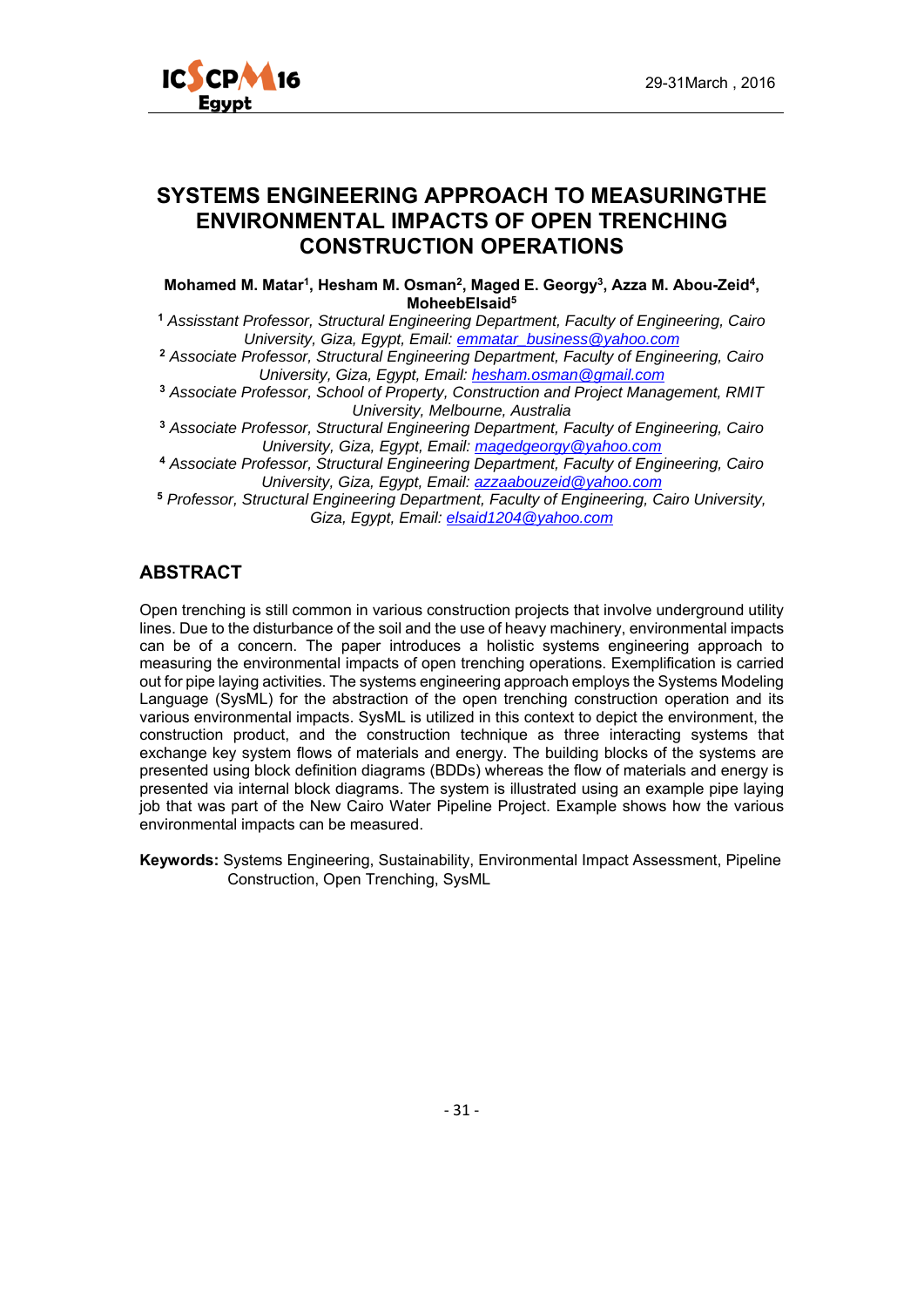# SYSTEMS ENGINEERING APPROACH TO MEASURINGTHE ENVIRONMENTAL IMPACTS OF OPEN TRENCHING CONSTRUCTION OPERATIONS

**Mohamed M. Matar[1], Hesham M. Osman[2], Maged E. Georgy[3], Azza M. Abou-Zeid[4], MoheebElsaid[5]**

[1] *Assisstant Professor, Structural Engineering Department, Faculty of Engineering, Cairo University, Giza, Egypt, Email: emmatar_business@yahoo.com*

[2] *Associate Professor, Structural Engineering Department, Faculty of Engineering, Cairo University, Giza, Egypt, Email: hesham.osman@gmail.com*

[3] *Associate Professor, School of Property, Construction and Project Management, RMIT University, Melbourne, Australia*

[3] *Associate Professor, Structural Engineering Department, Faculty of Engineering, Cairo University, Giza, Egypt, Email: magedgeorgy@yahoo.com*

[4] *Associate Professor, Structural Engineering Department, Faculty of Engineering, Cairo University, Giza, Egypt, Email: azzaabouzeid@yahoo.com*

[5] *Professor, Structural Engineering Department, Faculty of Engineering, Cairo University, Giza, Egypt, Email: elsaid1204@yahoo.com*

## ABSTRACT

Open trenching is still common in various construction projects that involve underground utility lines. Due to the disturbance of the soil and the use of heavy machinery, environmental impacts can be of a concern. The paper introduces a holistic systems engineering approach to measuring the environmental impacts of open trenching operations. Exemplification is carried out for pipe laying activities. The systems engineering approach employs the Systems Modeling Language (SysML) for the abstraction of the open trenching construction operation and its various environmental impacts. SysML is utilized in this context to depict the environment, the construction product, and the construction technique as three interacting systems that exchange key system flows of materials and energy. The building blocks of the systems are presented using block definition diagrams (BDDs) whereas the flow of materials and energy is presented via internal block diagrams. The system is illustrated using an example pipe laying job that was part of the New Cairo Water Pipeline Project. Example shows how the various environmental impacts can be measured.

**Keywords:** Systems Engineering, Sustainability, Environmental Impact Assessment, Pipeline Construction, Open Trenching, SysML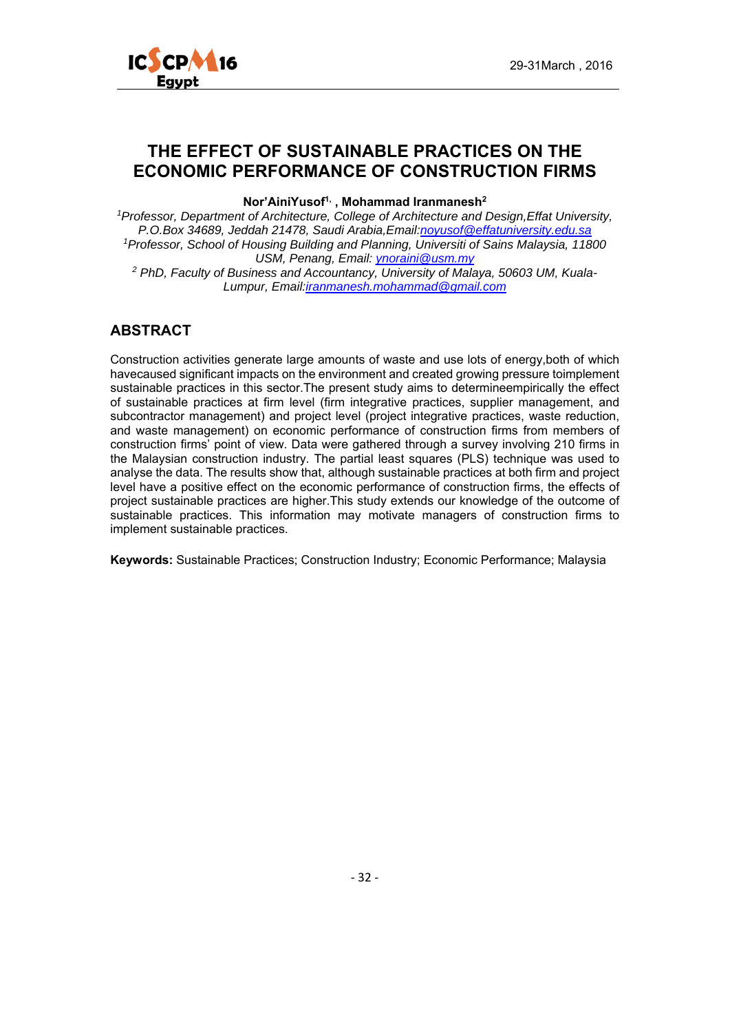# THE EFFECT OF SUSTAINABLE PRACTICES ON THE ECONOMIC PERFORMANCE OF CONSTRUCTION FIRMS

**Nor'AiniYusof[1], , Mohammad Iranmanesh[2]**

*[1]Professor, Department of Architecture, College of Architecture and Design,Effat University, P.O.Box 34689, Jeddah 21478, Saudi Arabia,Email:noyusof@effatuniversity.edu.sa*

*[1]Professor, School of Housing Building and Planning, Universiti of Sains Malaysia, 11800 USM, Penang, Email: ynoraini@usm.my*

*[2] PhD, Faculty of Business and Accountancy, University of Malaya, 50603 UM, Kuala-Lumpur, Email:iranmanesh.mohammad@gmail.com*

## ABSTRACT

Construction activities generate large amounts of waste and use lots of energy,both of which havecaused significant impacts on the environment and created growing pressure toimplement sustainable practices in this sector.The present study aims to determineempirically the effect of sustainable practices at firm level (firm integrative practices, supplier management, and subcontractor management) and project level (project integrative practices, waste reduction, and waste management) on economic performance of construction firms from members of construction firms' point of view. Data were gathered through a survey involving 210 firms in the Malaysian construction industry. The partial least squares (PLS) technique was used to analyse the data. The results show that, although sustainable practices at both firm and project level have a positive effect on the economic performance of construction firms, the effects of project sustainable practices are higher.This study extends our knowledge of the outcome of sustainable practices. This information may motivate managers of construction firms to implement sustainable practices.

**Keywords:** Sustainable Practices; Construction Industry; Economic Performance; Malaysia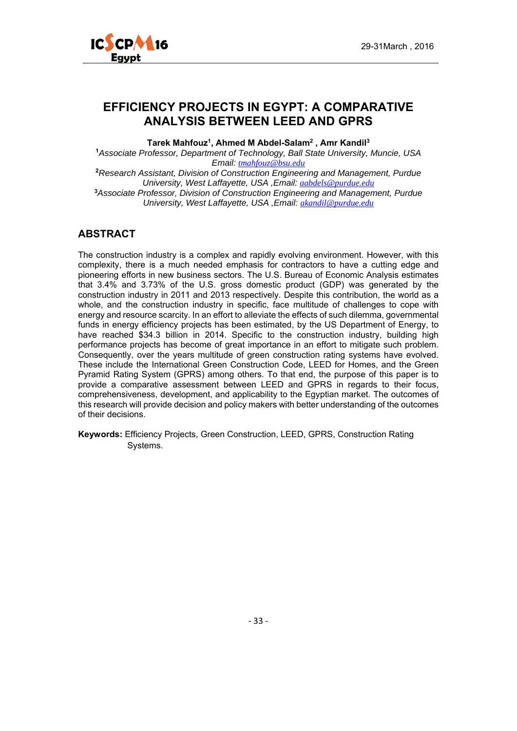# EFFICIENCY PROJECTS IN EGYPT: A COMPARATIVE ANALYSIS BETWEEN LEED AND GPRS

**Tarek Mahfouz[1], Ahmed M Abdel-Salam[2] , Amr Kandil[3]**

[1]*Associate Professor, Department of Technology, Ball State University, Muncie, USA Email: tmahfouz@bsu.edu*

[2]*Research Assistant, Division of Construction Engineering and Management, Purdue University, West Laffayette, USA ,Email: aabdels@purdue.edu*

[3]*Associate Professor, Division of Construction Engineering and Management, Purdue University, West Laffayette, USA ,Email: akandil@purdue.edu*

## ABSTRACT

The construction industry is a complex and rapidly evolving environment. However, with this complexity, there is a much needed emphasis for contractors to have a cutting edge and pioneering efforts in new business sectors. The U.S. Bureau of Economic Analysis estimates that 3.4% and 3.73% of the U.S. gross domestic product (GDP) was generated by the construction industry in 2011 and 2013 respectively. Despite this contribution, the world as a whole, and the construction industry in specific, face multitude of challenges to cope with energy and resource scarcity. In an effort to alleviate the effects of such dilemma, governmental funds in energy efficiency projects has been estimated, by the US Department of Energy, to have reached $34.3 billion in 2014. Specific to the construction industry, building high performance projects has become of great importance in an effort to mitigate such problem. Consequently, over the years multitude of green construction rating systems have evolved. These include the International Green Construction Code, LEED for Homes, and the Green Pyramid Rating System (GPRS) among others. To that end, the purpose of this paper is to provide a comparative assessment between LEED and GPRS in regards to their focus, comprehensiveness, development, and applicability to the Egyptian market. The outcomes of this research will provide decision and policy makers with better understanding of the outcomes of their decisions.

**Keywords:** Efficiency Projects, Green Construction, LEED, GPRS, Construction Rating Systems.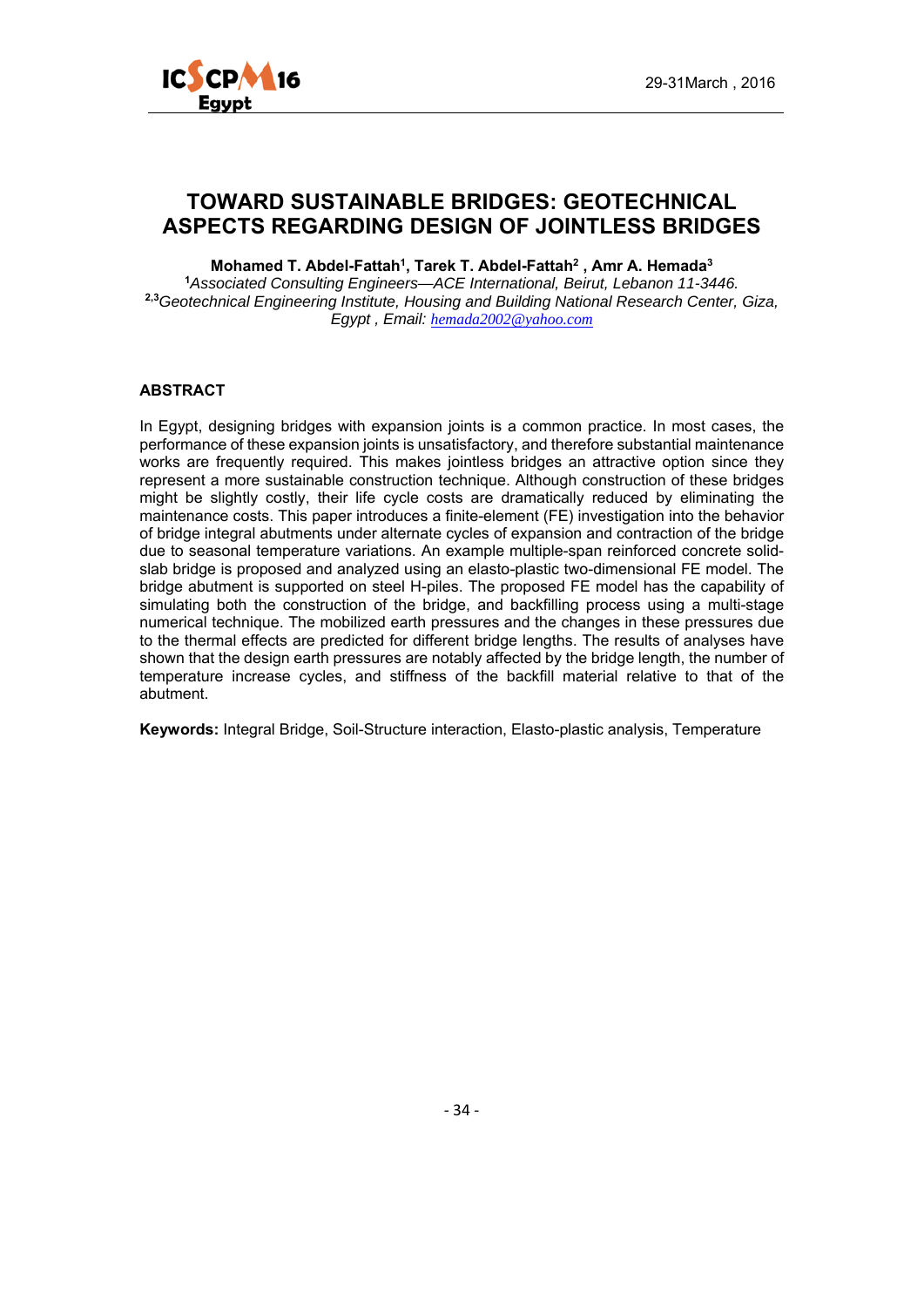# TOWARD SUSTAINABLE BRIDGES: GEOTECHNICAL ASPECTS REGARDING DESIGN OF JOINTLESS BRIDGES

**Mohamed T. Abdel-Fattah[1], Tarek T. Abdel-Fattah[2] , Amr A. Hemada[3]**

[1]*Associated Consulting Engineers—ACE International, Beirut, Lebanon 11-3446.*

[2,3]*Geotechnical Engineering Institute, Housing and Building National Research Center, Giza, Egypt , Email: hemada2002@yahoo.com*

## ABSTRACT

In Egypt, designing bridges with expansion joints is a common practice. In most cases, the performance of these expansion joints is unsatisfactory, and therefore substantial maintenance works are frequently required. This makes jointless bridges an attractive option since they represent a more sustainable construction technique. Although construction of these bridges might be slightly costly, their life cycle costs are dramatically reduced by eliminating the maintenance costs. This paper introduces a finite-element (FE) investigation into the behavior of bridge integral abutments under alternate cycles of expansion and contraction of the bridge due to seasonal temperature variations. An example multiple-span reinforced concrete solid-slab bridge is proposed and analyzed using an elasto-plastic two-dimensional FE model. The bridge abutment is supported on steel H-piles. The proposed FE model has the capability of simulating both the construction of the bridge, and backfilling process using a multi-stage numerical technique. The mobilized earth pressures and the changes in these pressures due to the thermal effects are predicted for different bridge lengths. The results of analyses have shown that the design earth pressures are notably affected by the bridge length, the number of temperature increase cycles, and stiffness of the backfill material relative to that of the abutment.

**Keywords:** Integral Bridge, Soil-Structure interaction, Elasto-plastic analysis, Temperature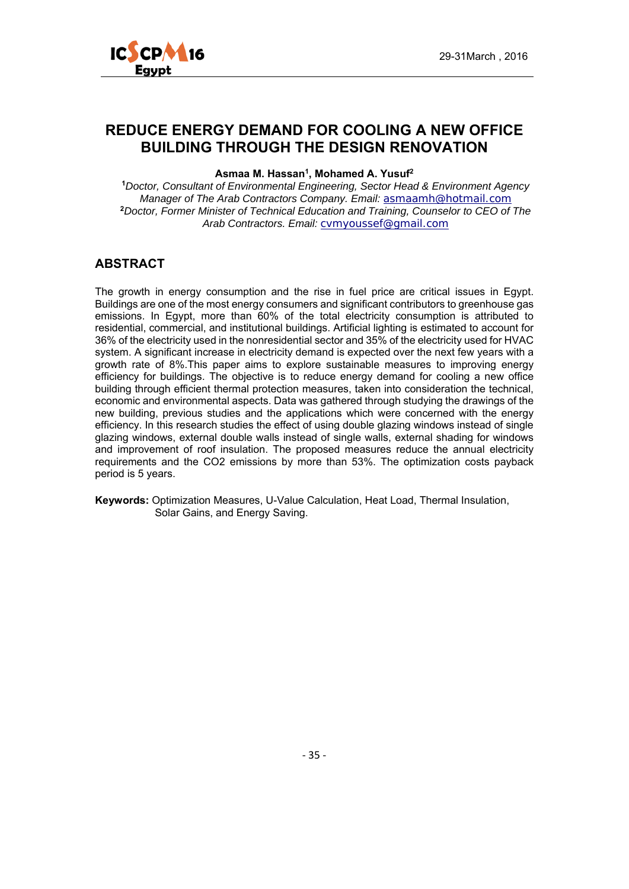# REDUCE ENERGY DEMAND FOR COOLING A NEW OFFICE BUILDING THROUGH THE DESIGN RENOVATION

**Asmaa M. Hassan[1], Mohamed A. Yusuf[2]**

[1] *Doctor, Consultant of Environmental Engineering, Sector Head & Environment Agency Manager of The Arab Contractors Company. Email:* asmaamh@hotmail.com
[2] *Doctor, Former Minister of Technical Education and Training, Counselor to CEO of The Arab Contractors. Email:* cvmyoussef@gmail.com

## ABSTRACT

The growth in energy consumption and the rise in fuel price are critical issues in Egypt. Buildings are one of the most energy consumers and significant contributors to greenhouse gas emissions. In Egypt, more than 60% of the total electricity consumption is attributed to residential, commercial, and institutional buildings. Artificial lighting is estimated to account for 36% of the electricity used in the nonresidential sector and 35% of the electricity used for HVAC system. A significant increase in electricity demand is expected over the next few years with a growth rate of 8%.This paper aims to explore sustainable measures to improving energy efficiency for buildings. The objective is to reduce energy demand for cooling a new office building through efficient thermal protection measures, taken into consideration the technical, economic and environmental aspects. Data was gathered through studying the drawings of the new building, previous studies and the applications which were concerned with the energy efficiency. In this research studies the effect of using double glazing windows instead of single glazing windows, external double walls instead of single walls, external shading for windows and improvement of roof insulation. The proposed measures reduce the annual electricity requirements and the $CO_2$ emissions by more than 53%. The optimization costs payback period is 5 years.

**Keywords:** Optimization Measures, U-Value Calculation, Heat Load, Thermal Insulation, Solar Gains, and Energy Saving.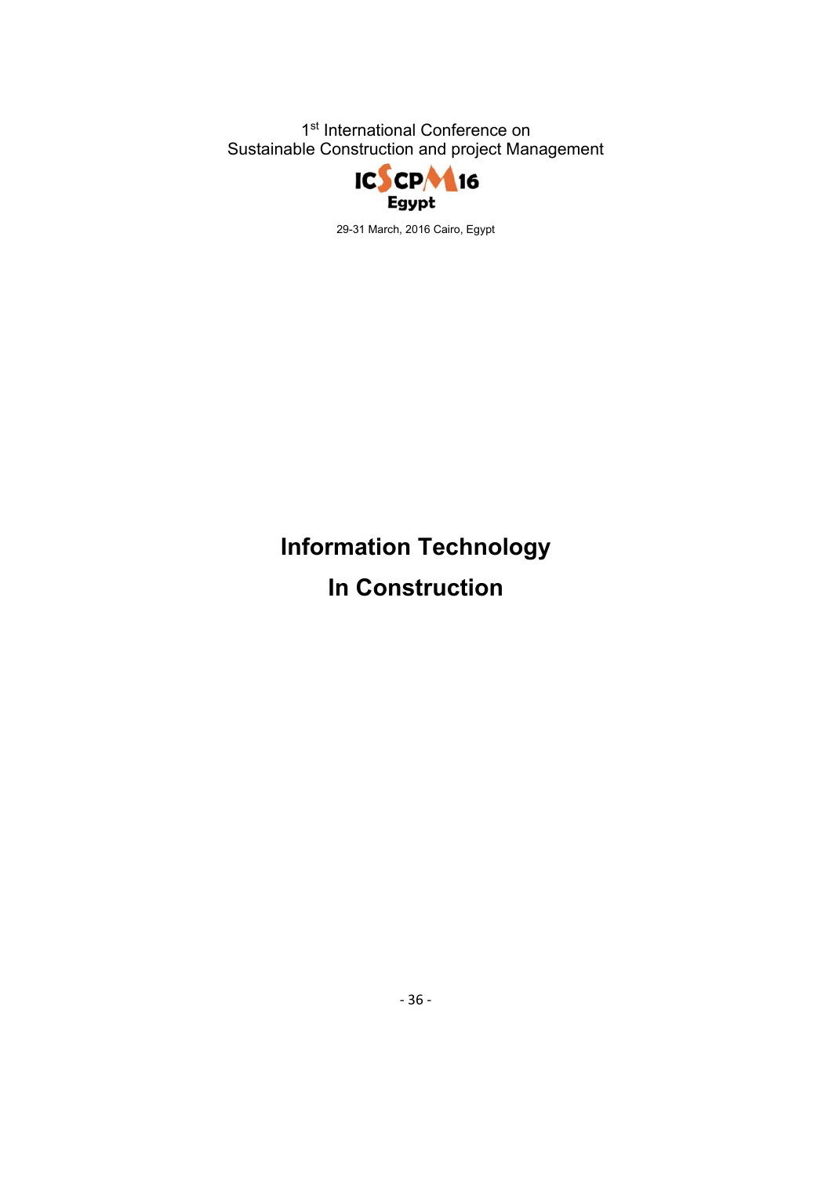# Information Technology In Construction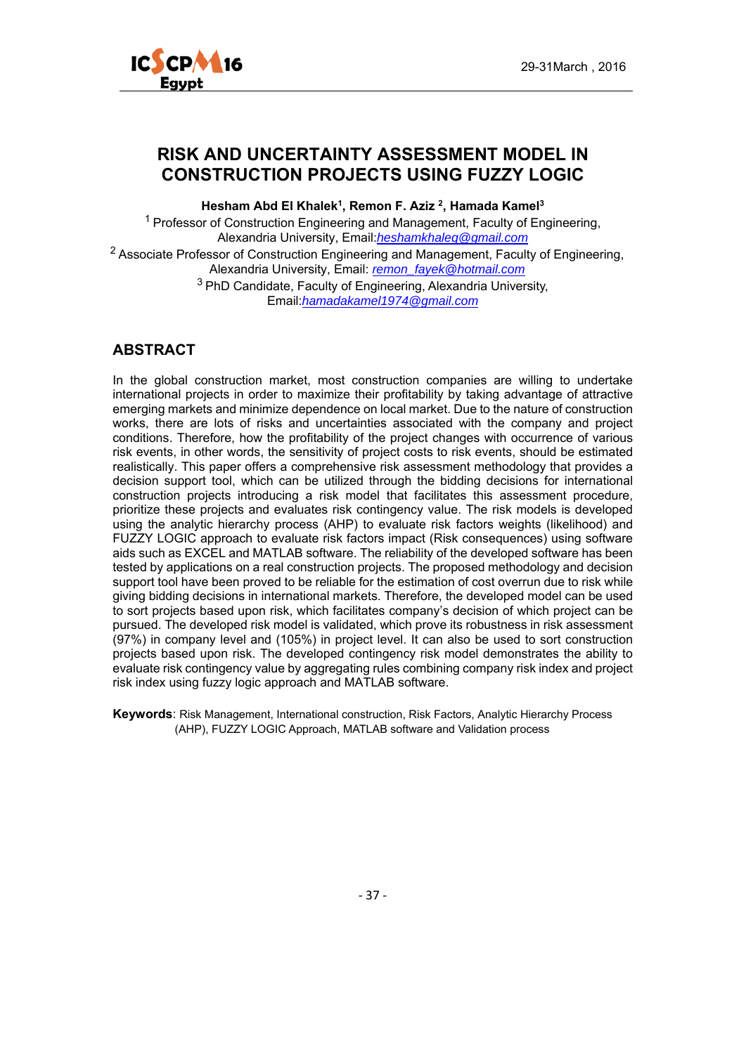# RISK AND UNCERTAINTY ASSESSMENT MODEL IN CONSTRUCTION PROJECTS USING FUZZY LOGIC

**Hesham Abd El Khalek[1], Remon F. Aziz [2], Hamada Kamel[3]**

[1] Professor of Construction Engineering and Management, Faculty of Engineering, Alexandria University, Email:*heshamkhaleq@gmail.com*

[2] Associate Professor of Construction Engineering and Management, Faculty of Engineering, Alexandria University, Email: *remon_fayek@hotmail.com*

[3] PhD Candidate, Faculty of Engineering, Alexandria University, Email:*hamadakamel1974@gmail.com*

## ABSTRACT

In the global construction market, most construction companies are willing to undertake international projects in order to maximize their profitability by taking advantage of attractive emerging markets and minimize dependence on local market. Due to the nature of construction works, there are lots of risks and uncertainties associated with the company and project conditions. Therefore, how the profitability of the project changes with occurrence of various risk events, in other words, the sensitivity of project costs to risk events, should be estimated realistically. This paper offers a comprehensive risk assessment methodology that provides a decision support tool, which can be utilized through the bidding decisions for international construction projects introducing a risk model that facilitates this assessment procedure, prioritize these projects and evaluates risk contingency value. The risk models is developed using the analytic hierarchy process (AHP) to evaluate risk factors weights (likelihood) and FUZZY LOGIC approach to evaluate risk factors impact (Risk consequences) using software aids such as EXCEL and MATLAB software. The reliability of the developed software has been tested by applications on a real construction projects. The proposed methodology and decision support tool have been proved to be reliable for the estimation of cost overrun due to risk while giving bidding decisions in international markets. Therefore, the developed model can be used to sort projects based upon risk, which facilitates company's decision of which project can be pursued. The developed risk model is validated, which prove its robustness in risk assessment (97%) in company level and (105%) in project level. It can also be used to sort construction projects based upon risk. The developed contingency risk model demonstrates the ability to evaluate risk contingency value by aggregating rules combining company risk index and project risk index using fuzzy logic approach and MATLAB software.

**Keywords**: Risk Management, International construction, Risk Factors, Analytic Hierarchy Process (AHP), FUZZY LOGIC Approach, MATLAB software and Validation process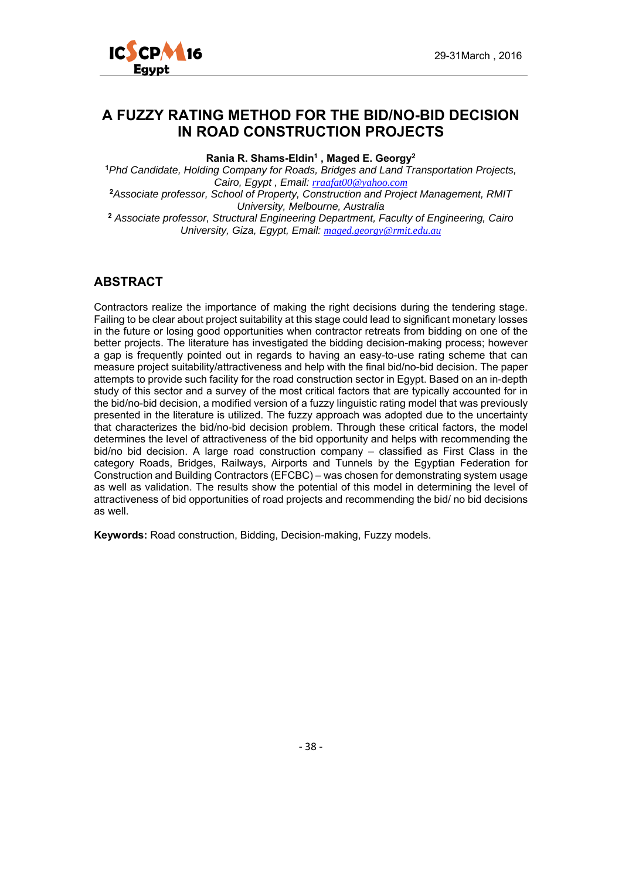# A FUZZY RATING METHOD FOR THE BID/NO-BID DECISION IN ROAD CONSTRUCTION PROJECTS

**Rania R. Shams-Eldin[1] , Maged E. Georgy[2]**

[1]*Phd Candidate, Holding Company for Roads, Bridges and Land Transportation Projects, Cairo, Egypt , Email: rraafat00@yahoo.com*

[2]*Associate professor, School of Property, Construction and Project Management, RMIT University, Melbourne, Australia*

[2] *Associate professor, Structural Engineering Department, Faculty of Engineering, Cairo University, Giza, Egypt, Email: maged.georgy@rmit.edu.au*

## ABSTRACT

Contractors realize the importance of making the right decisions during the tendering stage. Failing to be clear about project suitability at this stage could lead to significant monetary losses in the future or losing good opportunities when contractor retreats from bidding on one of the better projects. The literature has investigated the bidding decision-making process; however a gap is frequently pointed out in regards to having an easy-to-use rating scheme that can measure project suitability/attractiveness and help with the final bid/no-bid decision. The paper attempts to provide such facility for the road construction sector in Egypt. Based on an in-depth study of this sector and a survey of the most critical factors that are typically accounted for in the bid/no-bid decision, a modified version of a fuzzy linguistic rating model that was previously presented in the literature is utilized. The fuzzy approach was adopted due to the uncertainty that characterizes the bid/no-bid decision problem. Through these critical factors, the model determines the level of attractiveness of the bid opportunity and helps with recommending the bid/no bid decision. A large road construction company – classified as First Class in the category Roads, Bridges, Railways, Airports and Tunnels by the Egyptian Federation for Construction and Building Contractors (EFCBC) – was chosen for demonstrating system usage as well as validation. The results show the potential of this model in determining the level of attractiveness of bid opportunities of road projects and recommending the bid/ no bid decisions as well.

**Keywords:** Road construction, Bidding, Decision-making, Fuzzy models.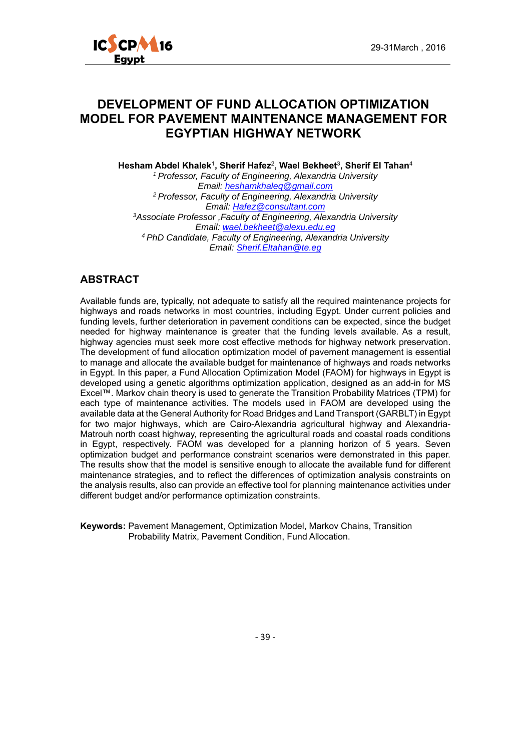# DEVELOPMENT OF FUND ALLOCATION OPTIMIZATION MODEL FOR PAVEMENT MAINTENANCE MANAGEMENT FOR EGYPTIAN HIGHWAY NETWORK

**Hesham Abdel Khalek**[1], **Sherif Hafez**[2], **Wael Bekheet**[3], **Sherif El Tahan**[4]

[1] *Professor, Faculty of Engineering, Alexandria University*
*Email: heshamkhaleq@gmail.com*
[2] *Professor, Faculty of Engineering, Alexandria University*
*Email: Hafez@consultant.com*
[3] *Associate Professor ,Faculty of Engineering, Alexandria University*
*Email: wael.bekheet@alexu.edu.eg*
[4] *PhD Candidate, Faculty of Engineering, Alexandria University*
*Email: Sherif.Eltahan@te.eg*

## ABSTRACT

Available funds are, typically, not adequate to satisfy all the required maintenance projects for highways and roads networks in most countries, including Egypt. Under current policies and funding levels, further deterioration in pavement conditions can be expected, since the budget needed for highway maintenance is greater that the funding levels available. As a result, highway agencies must seek more cost effective methods for highway network preservation. The development of fund allocation optimization model of pavement management is essential to manage and allocate the available budget for maintenance of highways and roads networks in Egypt. In this paper, a Fund Allocation Optimization Model (FAOM) for highways in Egypt is developed using a genetic algorithms optimization application, designed as an add-in for MS Excel™. Markov chain theory is used to generate the Transition Probability Matrices (TPM) for each type of maintenance activities. The models used in FAOM are developed using the available data at the General Authority for Road Bridges and Land Transport (GARBLT) in Egypt for two major highways, which are Cairo-Alexandria agricultural highway and Alexandria-Matrouh north coast highway, representing the agricultural roads and coastal roads conditions in Egypt, respectively. FAOM was developed for a planning horizon of 5 years. Seven optimization budget and performance constraint scenarios were demonstrated in this paper. The results show that the model is sensitive enough to allocate the available fund for different maintenance strategies, and to reflect the differences of optimization analysis constraints on the analysis results, also can provide an effective tool for planning maintenance activities under different budget and/or performance optimization constraints.

**Keywords:** Pavement Management, Optimization Model, Markov Chains, Transition Probability Matrix, Pavement Condition, Fund Allocation.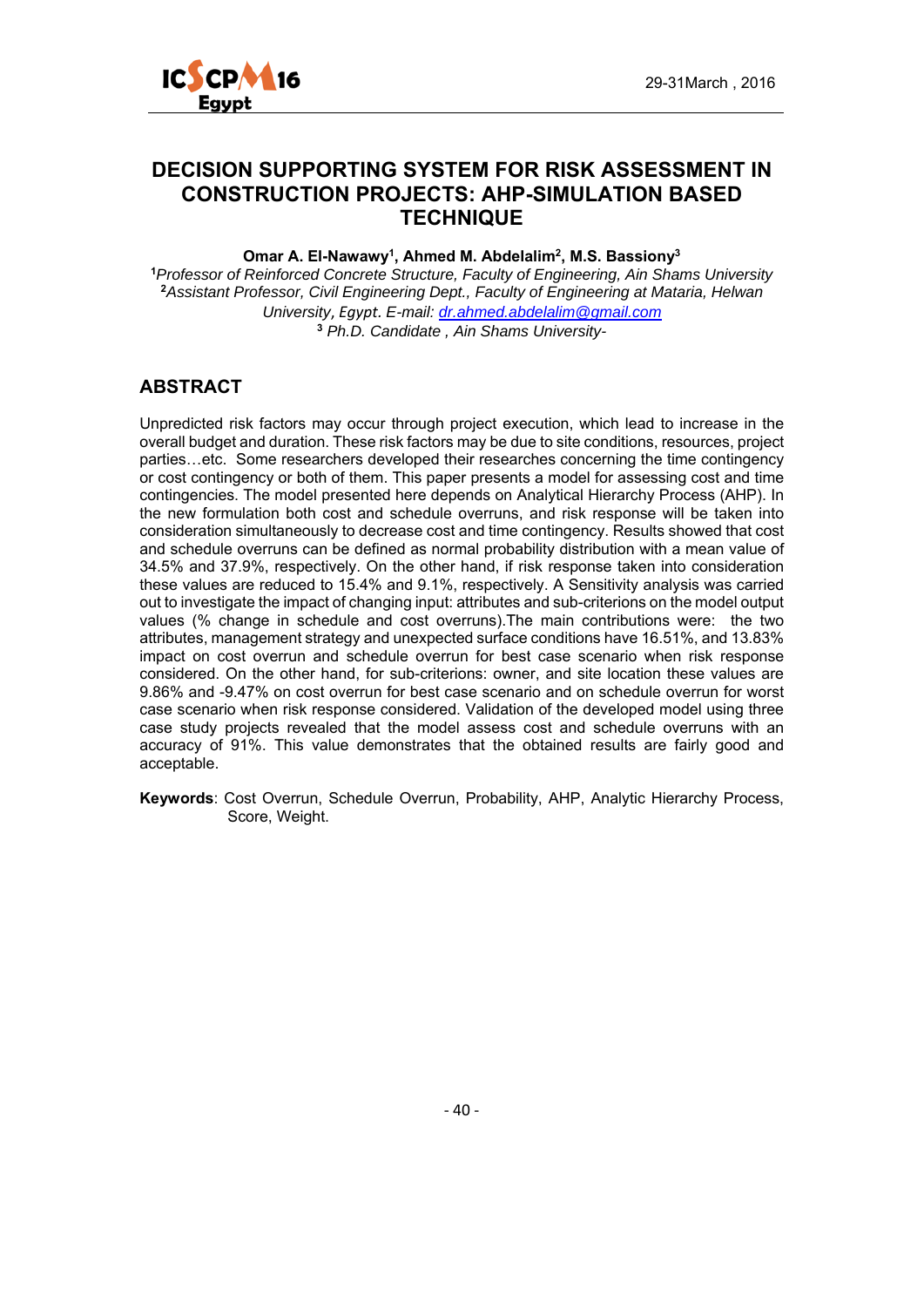# DECISION SUPPORTING SYSTEM FOR RISK ASSESSMENT IN CONSTRUCTION PROJECTS: AHP-SIMULATION BASED TECHNIQUE

**Omar A. El-Nawawy[1], Ahmed M. Abdelalim[2], M.S. Bassiony[3]**

[1]*Professor of Reinforced Concrete Structure, Faculty of Engineering, Ain Shams University*
[2]*Assistant Professor, Civil Engineering Dept., Faculty of Engineering at Mataria, Helwan University, Egypt. E-mail: dr.ahmed.abdelalim@gmail.com*
[3] *Ph.D. Candidate , Ain Shams University-*

## ABSTRACT

Unpredicted risk factors may occur through project execution, which lead to increase in the overall budget and duration. These risk factors may be due to site conditions, resources, project parties…etc. Some researchers developed their researches concerning the time contingency or cost contingency or both of them. This paper presents a model for assessing cost and time contingencies. The model presented here depends on Analytical Hierarchy Process (AHP). In the new formulation both cost and schedule overruns, and risk response will be taken into consideration simultaneously to decrease cost and time contingency. Results showed that cost and schedule overruns can be defined as normal probability distribution with a mean value of 34.5% and 37.9%, respectively. On the other hand, if risk response taken into consideration these values are reduced to 15.4% and 9.1%, respectively. A Sensitivity analysis was carried out to investigate the impact of changing input: attributes and sub-criterions on the model output values (% change in schedule and cost overruns).The main contributions were: the two attributes, management strategy and unexpected surface conditions have 16.51%, and 13.83% impact on cost overrun and schedule overrun for best case scenario when risk response considered. On the other hand, for sub-criterions: owner, and site location these values are 9.86% and -9.47% on cost overrun for best case scenario and on schedule overrun for worst case scenario when risk response considered. Validation of the developed model using three case study projects revealed that the model assess cost and schedule overruns with an accuracy of 91%. This value demonstrates that the obtained results are fairly good and acceptable.

**Keywords**: Cost Overrun, Schedule Overrun, Probability, AHP, Analytic Hierarchy Process, Score, Weight.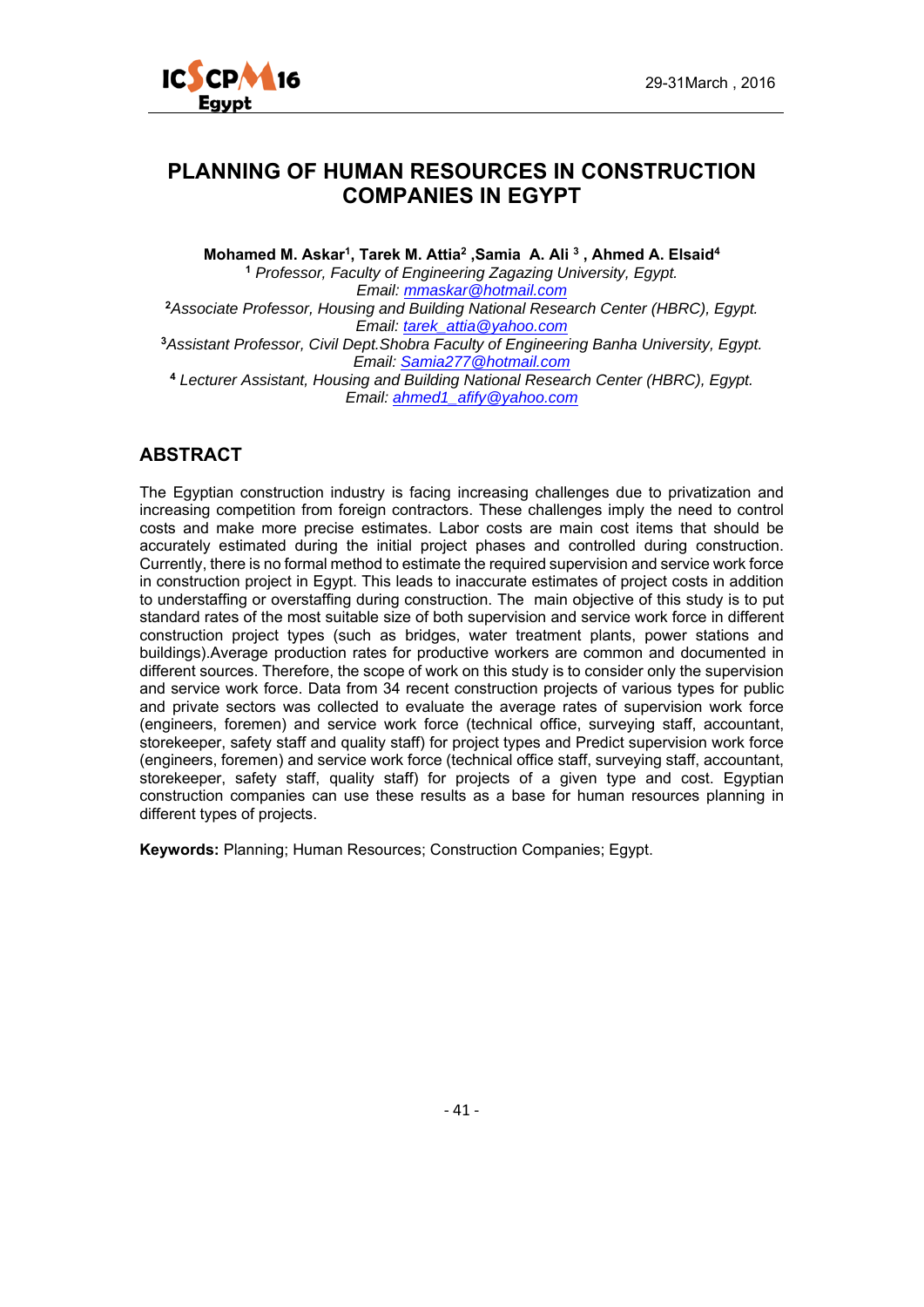# PLANNING OF HUMAN RESOURCES IN CONSTRUCTION COMPANIES IN EGYPT

**Mohamed M. Askar[1], Tarek M. Attia[2] ,Samia A. Ali [3] , Ahmed A. Elsaid[4]**

[1] *Professor, Faculty of Engineering Zagazig University, Egypt.*
*Email: mmaskar@hotmail.com*

[2]*Associate Professor, Housing and Building National Research Center (HBRC), Egypt.*
*Email: tarek_attia@yahoo.com*

[3]*Assistant Professor, Civil Dept.Shobra Faculty of Engineering Banha University, Egypt.*
*Email: Samia277@hotmail.com*

[4] *Lecturer Assistant, Housing and Building National Research Center (HBRC), Egypt.*
*Email: ahmed1_afify@yahoo.com*

## ABSTRACT

The Egyptian construction industry is facing increasing challenges due to privatization and increasing competition from foreign contractors. These challenges imply the need to control costs and make more precise estimates. Labor costs are main cost items that should be accurately estimated during the initial project phases and controlled during construction. Currently, there is no formal method to estimate the required supervision and service work force in construction project in Egypt. This leads to inaccurate estimates of project costs in addition to understaffing or overstaffing during construction. The main objective of this study is to put standard rates of the most suitable size of both supervision and service work force in different construction project types (such as bridges, water treatment plants, power stations and buildings).Average production rates for productive workers are common and documented in different sources. Therefore, the scope of work on this study is to consider only the supervision and service work force. Data from 34 recent construction projects of various types for public and private sectors was collected to evaluate the average rates of supervision work force (engineers, foremen) and service work force (technical office, surveying staff, accountant, storekeeper, safety staff and quality staff) for project types and Predict supervision work force (engineers, foremen) and service work force (technical office staff, surveying staff, accountant, storekeeper, safety staff, quality staff) for projects of a given type and cost. Egyptian construction companies can use these results as a base for human resources planning in different types of projects.

**Keywords:** Planning; Human Resources; Construction Companies; Egypt.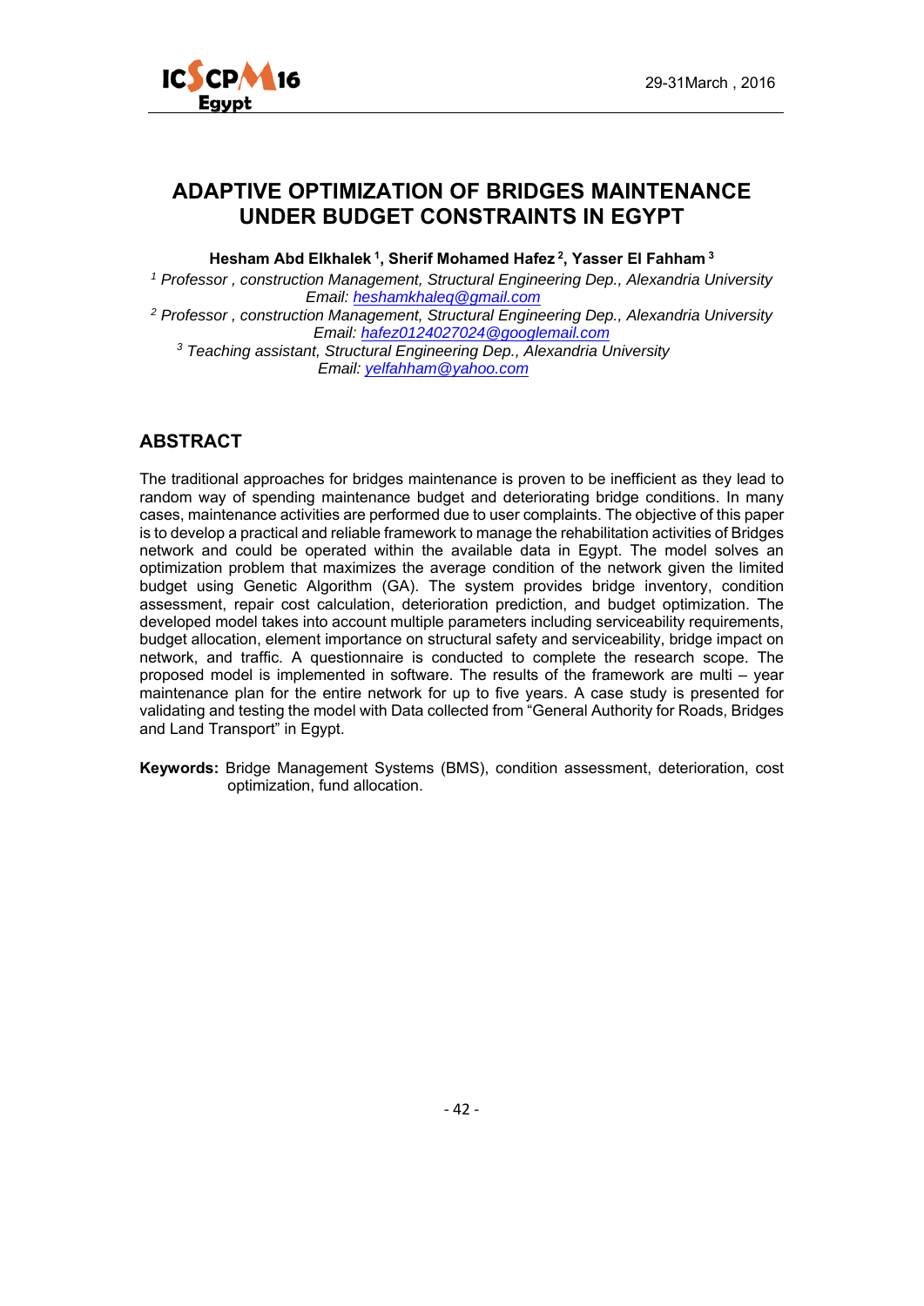# ADAPTIVE OPTIMIZATION OF BRIDGES MAINTENANCE UNDER BUDGET CONSTRAINTS IN EGYPT

**Hesham Abd Elkhalek [1], Sherif Mohamed Hafez [2], Yasser El Fahham [3]**

[1] *Professor , construction Management, Structural Engineering Dep., Alexandria University*
*Email: heshamkhaleq@gmail.com*

[2] *Professor , construction Management, Structural Engineering Dep., Alexandria University*
*Email: hafez0124027024@googlemail.com*

[3] *Teaching assistant, Structural Engineering Dep., Alexandria University*
*Email: yelfahham@yahoo.com*

## ABSTRACT

The traditional approaches for bridges maintenance is proven to be inefficient as they lead to random way of spending maintenance budget and deteriorating bridge conditions. In many cases, maintenance activities are performed due to user complaints. The objective of this paper is to develop a practical and reliable framework to manage the rehabilitation activities of Bridges network and could be operated within the available data in Egypt. The model solves an optimization problem that maximizes the average condition of the network given the limited budget using Genetic Algorithm (GA). The system provides bridge inventory, condition assessment, repair cost calculation, deterioration prediction, and budget optimization. The developed model takes into account multiple parameters including serviceability requirements, budget allocation, element importance on structural safety and serviceability, bridge impact on network, and traffic. A questionnaire is conducted to complete the research scope. The proposed model is implemented in software. The results of the framework are multi – year maintenance plan for the entire network for up to five years. A case study is presented for validating and testing the model with Data collected from “General Authority for Roads, Bridges and Land Transport” in Egypt.

**Keywords:** Bridge Management Systems (BMS), condition assessment, deterioration, cost optimization, fund allocation.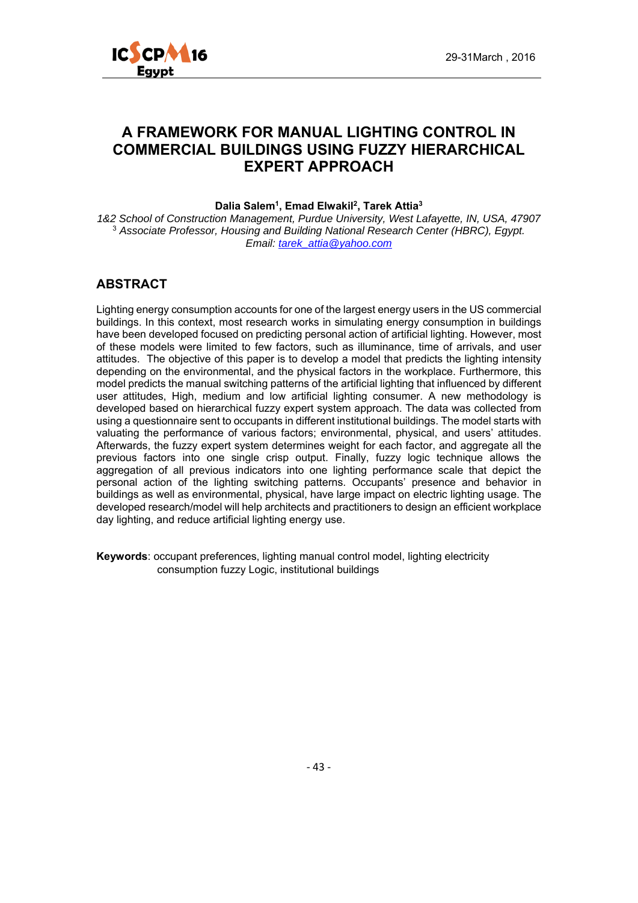# A FRAMEWORK FOR MANUAL LIGHTING CONTROL IN COMMERCIAL BUILDINGS USING FUZZY HIERARCHICAL EXPERT APPROACH

**Dalia Salem[1], Emad Elwakil[2], Tarek Attia[3]**

*1&2 School of Construction Management, Purdue University, West Lafayette, IN, USA, 47907*
*[3] Associate Professor, Housing and Building National Research Center (HBRC), Egypt.*
*Email: tarek_attia@yahoo.com*

## ABSTRACT

Lighting energy consumption accounts for one of the largest energy users in the US commercial buildings. In this context, most research works in simulating energy consumption in buildings have been developed focused on predicting personal action of artificial lighting. However, most of these models were limited to few factors, such as illuminance, time of arrivals, and user attitudes. The objective of this paper is to develop a model that predicts the lighting intensity depending on the environmental, and the physical factors in the workplace. Furthermore, this model predicts the manual switching patterns of the artificial lighting that influenced by different user attitudes, High, medium and low artificial lighting consumer. A new methodology is developed based on hierarchical fuzzy expert system approach. The data was collected from using a questionnaire sent to occupants in different institutional buildings. The model starts with valuating the performance of various factors; environmental, physical, and users' attitudes. Afterwards, the fuzzy expert system determines weight for each factor, and aggregate all the previous factors into one single crisp output. Finally, fuzzy logic technique allows the aggregation of all previous indicators into one lighting performance scale that depict the personal action of the lighting switching patterns. Occupants' presence and behavior in buildings as well as environmental, physical, have large impact on electric lighting usage. The developed research/model will help architects and practitioners to design an efficient workplace day lighting, and reduce artificial lighting energy use.

**Keywords**: occupant preferences, lighting manual control model, lighting electricity consumption fuzzy Logic, institutional buildings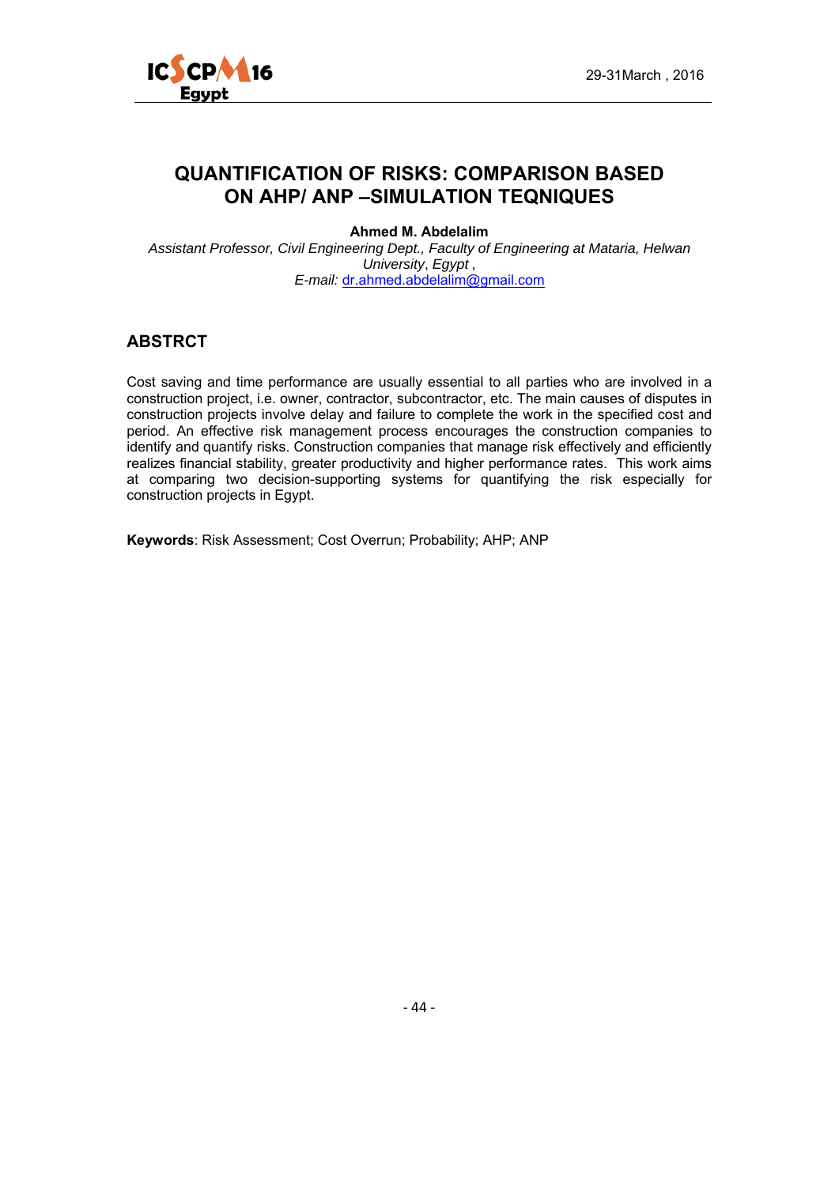# QUANTIFICATION OF RISKS: COMPARISON BASED ON AHP/ ANP –SIMULATION TEQNIQUES

**Ahmed M. Abdelalim**

*Assistant Professor, Civil Engineering Dept., Faculty of Engineering at Mataria, Helwan University, Egypt ,*
*E-mail:* dr.ahmed.abdelalim@gmail.com

## ABSTRCT

Cost saving and time performance are usually essential to all parties who are involved in a construction project, i.e. owner, contractor, subcontractor, etc. The main causes of disputes in construction projects involve delay and failure to complete the work in the specified cost and period. An effective risk management process encourages the construction companies to identify and quantify risks. Construction companies that manage risk effectively and efficiently realizes financial stability, greater productivity and higher performance rates. This work aims at comparing two decision-supporting systems for quantifying the risk especially for construction projects in Egypt.

**Keywords**: Risk Assessment; Cost Overrun; Probability; AHP; ANP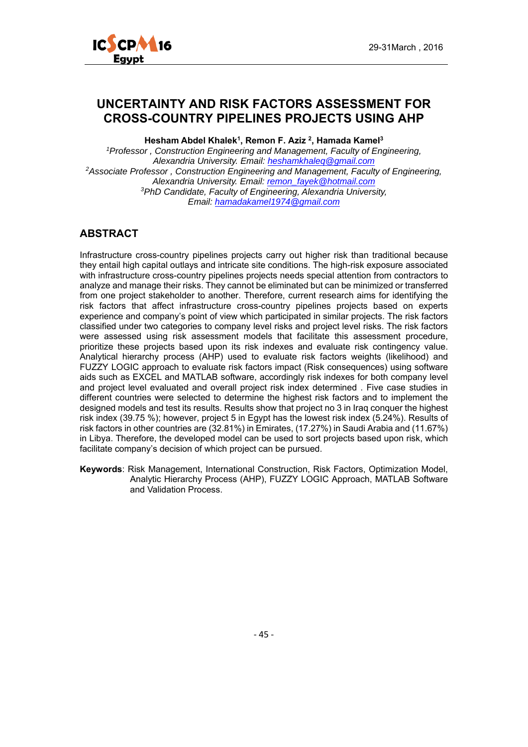# UNCERTAINTY AND RISK FACTORS ASSESSMENT FOR CROSS-COUNTRY PIPELINES PROJECTS USING AHP

**Hesham Abdel Khalek[1], Remon F. Aziz [2], Hamada Kamel[3]**

*[1]Professor , Construction Engineering and Management, Faculty of Engineering, Alexandria University. Email: heshamkhaleq@gmail.com*
*[2]Associate Professor , Construction Engineering and Management, Faculty of Engineering, Alexandria University. Email: remon_fayek@hotmail.com*
*[3]PhD Candidate, Faculty of Engineering, Alexandria University, Email: hamadakamel1974@gmail.com*

## ABSTRACT

Infrastructure cross-country pipelines projects carry out higher risk than traditional because they entail high capital outlays and intricate site conditions. The high-risk exposure associated with infrastructure cross-country pipelines projects needs special attention from contractors to analyze and manage their risks. They cannot be eliminated but can be minimized or transferred from one project stakeholder to another. Therefore, current research aims for identifying the risk factors that affect infrastructure cross-country pipelines projects based on experts experience and company's point of view which participated in similar projects. The risk factors classified under two categories to company level risks and project level risks. The risk factors were assessed using risk assessment models that facilitate this assessment procedure, prioritize these projects based upon its risk indexes and evaluate risk contingency value. Analytical hierarchy process (AHP) used to evaluate risk factors weights (likelihood) and FUZZY LOGIC approach to evaluate risk factors impact (Risk consequences) using software aids such as EXCEL and MATLAB software, accordingly risk indexes for both company level and project level evaluated and overall project risk index determined . Five case studies in different countries were selected to determine the highest risk factors and to implement the designed models and test its results. Results show that project no 3 in Iraq conquer the highest risk index (39.75 %); however, project 5 in Egypt has the lowest risk index (5.24%). Results of risk factors in other countries are (32.81%) in Emirates, (17.27%) in Saudi Arabia and (11.67%) in Libya. Therefore, the developed model can be used to sort projects based upon risk, which facilitate company's decision of which project can be pursued.

**Keywords**: Risk Management, International Construction, Risk Factors, Optimization Model, Analytic Hierarchy Process (AHP), FUZZY LOGIC Approach, MATLAB Software and Validation Process.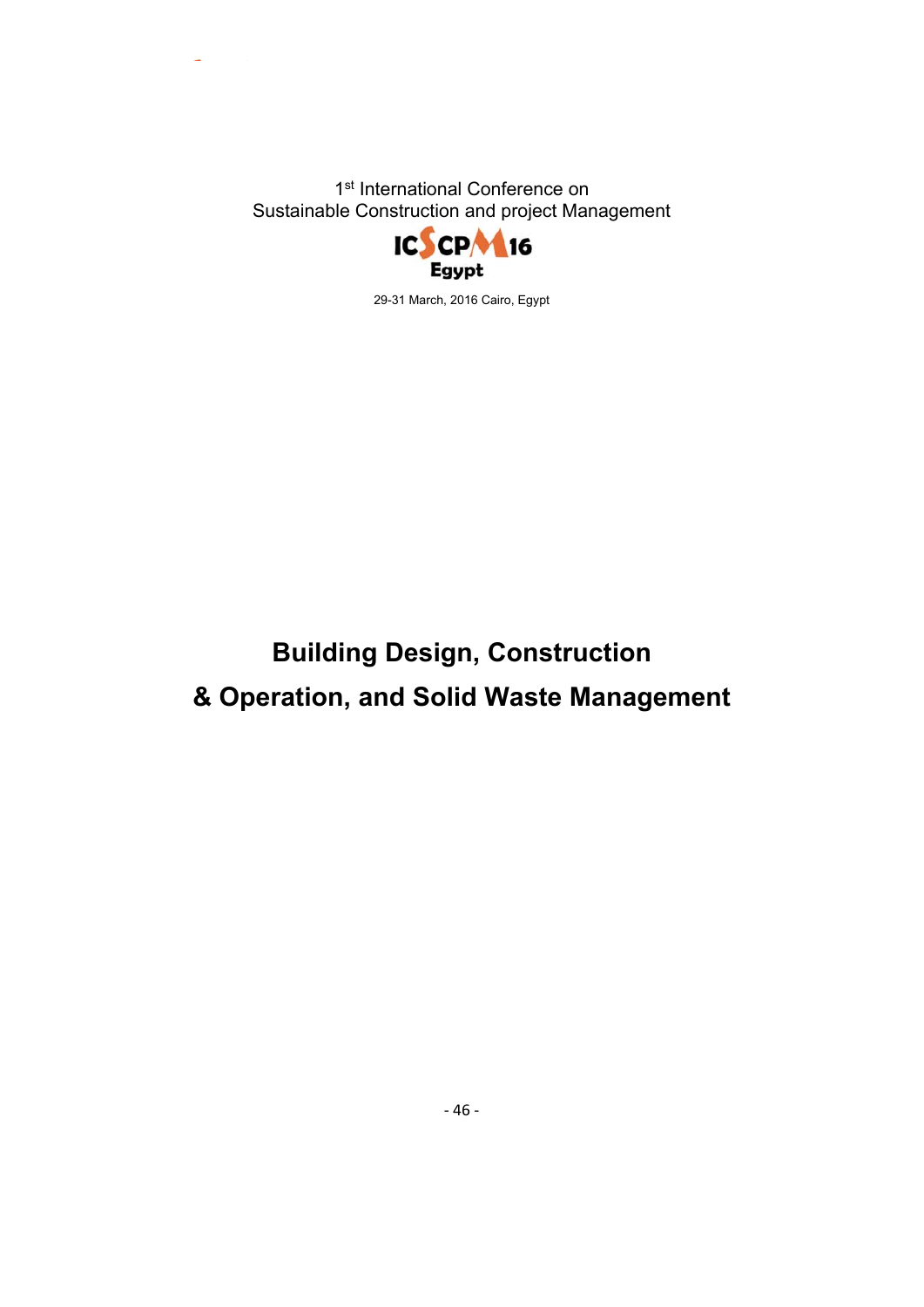1st International Conference on
Sustainable Construction and project Management

ICSCPM16
Egypt

29-31 March, 2016 Cairo, Egypt

# Building Design, Construction & Operation, and Solid Waste Management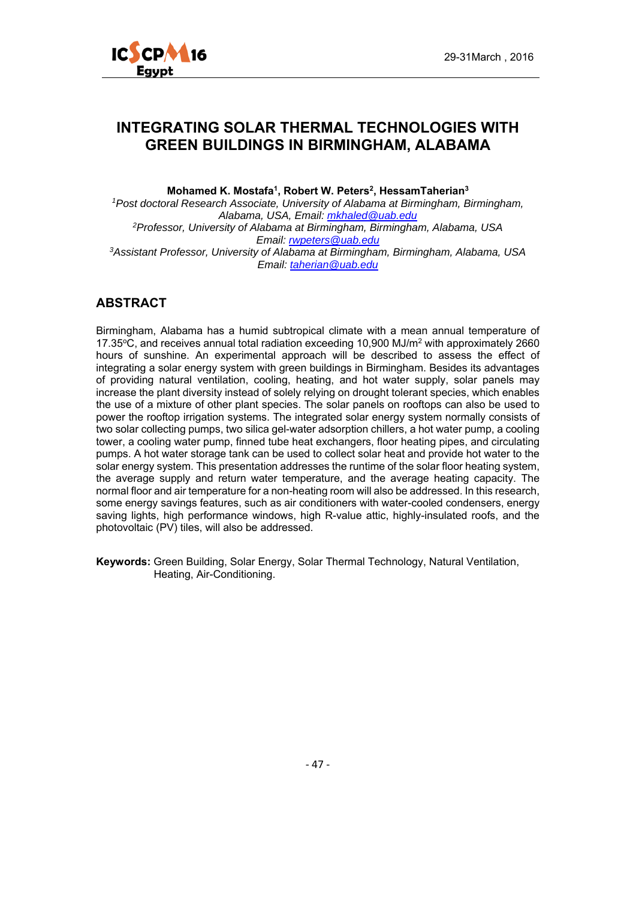# INTEGRATING SOLAR THERMAL TECHNOLOGIES WITH GREEN BUILDINGS IN BIRMINGHAM, ALABAMA

**Mohamed K. Mostafa[1], Robert W. Peters[2], HessamTaherian[3]**

[1]*Post doctoral Research Associate, University of Alabama at Birmingham, Birmingham, Alabama, USA, Email: mkhaled@uab.edu*

[2]*Professor, University of Alabama at Birmingham, Birmingham, Alabama, USA Email: rwpeters@uab.edu*

[3]*Assistant Professor, University of Alabama at Birmingham, Birmingham, Alabama, USA Email: taherian@uab.edu*

## ABSTRACT

Birmingham, Alabama has a humid subtropical climate with a mean annual temperature of 17.35$^{o}$C, and receives annual total radiation exceeding 10,900 MJ/m$^2$ with approximately 2660 hours of sunshine. An experimental approach will be described to assess the effect of integrating a solar energy system with green buildings in Birmingham. Besides its advantages of providing natural ventilation, cooling, heating, and hot water supply, solar panels may increase the plant diversity instead of solely relying on drought tolerant species, which enables the use of a mixture of other plant species. The solar panels on rooftops can also be used to power the rooftop irrigation systems. The integrated solar energy system normally consists of two solar collecting pumps, two silica gel-water adsorption chillers, a hot water pump, a cooling tower, a cooling water pump, finned tube heat exchangers, floor heating pipes, and circulating pumps. A hot water storage tank can be used to collect solar heat and provide hot water to the solar energy system. This presentation addresses the runtime of the solar floor heating system, the average supply and return water temperature, and the average heating capacity. The normal floor and air temperature for a non-heating room will also be addressed. In this research, some energy savings features, such as air conditioners with water-cooled condensers, energy saving lights, high performance windows, high R-value attic, highly-insulated roofs, and the photovoltaic (PV) tiles, will also be addressed.

**Keywords:** Green Building, Solar Energy, Solar Thermal Technology, Natural Ventilation, Heating, Air-Conditioning.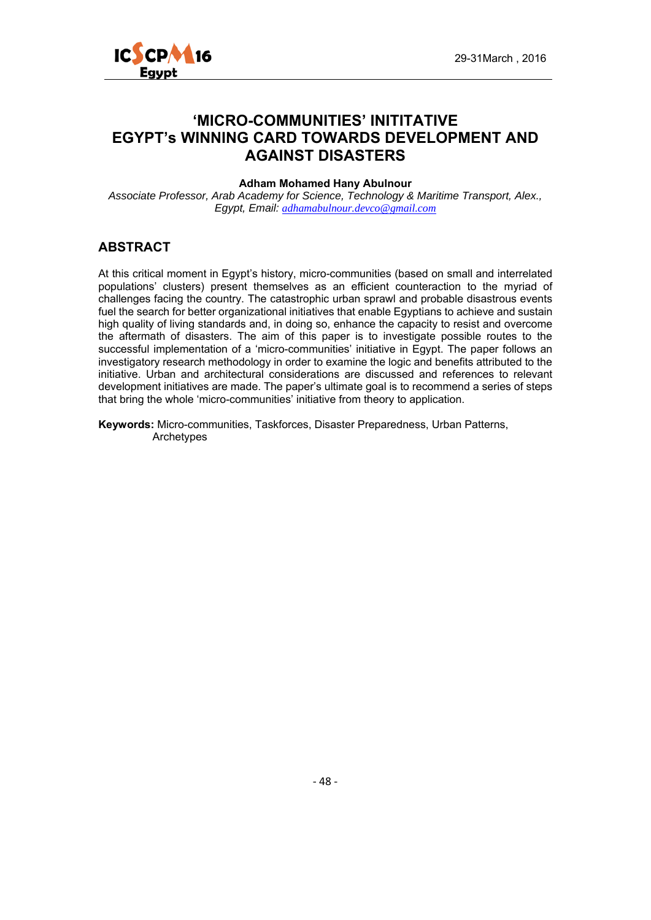# 'MICRO-COMMUNITIES' INITITATIVE EGYPT's WINNING CARD TOWARDS DEVELOPMENT AND AGAINST DISASTERS

**Adham Mohamed Hany Abulnour**

*Associate Professor, Arab Academy for Science, Technology & Maritime Transport, Alex., Egypt, Email: adhamabulnour.devco@gmail.com*

## ABSTRACT

At this critical moment in Egypt's history, micro-communities (based on small and interrelated populations' clusters) present themselves as an efficient counteraction to the myriad of challenges facing the country. The catastrophic urban sprawl and probable disastrous events fuel the search for better organizational initiatives that enable Egyptians to achieve and sustain high quality of living standards and, in doing so, enhance the capacity to resist and overcome the aftermath of disasters. The aim of this paper is to investigate possible routes to the successful implementation of a 'micro-communities' initiative in Egypt. The paper follows an investigatory research methodology in order to examine the logic and benefits attributed to the initiative. Urban and architectural considerations are discussed and references to relevant development initiatives are made. The paper's ultimate goal is to recommend a series of steps that bring the whole 'micro-communities' initiative from theory to application.

**Keywords:** Micro-communities, Taskforces, Disaster Preparedness, Urban Patterns, Archetypes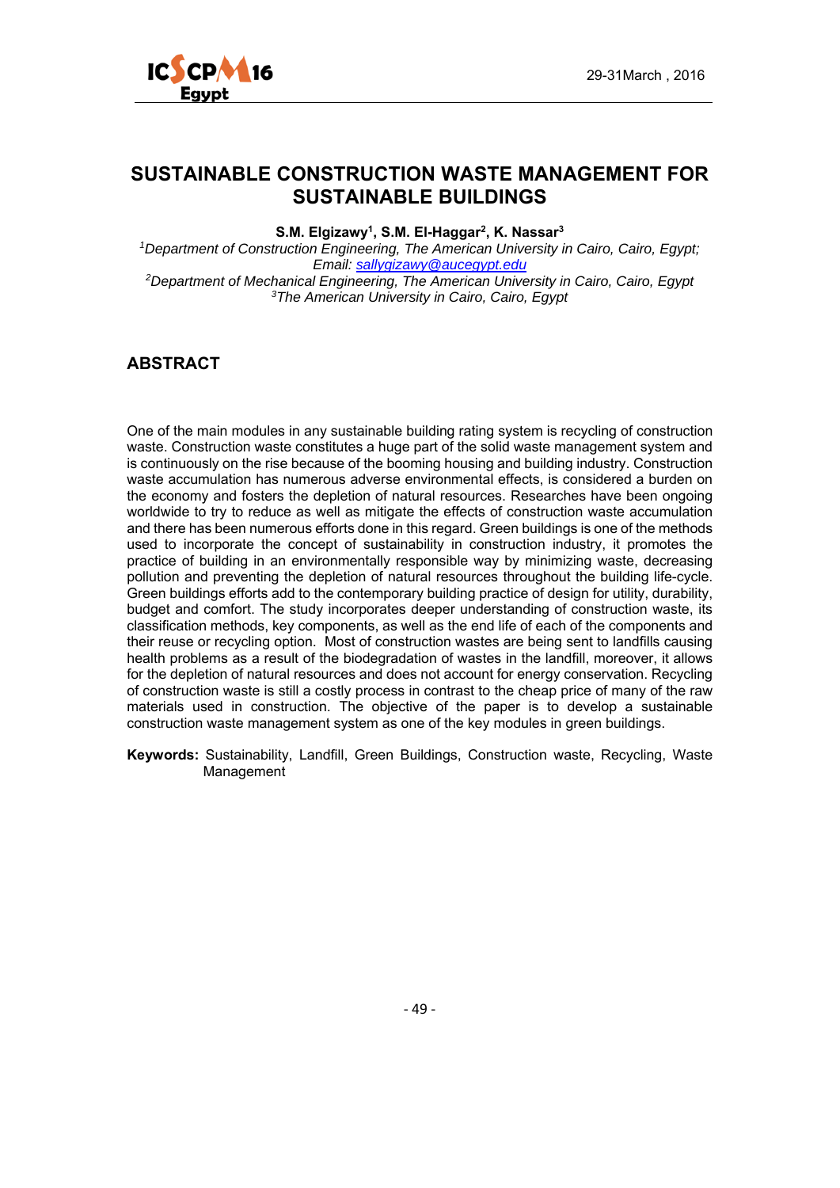# SUSTAINABLE CONSTRUCTION WASTE MANAGEMENT FOR SUSTAINABLE BUILDINGS

**S.M. Elgizawy[1], S.M. El-Haggar[2], K. Nassar[3]**

*[1]Department of Construction Engineering, The American University in Cairo, Cairo, Egypt; Email: sallygizawy@aucegypt.edu*

*[2]Department of Mechanical Engineering, The American University in Cairo, Cairo, Egypt*

*[3]The American University in Cairo, Cairo, Egypt*

## ABSTRACT

One of the main modules in any sustainable building rating system is recycling of construction waste. Construction waste constitutes a huge part of the solid waste management system and is continuously on the rise because of the booming housing and building industry. Construction waste accumulation has numerous adverse environmental effects, is considered a burden on the economy and fosters the depletion of natural resources. Researches have been ongoing worldwide to try to reduce as well as mitigate the effects of construction waste accumulation and there has been numerous efforts done in this regard. Green buildings is one of the methods used to incorporate the concept of sustainability in construction industry, it promotes the practice of building in an environmentally responsible way by minimizing waste, decreasing pollution and preventing the depletion of natural resources throughout the building life-cycle. Green buildings efforts add to the contemporary building practice of design for utility, durability, budget and comfort. The study incorporates deeper understanding of construction waste, its classification methods, key components, as well as the end life of each of the components and their reuse or recycling option. Most of construction wastes are being sent to landfills causing health problems as a result of the biodegradation of wastes in the landfill, moreover, it allows for the depletion of natural resources and does not account for energy conservation. Recycling of construction waste is still a costly process in contrast to the cheap price of many of the raw materials used in construction. The objective of the paper is to develop a sustainable construction waste management system as one of the key modules in green buildings.

**Keywords:** Sustainability, Landfill, Green Buildings, Construction waste, Recycling, Waste Management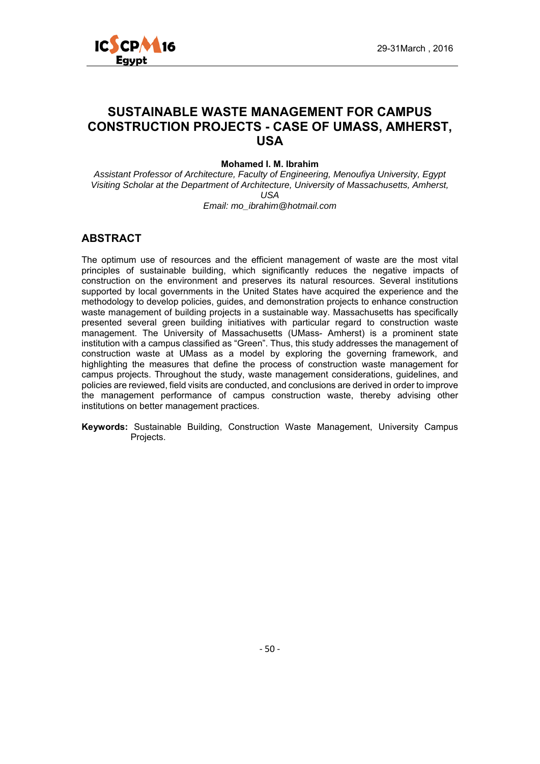# SUSTAINABLE WASTE MANAGEMENT FOR CAMPUS CONSTRUCTION PROJECTS - CASE OF UMASS, AMHERST, USA

**Mohamed I. M. Ibrahim**

*Assistant Professor of Architecture, Faculty of Engineering, Menoufiya University, Egypt*
*Visiting Scholar at the Department of Architecture, University of Massachusetts, Amherst, USA*
*Email: mo_ibrahim@hotmail.com*

## ABSTRACT

The optimum use of resources and the efficient management of waste are the most vital principles of sustainable building, which significantly reduces the negative impacts of construction on the environment and preserves its natural resources. Several institutions supported by local governments in the United States have acquired the experience and the methodology to develop policies, guides, and demonstration projects to enhance construction waste management of building projects in a sustainable way. Massachusetts has specifically presented several green building initiatives with particular regard to construction waste management. The University of Massachusetts (UMass- Amherst) is a prominent state institution with a campus classified as "Green". Thus, this study addresses the management of construction waste at UMass as a model by exploring the governing framework, and highlighting the measures that define the process of construction waste management for campus projects. Throughout the study, waste management considerations, guidelines, and policies are reviewed, field visits are conducted, and conclusions are derived in order to improve the management performance of campus construction waste, thereby advising other institutions on better management practices.

**Keywords:** Sustainable Building, Construction Waste Management, University Campus Projects.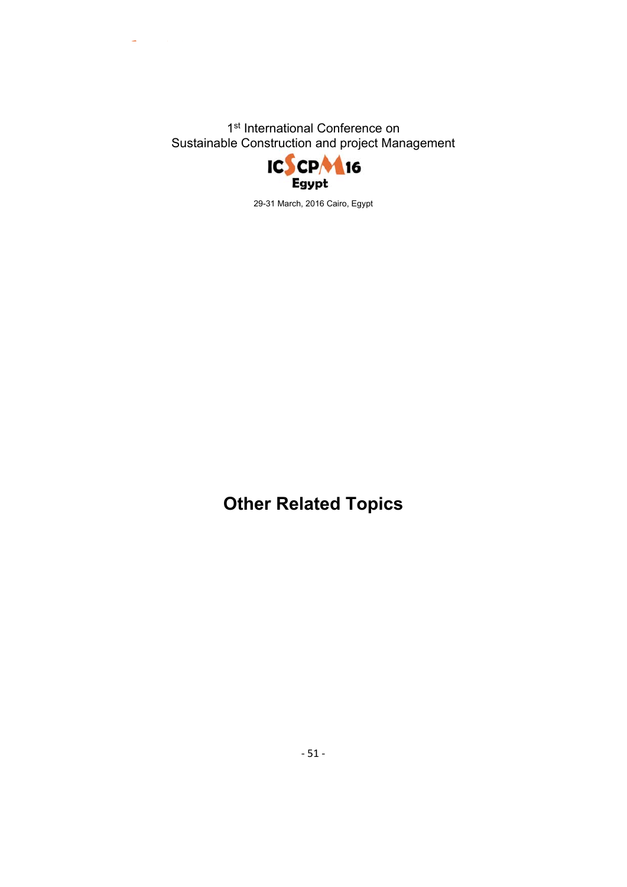1st International Conference on
Sustainable Construction and project Management

ICSCPM16
Egypt

29-31 March, 2016 Cairo, Egypt

# Other Related Topics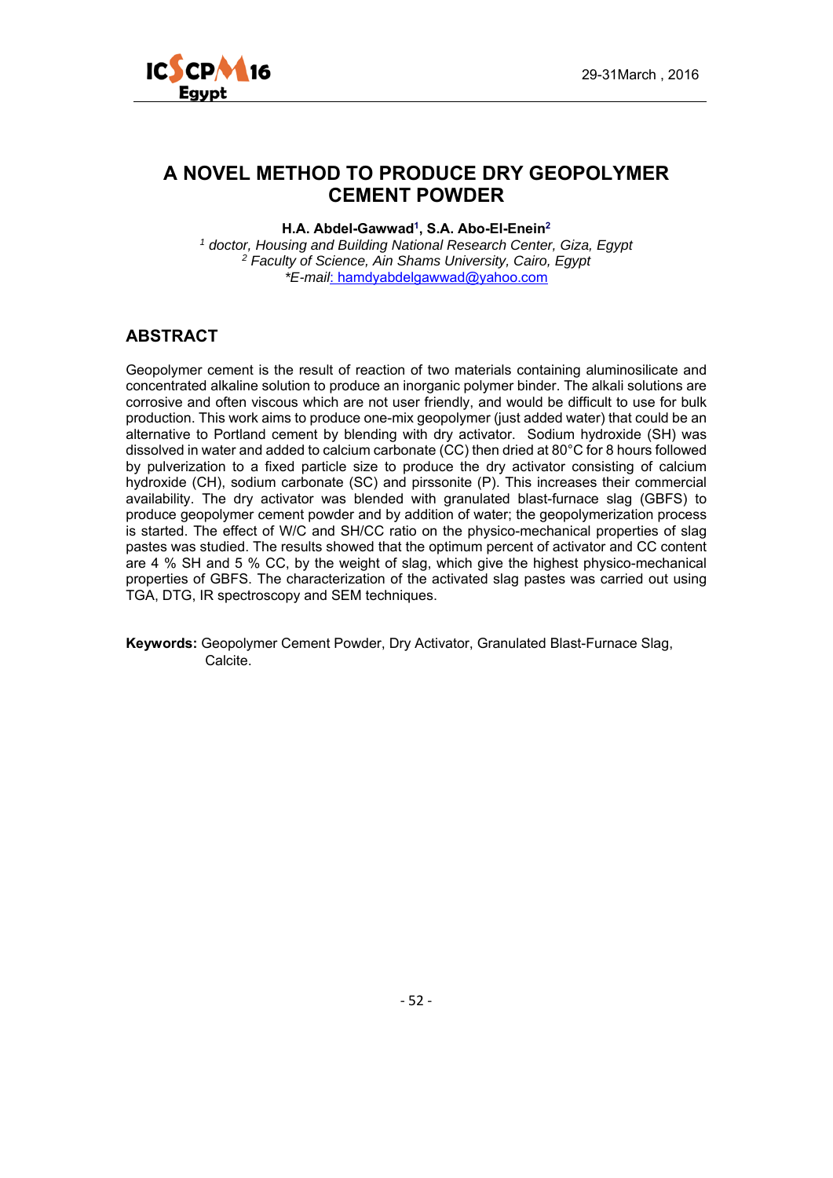# A NOVEL METHOD TO PRODUCE DRY GEOPOLYMER CEMENT POWDER

**H.A. Abdel-Gawwad[1], S.A. Abo-El-Enein[2]**

[1] *doctor, Housing and Building National Research Center, Giza, Egypt*
[2] *Faculty of Science, Ain Shams University, Cairo, Egypt*
*\*E-mail: hamdyabdelgawwad@yahoo.com*

## ABSTRACT

Geopolymer cement is the result of reaction of two materials containing aluminosilicate and concentrated alkaline solution to produce an inorganic polymer binder. The alkali solutions are corrosive and often viscous which are not user friendly, and would be difficult to use for bulk production. This work aims to produce one-mix geopolymer (just added water) that could be an alternative to Portland cement by blending with dry activator. Sodium hydroxide (SH) was dissolved in water and added to calcium carbonate (CC) then dried at 80°C for 8 hours followed by pulverization to a fixed particle size to produce the dry activator consisting of calcium hydroxide (CH), sodium carbonate (SC) and pirssonite (P). This increases their commercial availability. The dry activator was blended with granulated blast-furnace slag (GBFS) to produce geopolymer cement powder and by addition of water; the geopolymerization process is started. The effect of W/C and SH/CC ratio on the physico-mechanical properties of slag pastes was studied. The results showed that the optimum percent of activator and CC content are 4 % SH and 5 % CC, by the weight of slag, which give the highest physico-mechanical properties of GBFS. The characterization of the activated slag pastes was carried out using TGA, DTG, IR spectroscopy and SEM techniques.

**Keywords:** Geopolymer Cement Powder, Dry Activator, Granulated Blast-Furnace Slag, Calcite.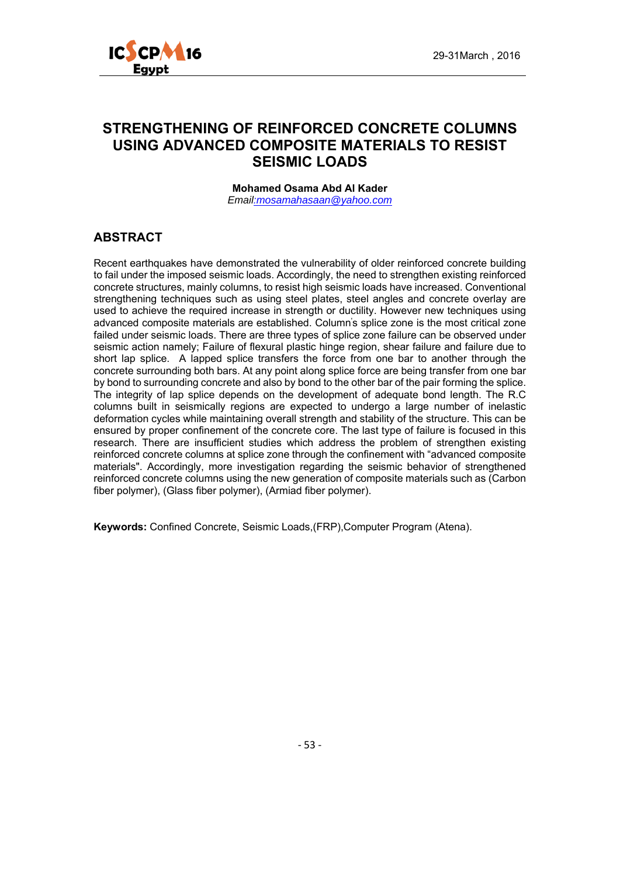# STRENGTHENING OF REINFORCED CONCRETE COLUMNS USING ADVANCED COMPOSITE MATERIALS TO RESIST SEISMIC LOADS

**Mohamed Osama Abd Al Kader**

*Email:mosamahasaan@yahoo.com*

## ABSTRACT

Recent earthquakes have demonstrated the vulnerability of older reinforced concrete building to fail under the imposed seismic loads. Accordingly, the need to strengthen existing reinforced concrete structures, mainly columns, to resist high seismic loads have increased. Conventional strengthening techniques such as using steel plates, steel angles and concrete overlay are used to achieve the required increase in strength or ductility. However new techniques using advanced composite materials are established. Column's splice zone is the most critical zone failed under seismic loads. There are three types of splice zone failure can be observed under seismic action namely; Failure of flexural plastic hinge region, shear failure and failure due to short lap splice. A lapped splice transfers the force from one bar to another through the concrete surrounding both bars. At any point along splice force are being transfer from one bar by bond to surrounding concrete and also by bond to the other bar of the pair forming the splice. The integrity of lap splice depends on the development of adequate bond length. The R.C columns built in seismically regions are expected to undergo a large number of inelastic deformation cycles while maintaining overall strength and stability of the structure. This can be ensured by proper confinement of the concrete core. The last type of failure is focused in this research. There are insufficient studies which address the problem of strengthen existing reinforced concrete columns at splice zone through the confinement with "advanced composite materials". Accordingly, more investigation regarding the seismic behavior of strengthened reinforced concrete columns using the new generation of composite materials such as (Carbon fiber polymer), (Glass fiber polymer), (Armiad fiber polymer).

**Keywords:** Confined Concrete, Seismic Loads,(FRP),Computer Program (Atena).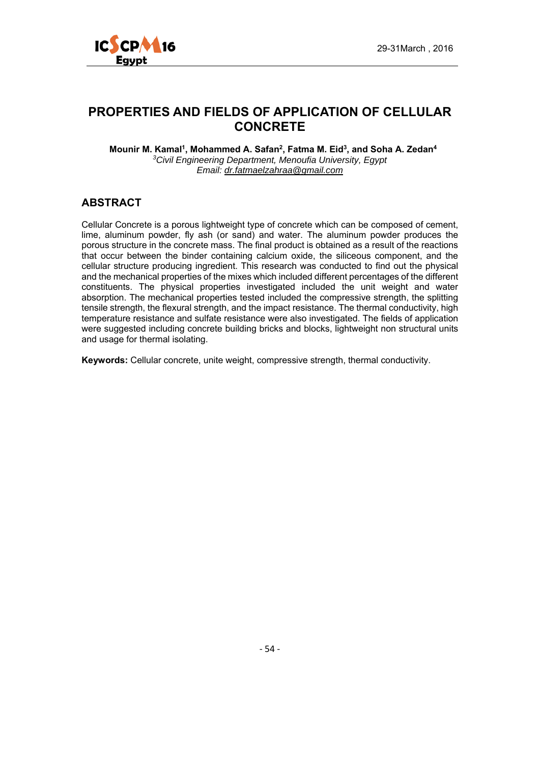# PROPERTIES AND FIELDS OF APPLICATION OF CELLULAR CONCRETE

**Mounir M. Kamal[1], Mohammed A. Safan[2], Fatma M. Eid[3], and Soha A. Zedan[4]**
*[3]Civil Engineering Department, Menoufia University, Egypt*
*Email: dr.fatmaelzahraa@gmail.com*

## ABSTRACT

Cellular Concrete is a porous lightweight type of concrete which can be composed of cement, lime, aluminum powder, fly ash (or sand) and water. The aluminum powder produces the porous structure in the concrete mass. The final product is obtained as a result of the reactions that occur between the binder containing calcium oxide, the siliceous component, and the cellular structure producing ingredient. This research was conducted to find out the physical and the mechanical properties of the mixes which included different percentages of the different constituents. The physical properties investigated included the unit weight and water absorption. The mechanical properties tested included the compressive strength, the splitting tensile strength, the flexural strength, and the impact resistance. The thermal conductivity, high temperature resistance and sulfate resistance were also investigated. The fields of application were suggested including concrete building bricks and blocks, lightweight non structural units and usage for thermal isolating.

**Keywords:** Cellular concrete, unite weight, compressive strength, thermal conductivity.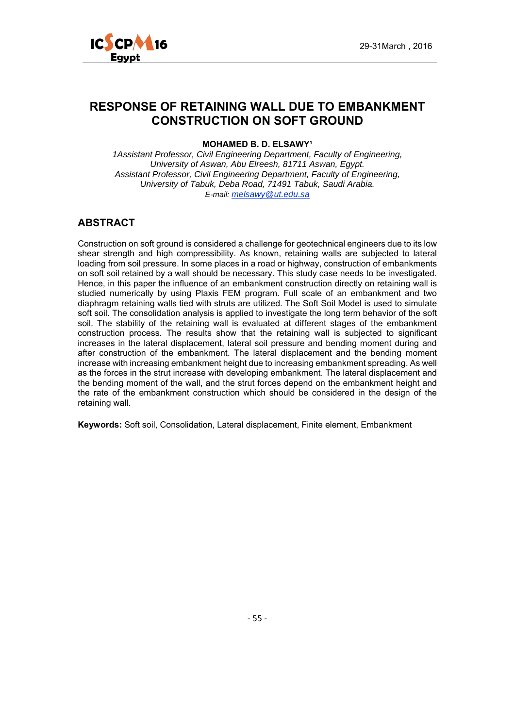# RESPONSE OF RETAINING WALL DUE TO EMBANKMENT CONSTRUCTION ON SOFT GROUND

**MOHAMED B. D. ELSAWY[1]**

*1Assistant Professor, Civil Engineering Department, Faculty of Engineering, University of Aswan, Abu Elreesh, 81711 Aswan, Egypt.*
*Assistant Professor, Civil Engineering Department, Faculty of Engineering, University of Tabuk, Deba Road, 71491 Tabuk, Saudi Arabia.*
*E-mail: melsawy@ut.edu.sa*

## ABSTRACT

Construction on soft ground is considered a challenge for geotechnical engineers due to its low shear strength and high compressibility. As known, retaining walls are subjected to lateral loading from soil pressure. In some places in a road or highway, construction of embankments on soft soil retained by a wall should be necessary. This study case needs to be investigated. Hence, in this paper the influence of an embankment construction directly on retaining wall is studied numerically by using Plaxis FEM program. Full scale of an embankment and two diaphragm retaining walls tied with struts are utilized. The Soft Soil Model is used to simulate soft soil. The consolidation analysis is applied to investigate the long term behavior of the soft soil. The stability of the retaining wall is evaluated at different stages of the embankment construction process. The results show that the retaining wall is subjected to significant increases in the lateral displacement, lateral soil pressure and bending moment during and after construction of the embankment. The lateral displacement and the bending moment increase with increasing embankment height due to increasing embankment spreading. As well as the forces in the strut increase with developing embankment. The lateral displacement and the bending moment of the wall, and the strut forces depend on the embankment height and the rate of the embankment construction which should be considered in the design of the retaining wall.

**Keywords:** Soft soil, Consolidation, Lateral displacement, Finite element, Embankment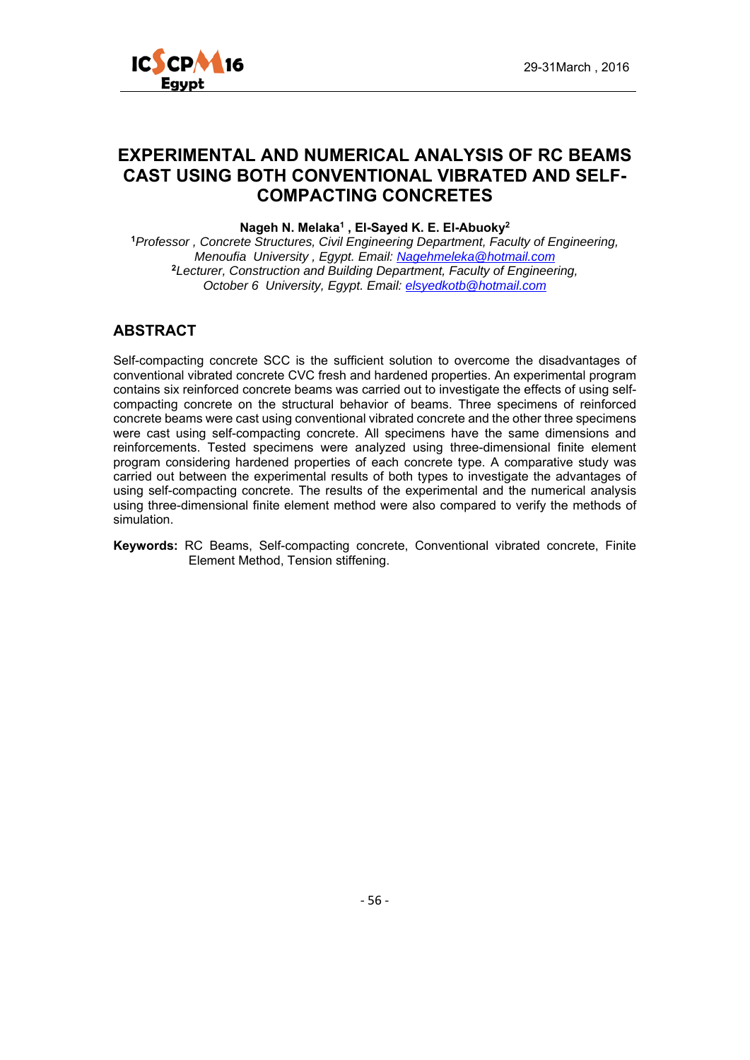# EXPERIMENTAL AND NUMERICAL ANALYSIS OF RC BEAMS CAST USING BOTH CONVENTIONAL VIBRATED AND SELF-COMPACTING CONCRETES

**Nageh N. Melaka[1] , El-Sayed K. E. El-Abuoky[2]**

[1]*Professor , Concrete Structures, Civil Engineering Department, Faculty of Engineering, Menoufia University , Egypt. Email: Nagehmeleka@hotmail.com*

[2]*Lecturer, Construction and Building Department, Faculty of Engineering, October 6 University, Egypt. Email: elsyedkotb@hotmail.com*

## ABSTRACT

Self-compacting concrete SCC is the sufficient solution to overcome the disadvantages of conventional vibrated concrete CVC fresh and hardened properties. An experimental program contains six reinforced concrete beams was carried out to investigate the effects of using self-compacting concrete on the structural behavior of beams. Three specimens of reinforced concrete beams were cast using conventional vibrated concrete and the other three specimens were cast using self-compacting concrete. All specimens have the same dimensions and reinforcements. Tested specimens were analyzed using three-dimensional finite element program considering hardened properties of each concrete type. A comparative study was carried out between the experimental results of both types to investigate the advantages of using self-compacting concrete. The results of the experimental and the numerical analysis using three-dimensional finite element method were also compared to verify the methods of simulation.

**Keywords:** RC Beams, Self-compacting concrete, Conventional vibrated concrete, Finite Element Method, Tension stiffening.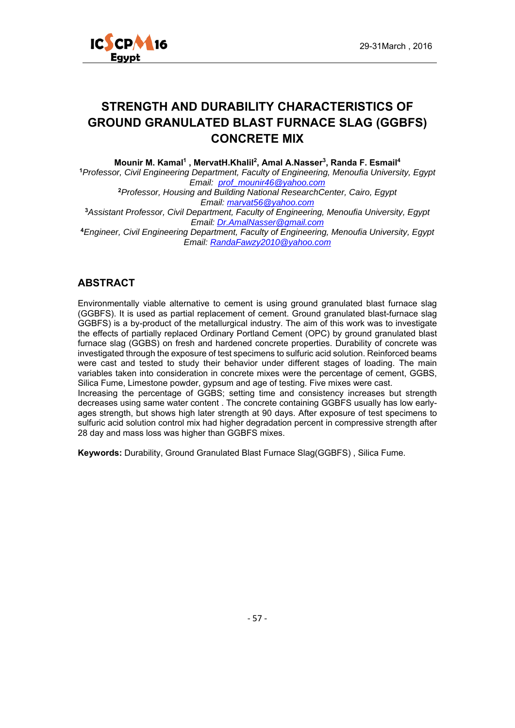# STRENGTH AND DURABILITY CHARACTERISTICS OF GROUND GRANULATED BLAST FURNACE SLAG (GGBFS) CONCRETE MIX

**Mounir M. Kamal[1] , MervatH.Khalil[2], Amal A.Nasser[3], Randa F. Esmail[4]**

[1]*Professor, Civil Engineering Department, Faculty of Engineering, Menoufia University, Egypt*
*Email: prof_mounir46@yahoo.com*

[2]*Professor, Housing and Building National ResearchCenter, Cairo, Egypt*
*Email: marvat56@yahoo.com*

[3]*Assistant Professor, Civil Department, Faculty of Engineering, Menoufia University, Egypt*
*Email: Dr.AmalNasser@gmail.com*

[4]*Engineer, Civil Engineering Department, Faculty of Engineering, Menoufia University, Egypt*
*Email: RandaFawzy2010@yahoo.com*

## ABSTRACT

Environmentally viable alternative to cement is using ground granulated blast furnace slag (GGBFS). It is used as partial replacement of cement. Ground granulated blast-furnace slag GGBFS) is a by-product of the metallurgical industry. The aim of this work was to investigate the effects of partially replaced Ordinary Portland Cement (OPC) by ground granulated blast furnace slag (GGBS) on fresh and hardened concrete properties. Durability of concrete was investigated through the exposure of test specimens to sulfuric acid solution. Reinforced beams were cast and tested to study their behavior under different stages of loading. The main variables taken into consideration in concrete mixes were the percentage of cement, GGBS, Silica Fume, Limestone powder, gypsum and age of testing. Five mixes were cast.

Increasing the percentage of GGBS; setting time and consistency increases but strength decreases using same water content . The concrete containing GGBFS usually has low early-ages strength, but shows high later strength at 90 days. After exposure of test specimens to sulfuric acid solution control mix had higher degradation percent in compressive strength after 28 day and mass loss was higher than GGBFS mixes.

**Keywords:** Durability, Ground Granulated Blast Furnace Slag(GGBFS) , Silica Fume.